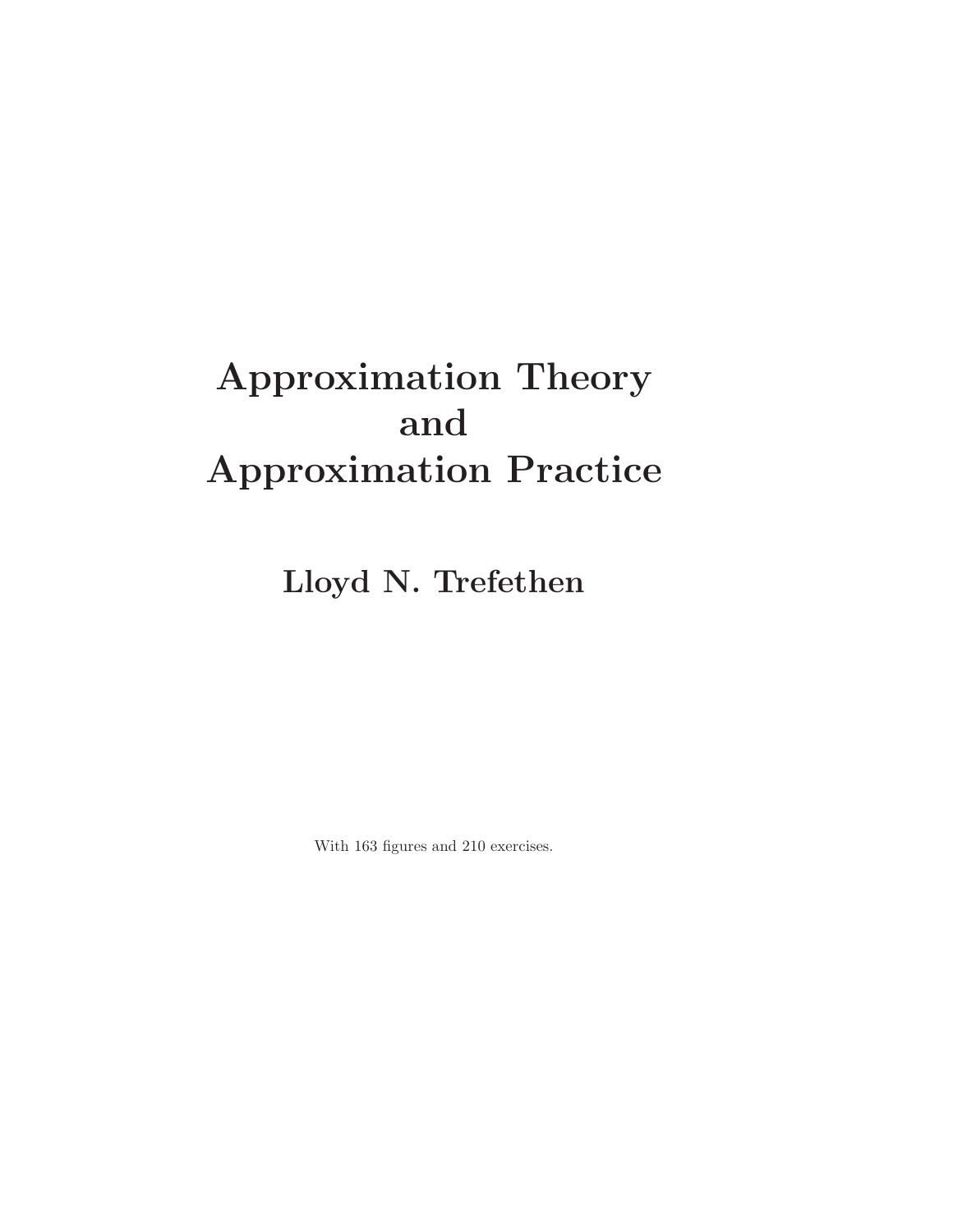# Approximation Theory and Approximation Practice

**Lloyd N. Trefethen**

With 163 figures and 210 exercises.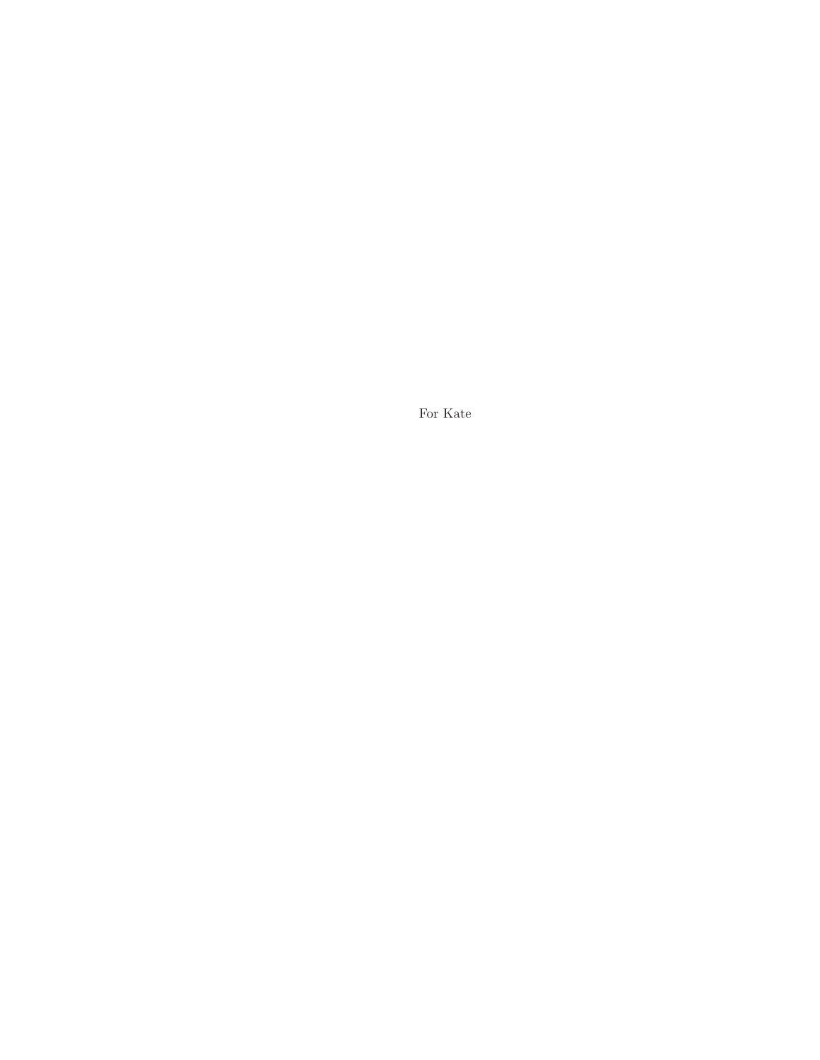For Kate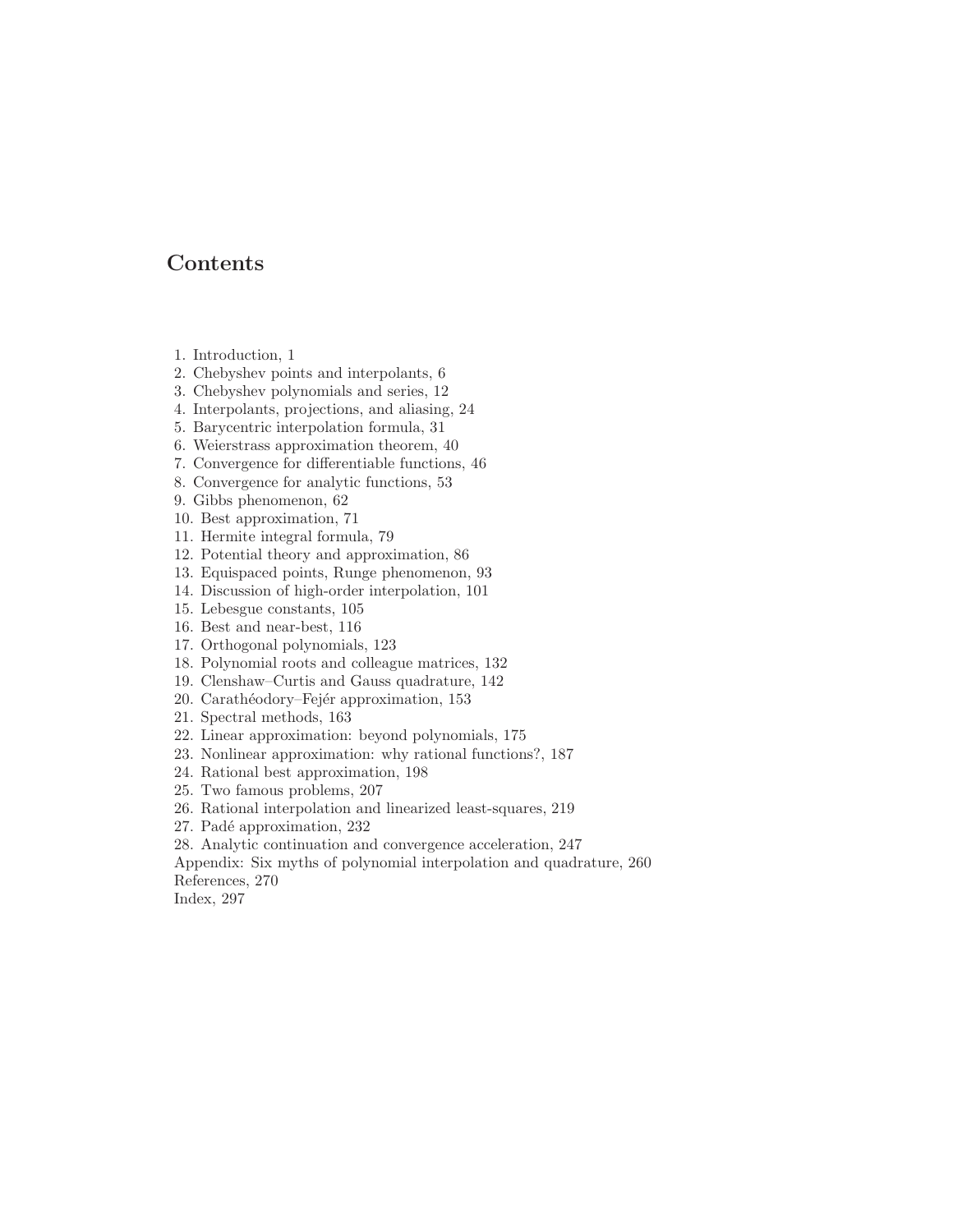# Contents

1. Introduction, 1
2. Chebyshev points and interpolants, 6
3. Chebyshev polynomials and series, 12
4. Interpolants, projections, and aliasing, 24
5. Barycentric interpolation formula, 31
6. Weierstrass approximation theorem, 40
7. Convergence for differentiable functions, 46
8. Convergence for analytic functions, 53
9. Gibbs phenomenon, 62
10. Best approximation, 71
11. Hermite integral formula, 79
12. Potential theory and approximation, 86
13. Equispaced points, Runge phenomenon, 93
14. Discussion of high-order interpolation, 101
15. Lebesgue constants, 105
16. Best and near-best, 116
17. Orthogonal polynomials, 123
18. Polynomial roots and colleague matrices, 132
19. Clenshaw–Curtis and Gauss quadrature, 142
20. Carathéodory–Fejér approximation, 153
21. Spectral methods, 163
22. Linear approximation: beyond polynomials, 175
23. Nonlinear approximation: why rational functions?, 187
24. Rational best approximation, 198
25. Two famous problems, 207
26. Rational interpolation and linearized least-squares, 219
27. Padé approximation, 232
28. Analytic continuation and convergence acceleration, 247

Appendix: Six myths of polynomial interpolation and quadrature, 260
References, 270
Index, 297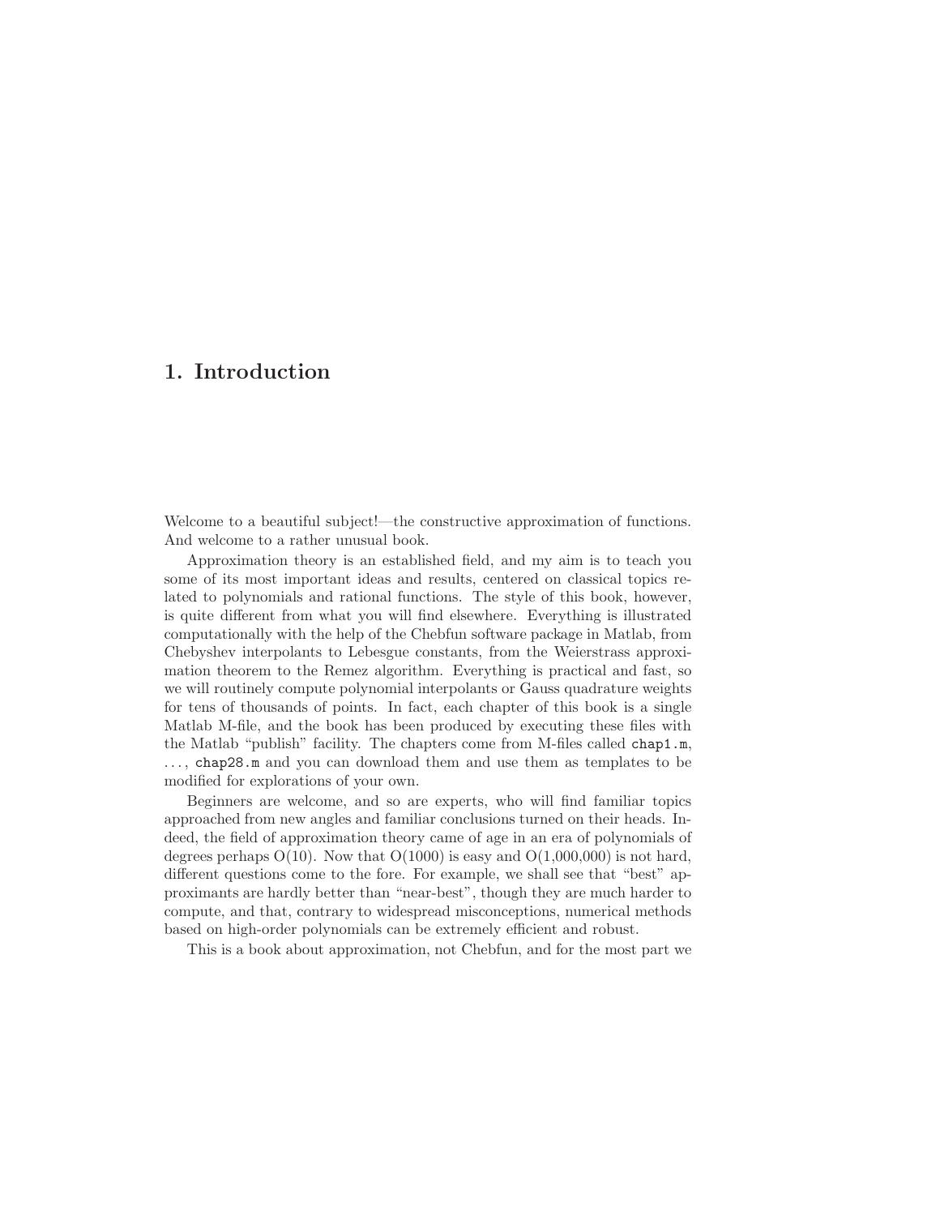# 1. Introduction

Welcome to a beautiful subject!—the constructive approximation of functions. And welcome to a rather unusual book.

Approximation theory is an established field, and my aim is to teach you some of its most important ideas and results, centered on classical topics related to polynomials and rational functions. The style of this book, however, is quite different from what you will find elsewhere. Everything is illustrated computationally with the help of the Chebfun software package in Matlab, from Chebyshev interpolants to Lebesgue constants, from the Weierstrass approximation theorem to the Remez algorithm. Everything is practical and fast, so we will routinely compute polynomial interpolants or Gauss quadrature weights for tens of thousands of points. In fact, each chapter of this book is a single Matlab M-file, and the book has been produced by executing these files with the Matlab "publish" facility. The chapters come from M-files called `chap1.m`, . . . , `chap28.m` and you can download them and use them as templates to be modified for explorations of your own.

Beginners are welcome, and so are experts, who will find familiar topics approached from new angles and familiar conclusions turned on their heads. Indeed, the field of approximation theory came of age in an era of polynomials of degrees perhaps O(10). Now that O(1000) is easy and O(1,000,000) is not hard, different questions come to the fore. For example, we shall see that "best" approximants are hardly better than "near-best", though they are much harder to compute, and that, contrary to widespread misconceptions, numerical methods based on high-order polynomials can be extremely efficient and robust.

This is a book about approximation, not Chebfun, and for the most part we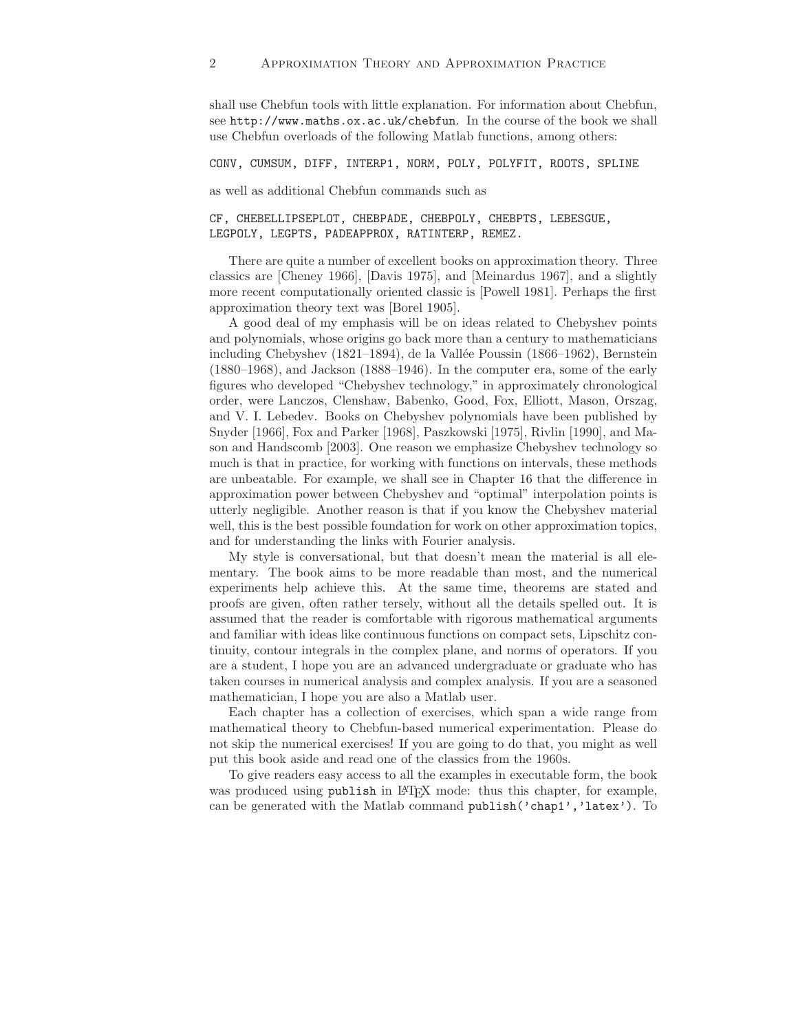shall use Chebfun tools with little explanation. For information about Chebfun, see `http://www.maths.ox.ac.uk/chebfun`. In the course of the book we shall use Chebfun overloads of the following Matlab functions, among others:

```
CONV, CUMSUM, DIFF, INTERP1, NORM, POLY, POLYFIT, ROOTS, SPLINE
```

as well as additional Chebfun commands such as

```
CF, CHEBELLIPSEPLOT, CHEBPADE, CHEBPOLY, CHEBPTS, LEBESGUE,
LEGPOLY, LEGPTS, PADEAPPROX, RATINTERP, REMEZ.
```

There are quite a number of excellent books on approximation theory. Three classics are [Cheney 1966], [Davis 1975], and [Meinardus 1967], and a slightly more recent computationally oriented classic is [Powell 1981]. Perhaps the first approximation theory text was [Borel 1905].

A good deal of my emphasis will be on ideas related to Chebyshev points and polynomials, whose origins go back more than a century to mathematicians including Chebyshev (1821–1894), de la Vallée Poussin (1866–1962), Bernstein (1880–1968), and Jackson (1888–1946). In the computer era, some of the early figures who developed "Chebyshev technology," in approximately chronological order, were Lanczos, Clenshaw, Babenko, Good, Fox, Elliott, Mason, Orszag, and V. I. Lebedev. Books on Chebyshev polynomials have been published by Snyder [1966], Fox and Parker [1968], Paszkowski [1975], Rivlin [1990], and Mason and Handscomb [2003]. One reason we emphasize Chebyshev technology so much is that in practice, for working with functions on intervals, these methods are unbeatable. For example, we shall see in Chapter 16 that the difference in approximation power between Chebyshev and "optimal" interpolation points is utterly negligible. Another reason is that if you know the Chebyshev material well, this is the best possible foundation for work on other approximation topics, and for understanding the links with Fourier analysis.

My style is conversational, but that doesn't mean the material is all elementary. The book aims to be more readable than most, and the numerical experiments help achieve this. At the same time, theorems are stated and proofs are given, often rather tersely, without all the details spelled out. It is assumed that the reader is comfortable with rigorous mathematical arguments and familiar with ideas like continuous functions on compact sets, Lipschitz continuity, contour integrals in the complex plane, and norms of operators. If you are a student, I hope you are an advanced undergraduate or graduate who has taken courses in numerical analysis and complex analysis. If you are a seasoned mathematician, I hope you are also a Matlab user.

Each chapter has a collection of exercises, which span a wide range from mathematical theory to Chebfun-based numerical experimentation. Please do not skip the numerical exercises! If you are going to do that, you might as well put this book aside and read one of the classics from the 1960s.

To give readers easy access to all the examples in executable form, the book was produced using `publish` in LaTeX mode: thus this chapter, for example, can be generated with the Matlab command `publish('chap1','latex')`. To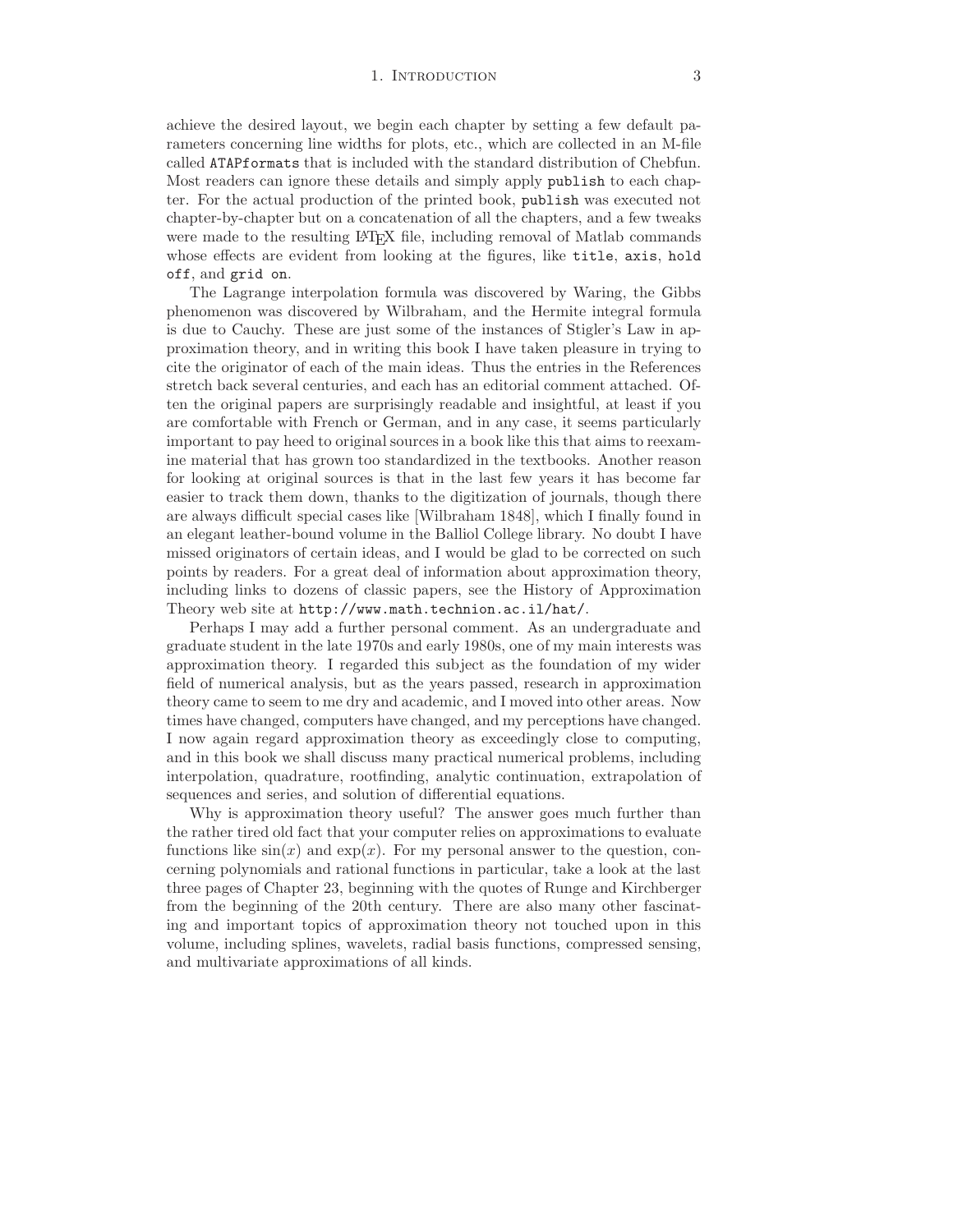achieve the desired layout, we begin each chapter by setting a few default parameters concerning line widths for plots, etc., which are collected in an M-file called `ATAPformats` that is included with the standard distribution of Chebfun. Most readers can ignore these details and simply apply `publish` to each chapter. For the actual production of the printed book, `publish` was executed not chapter-by-chapter but on a concatenation of all the chapters, and a few tweaks were made to the resulting LaTeX file, including removal of Matlab commands whose effects are evident from looking at the figures, like `title`, `axis`, `hold off`, and `grid on`.

The Lagrange interpolation formula was discovered by Waring, the Gibbs phenomenon was discovered by Wilbraham, and the Hermite integral formula is due to Cauchy. These are just some of the instances of Stigler's Law in approximation theory, and in writing this book I have taken pleasure in trying to cite the originator of each of the main ideas. Thus the entries in the References stretch back several centuries, and each has an editorial comment attached. Often the original papers are surprisingly readable and insightful, at least if you are comfortable with French or German, and in any case, it seems particularly important to pay heed to original sources in a book like this that aims to reexamine material that has grown too standardized in the textbooks. Another reason for looking at original sources is that in the last few years it has become far easier to track them down, thanks to the digitization of journals, though there are always difficult special cases like [Wilbraham 1848], which I finally found in an elegant leather-bound volume in the Balliol College library. No doubt I have missed originators of certain ideas, and I would be glad to be corrected on such points by readers. For a great deal of information about approximation theory, including links to dozens of classic papers, see the History of Approximation Theory web site at `http://www.math.technion.ac.il/hat/`.

Perhaps I may add a further personal comment. As an undergraduate and graduate student in the late 1970s and early 1980s, one of my main interests was approximation theory. I regarded this subject as the foundation of my wider field of numerical analysis, but as the years passed, research in approximation theory came to seem to me dry and academic, and I moved into other areas. Now times have changed, computers have changed, and my perceptions have changed. I now again regard approximation theory as exceedingly close to computing, and in this book we shall discuss many practical numerical problems, including interpolation, quadrature, rootfinding, analytic continuation, extrapolation of sequences and series, and solution of differential equations.

Why is approximation theory useful? The answer goes much further than the rather tired old fact that your computer relies on approximations to evaluate functions like $\sin(x)$ and $\exp(x)$. For my personal answer to the question, concerning polynomials and rational functions in particular, take a look at the last three pages of Chapter 23, beginning with the quotes of Runge and Kirchberger from the beginning of the 20th century. There are also many other fascinating and important topics of approximation theory not touched upon in this volume, including splines, wavelets, radial basis functions, compressed sensing, and multivariate approximations of all kinds.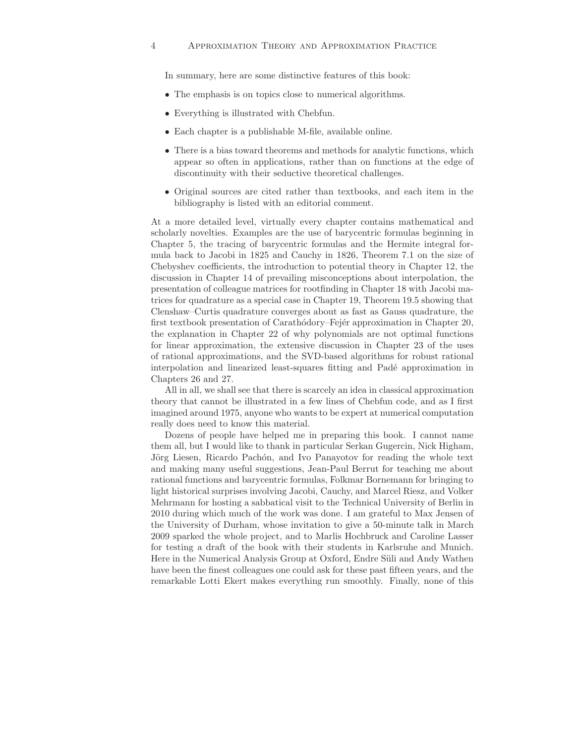In summary, here are some distinctive features of this book:

- The emphasis is on topics close to numerical algorithms.
- Everything is illustrated with Chebfun.
- Each chapter is a publishable M-file, available online.
- There is a bias toward theorems and methods for analytic functions, which appear so often in applications, rather than on functions at the edge of discontinuity with their seductive theoretical challenges.
- Original sources are cited rather than textbooks, and each item in the bibliography is listed with an editorial comment.

At a more detailed level, virtually every chapter contains mathematical and scholarly novelties. Examples are the use of barycentric formulas beginning in Chapter 5, the tracing of barycentric formulas and the Hermite integral formula back to Jacobi in 1825 and Cauchy in 1826, Theorem 7.1 on the size of Chebyshev coefficients, the introduction to potential theory in Chapter 12, the discussion in Chapter 14 of prevailing misconceptions about interpolation, the presentation of colleague matrices for rootfinding in Chapter 18 with Jacobi matrices for quadrature as a special case in Chapter 19, Theorem 19.5 showing that Clenshaw–Curtis quadrature converges about as fast as Gauss quadrature, the first textbook presentation of Carathéodory–Fejér approximation in Chapter 20, the explanation in Chapter 22 of why polynomials are not optimal functions for linear approximation, the extensive discussion in Chapter 23 of the uses of rational approximations, and the SVD-based algorithms for robust rational interpolation and linearized least-squares fitting and Padé approximation in Chapters 26 and 27.

All in all, we shall see that there is scarcely an idea in classical approximation theory that cannot be illustrated in a few lines of Chebfun code, and as I first imagined around 1975, anyone who wants to be expert at numerical computation really does need to know this material.

Dozens of people have helped me in preparing this book. I cannot name them all, but I would like to thank in particular Serkan Gugercin, Nick Higham, Jörg Liesen, Ricardo Pachón, and Ivo Panayotov for reading the whole text and making many useful suggestions, Jean-Paul Berrut for teaching me about rational functions and barycentric formulas, Folkmar Bornemann for bringing to light historical surprises involving Jacobi, Cauchy, and Marcel Riesz, and Volker Mehrmann for hosting a sabbatical visit to the Technical University of Berlin in 2010 during which much of the work was done. I am grateful to Max Jensen of the University of Durham, whose invitation to give a 50-minute talk in March 2009 sparked the whole project, and to Marlis Hochbruck and Caroline Lasser for testing a draft of the book with their students in Karlsruhe and Munich. Here in the Numerical Analysis Group at Oxford, Endre Süli and Andy Wathen have been the finest colleagues one could ask for these past fifteen years, and the remarkable Lotti Ekert makes everything run smoothly. Finally, none of this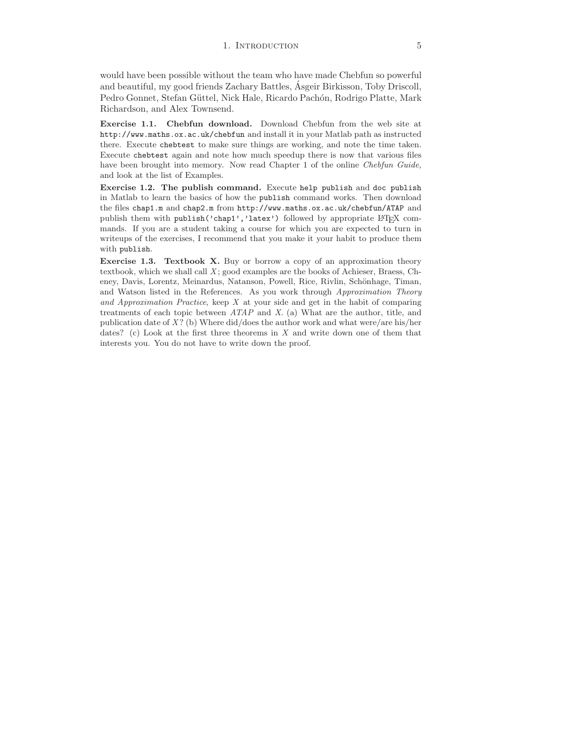would have been possible without the team who have made Chebfun so powerful and beautiful, my good friends Zachary Battles, Ásgeir Birkisson, Toby Driscoll, Pedro Gonnet, Stefan Güttel, Nick Hale, Ricardo Pachón, Rodrigo Platte, Mark Richardson, and Alex Townsend.

**Exercise 1.1. Chebfun download.** Download Chebfun from the web site at `http://www.maths.ox.ac.uk/chebfun` and install it in your Matlab path as instructed there. Execute `chebtest` to make sure things are working, and note the time taken. Execute `chebtest` again and note how much speedup there is now that various files have been brought into memory. Now read Chapter 1 of the online *Chebfun Guide,* and look at the list of Examples.

**Exercise 1.2. The publish command.** Execute `help publish` and `doc publish` in Matlab to learn the basics of how the `publish` command works. Then download the files `chap1.m` and `chap2.m` from `http://www.maths.ox.ac.uk/chebfun/ATAP` and publish them with `publish('chap1','latex')` followed by appropriate LaTeX commands. If you are a student taking a course for which you are expected to turn in writeups of the exercises, I recommend that you make it your habit to produce them with `publish`.

**Exercise 1.3. Textbook X.** Buy or borrow a copy of an approximation theory textbook, which we shall call $X$; good examples are the books of Achieser, Braess, Cheney, Davis, Lorentz, Meinardus, Natanson, Powell, Rice, Rivlin, Schönhage, Timan, and Watson listed in the References. As you work through *Approximation Theory and Approximation Practice*, keep $X$ at your side and get in the habit of comparing treatments of each topic between *ATAP* and $X$. (a) What are the author, title, and publication date of $X$? (b) Where did/does the author work and what were/are his/her dates? (c) Look at the first three theorems in $X$ and write down one of them that interests you. You do not have to write down the proof.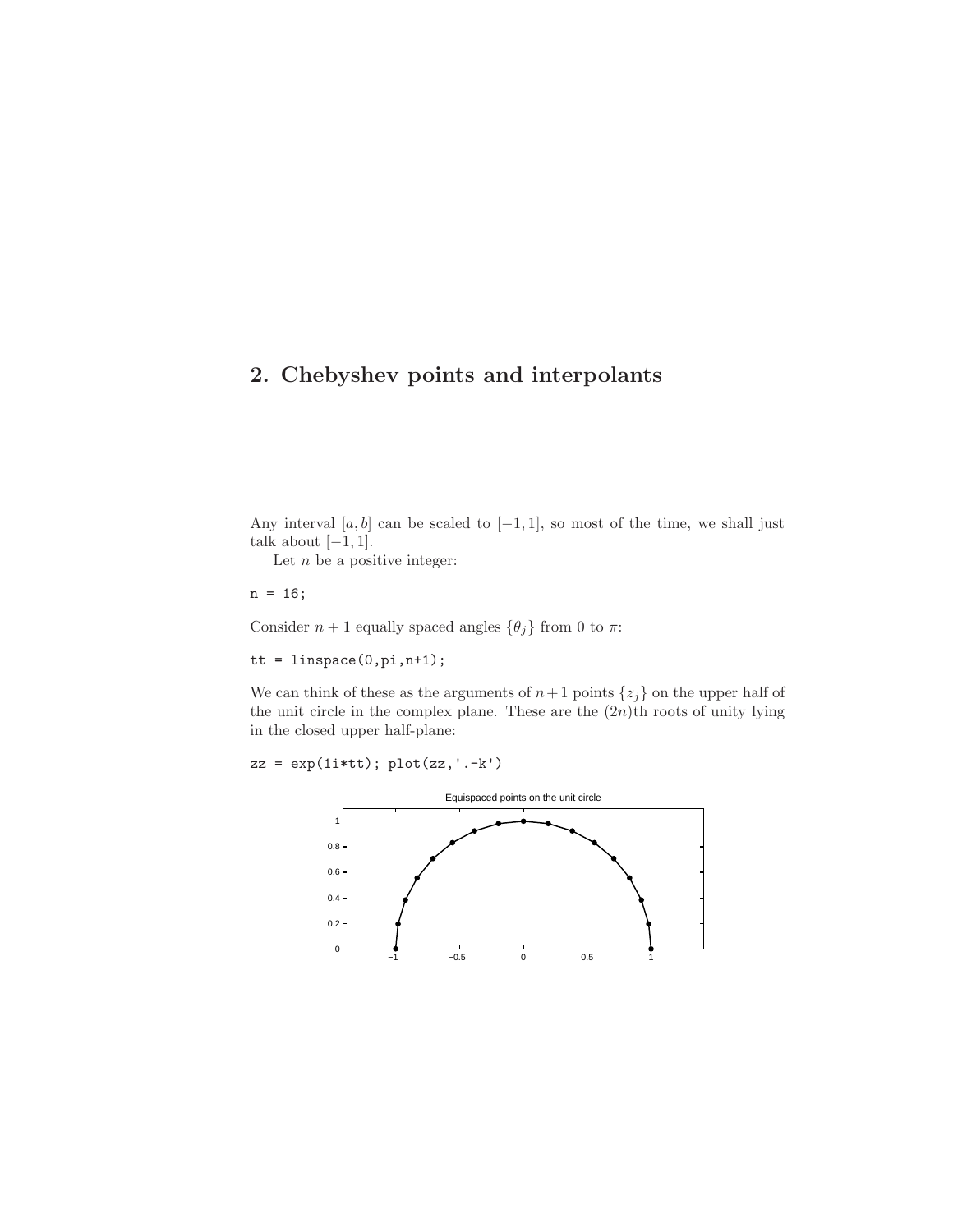# 2. Chebyshev points and interpolants

Any interval $[a, b]$ can be scaled to $[-1, 1]$, so most of the time, we shall just talk about $[-1, 1]$.

Let $n$ be a positive integer:

```
n = 16;
```

Consider $n+1$ equally spaced angles $\{\theta_j\}$ from 0 to $\pi$:

```
tt = linspace(0,pi,n+1);
```

We can think of these as the arguments of $n+1$ points $\{z_j\}$ on the upper half of the unit circle in the complex plane. These are the $(2n)$th roots of unity lying in the closed upper half-plane:

```
zz = exp(1i*tt); plot(zz,'.-k')
```

Equispaced points on the unit circle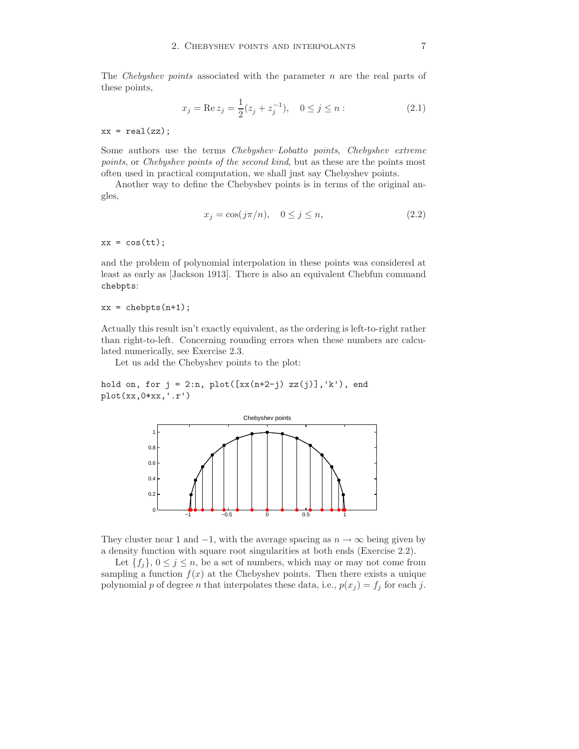The *Chebyshev points* associated with the parameter $n$ are the real parts of these points,

$$x_j = \operatorname{Re} z_j = \frac{1}{2}(z_j + z_j^{-1}), \quad 0 \le j \le n: \tag{2.1}$$

```
xx = real(zz);
```

Some authors use the terms *Chebyshev–Lobatto points*, *Chebyshev extreme points*, or *Chebyshev points of the second kind*, but as these are the points most often used in practical computation, we shall just say Chebyshev points.

Another way to define the Chebyshev points is in terms of the original angles,

$$x_j = \cos(j\pi/n), \quad 0 \le j \le n, \tag{2.2}$$

```
xx = cos(tt);
```

and the problem of polynomial interpolation in these points was considered at least as early as [Jackson 1913]. There is also an equivalent Chebfun command `chebpts`:

```
xx = chebpts(n+1);
```

Actually this result isn't exactly equivalent, as the ordering is left-to-right rather than right-to-left. Concerning rounding errors when these numbers are calculated numerically, see Exercise 2.3.

Let us add the Chebyshev points to the plot:

```
hold on, for j = 2:n, plot([xx(n+2-j) zz(j)],'k'), end
plot(xx,0*xx,'.r')
```

They cluster near 1 and $-1$, with the average spacing as $n \to \infty$ being given by a density function with square root singularities at both ends (Exercise 2.2).

Let $\{f_j\}$, $0 \le j \le n$, be a set of numbers, which may or may not come from sampling a function $f(x)$ at the Chebyshev points. Then there exists a unique polynomial $p$ of degree $n$ that interpolates these data, i.e., $p(x_j) = f_j$ for each $j$.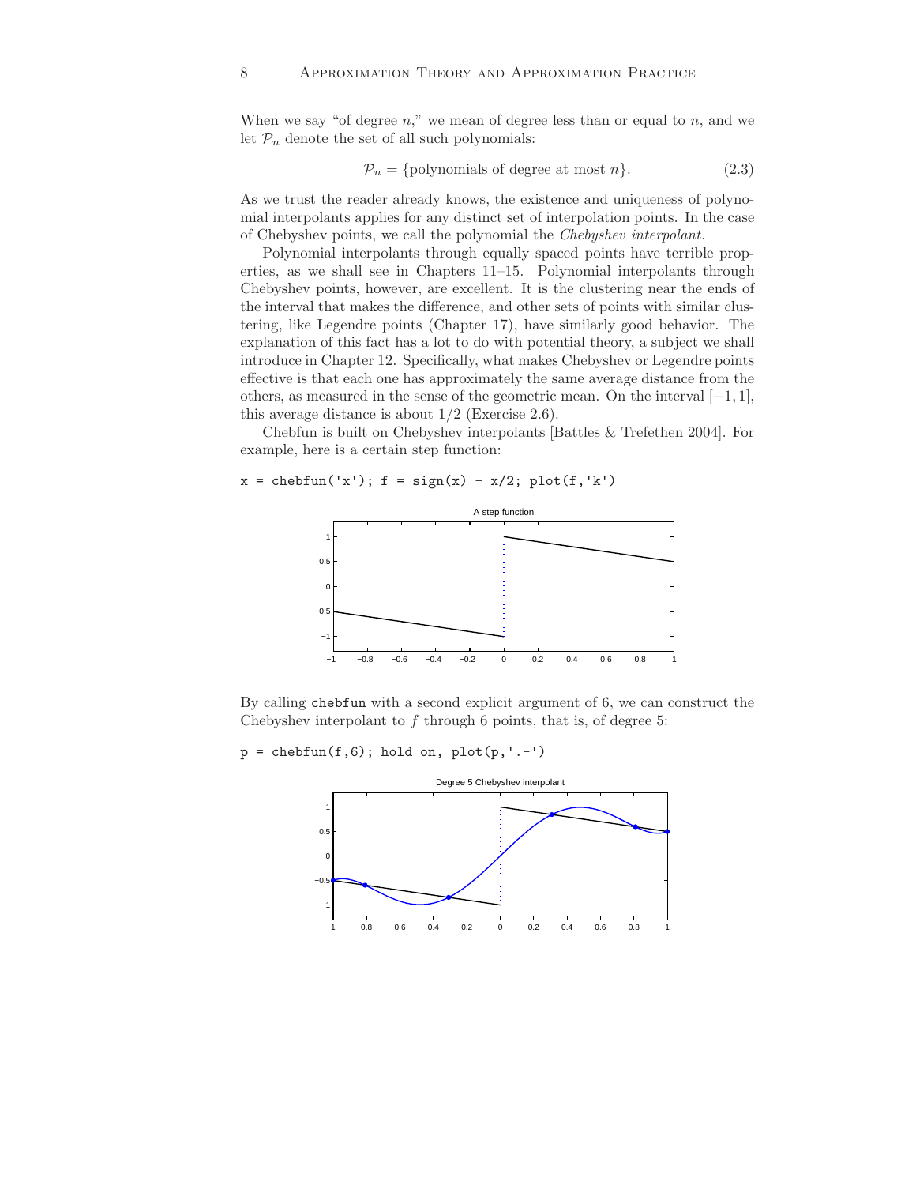When we say "of degree $n$," we mean of degree less than or equal to $n$, and we let $\mathcal{P}_n$ denote the set of all such polynomials:

$$\mathcal{P}_n = \{\text{polynomials of degree at most } n\}. \tag{2.3}$$

As we trust the reader already knows, the existence and uniqueness of polynomial interpolants applies for any distinct set of interpolation points. In the case of Chebyshev points, we call the polynomial the *Chebyshev interpolant.*

Polynomial interpolants through equally spaced points have terrible properties, as we shall see in Chapters 11–15. Polynomial interpolants through Chebyshev points, however, are excellent. It is the clustering near the ends of the interval that makes the difference, and other sets of points with similar clustering, like Legendre points (Chapter 17), have similarly good behavior. The explanation of this fact has a lot to do with potential theory, a subject we shall introduce in Chapter 12. Specifically, what makes Chebyshev or Legendre points effective is that each one has approximately the same average distance from the others, as measured in the sense of the geometric mean. On the interval $[-1, 1]$, this average distance is about $1/2$ (Exercise 2.6).

Chebfun is built on Chebyshev interpolants [Battles & Trefethen 2004]. For example, here is a certain step function:

```
x = chebfun('x'); f = sign(x) - x/2; plot(f,'k')
```

By calling `chebfun` with a second explicit argument of 6, we can construct the Chebyshev interpolant to $f$ through 6 points, that is, of degree 5:

```
p = chebfun(f,6); hold on, plot(p,'.-')
```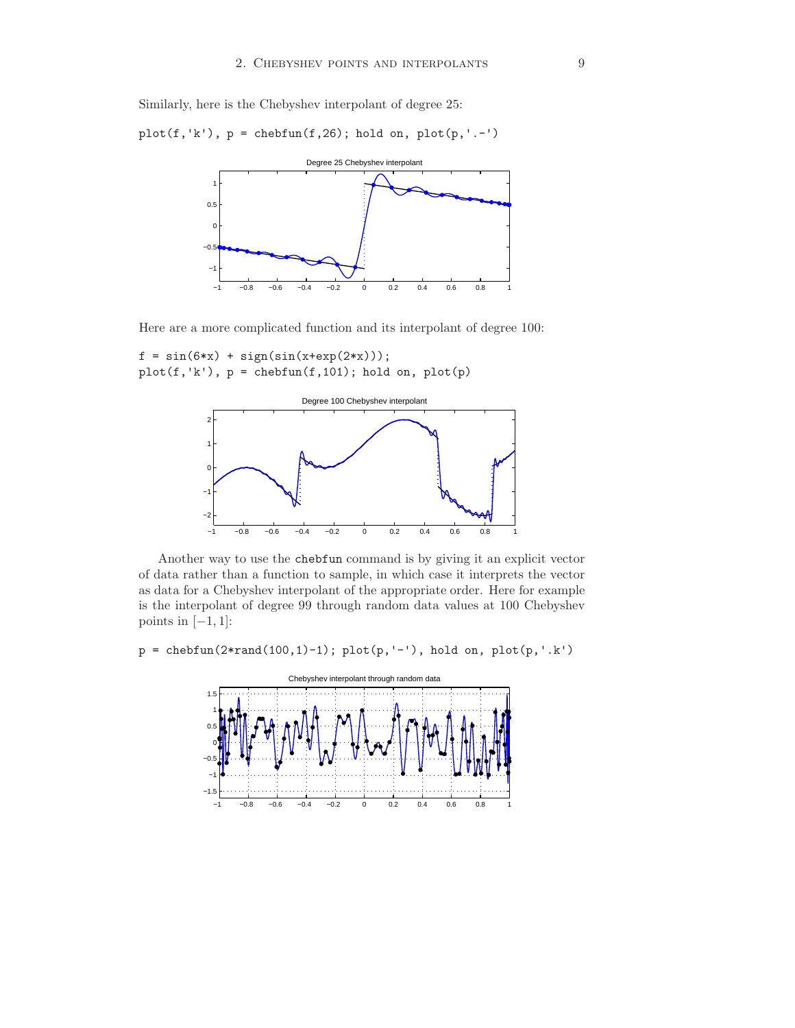Similarly, here is the Chebyshev interpolant of degree 25:

```
plot(f,'k'), p = chebfun(f,26); hold on, plot(p,'.-')
```

Here are a more complicated function and its interpolant of degree 100:

```
f = sin(6*x) + sign(sin(x+exp(2*x)));
plot(f,'k'), p = chebfun(f,101); hold on, plot(p)
```

Another way to use the chebfun command is by giving it an explicit vector of data rather than a function to sample, in which case it interprets the vector as data for a Chebyshev interpolant of the appropriate order. Here for example is the interpolant of degree 99 through random data values at 100 Chebyshev points in $[-1, 1]$:

```
p = chebfun(2*rand(100,1)-1); plot(p,'-'), hold on, plot(p,'.k')
```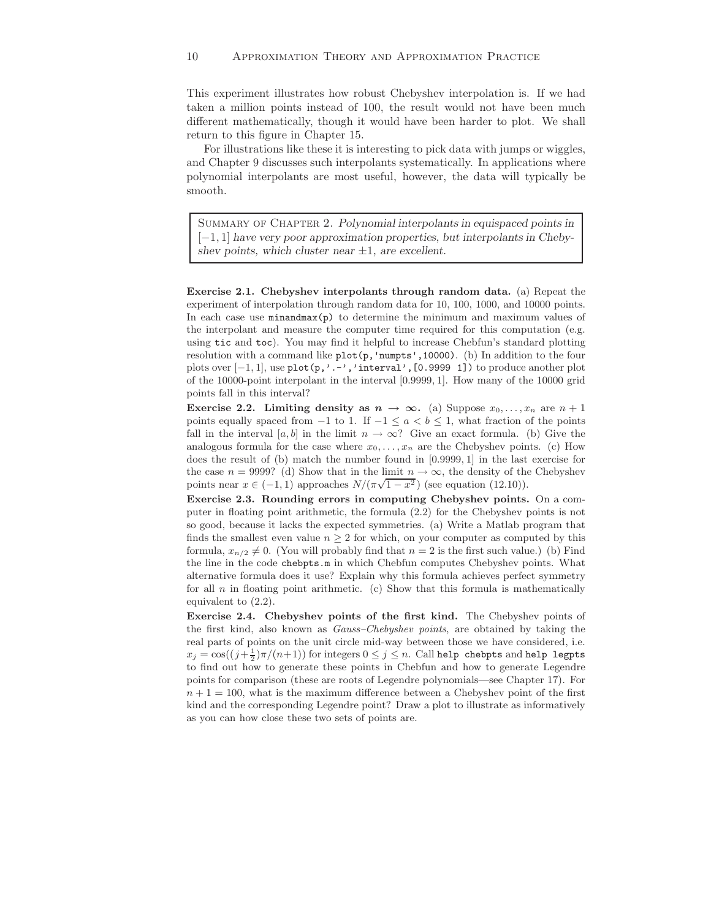This experiment illustrates how robust Chebyshev interpolation is. If we had taken a million points instead of 100, the result would not have been much different mathematically, though it would have been harder to plot. We shall return to this figure in Chapter 15.

For illustrations like these it is interesting to pick data with jumps or wiggles, and Chapter 9 discusses such interpolants systematically. In applications where polynomial interpolants are most useful, however, the data will typically be smooth.

> Summary of Chapter 2. *Polynomial interpolants in equispaced points in $[-1, 1]$ have very poor approximation properties, but interpolants in Chebyshev points, which cluster near $\pm 1$, are excellent.*

**Exercise 2.1. Chebyshev interpolants through random data.** (a) Repeat the experiment of interpolation through random data for 10, 100, 1000, and 10000 points. In each case use `minandmax(p)` to determine the minimum and maximum values of the interpolant and measure the computer time required for this computation (e.g. using `tic` and `toc`). You may find it helpful to increase Chebfun's standard plotting resolution with a command like `plot(p,'numpts',10000)`. (b) In addition to the four plots over $[-1, 1]$, use `plot(p,'.-','interval',[0.9999 1])` to produce another plot of the 10000-point interpolant in the interval $[0.9999, 1]$. How many of the 10000 grid points fall in this interval?

**Exercise 2.2. Limiting density as $n \to \infty$.** (a) Suppose $x_0, \ldots, x_n$ are $n+1$ points equally spaced from $-1$ to 1. If $-1 \le a < b \le 1$, what fraction of the points fall in the interval $[a, b]$ in the limit $n \to \infty$? Give an exact formula. (b) Give the analogous formula for the case where $x_0, \ldots, x_n$ are the Chebyshev points. (c) How does the result of (b) match the number found in $[0.9999, 1]$ in the last exercise for the case $n = 9999$? (d) Show that in the limit $n \to \infty$, the density of the Chebyshev points near $x \in (-1, 1)$ approaches $N/(\pi\sqrt{1-x^2})$ (see equation (12.10)).

**Exercise 2.3. Rounding errors in computing Chebyshev points.** On a computer in floating point arithmetic, the formula (2.2) for the Chebyshev points is not so good, because it lacks the expected symmetries. (a) Write a Matlab program that finds the smallest even value $n \ge 2$ for which, on your computer as computed by this formula, $x_{n/2} \ne 0$. (You will probably find that $n = 2$ is the first such value.) (b) Find the line in the code `chebpts.m` in which Chebfun computes Chebyshev points. What alternative formula does it use? Explain why this formula achieves perfect symmetry for all $n$ in floating point arithmetic. (c) Show that this formula is mathematically equivalent to (2.2).

**Exercise 2.4. Chebyshev points of the first kind.** The Chebyshev points of the first kind, also known as *Gauss–Chebyshev points*, are obtained by taking the real parts of points on the unit circle mid-way between those we have considered, i.e. $x_j = \cos((j+\frac{1}{2})\pi/(n+1))$ for integers $0 \le j \le n$. Call `help chebpts` and `help legpts` to find out how to generate these points in Chebfun and how to generate Legendre points for comparison (these are roots of Legendre polynomials—see Chapter 17). For $n + 1 = 100$, what is the maximum difference between a Chebyshev point of the first kind and the corresponding Legendre point? Draw a plot to illustrate as informatively as you can how close these two sets of points are.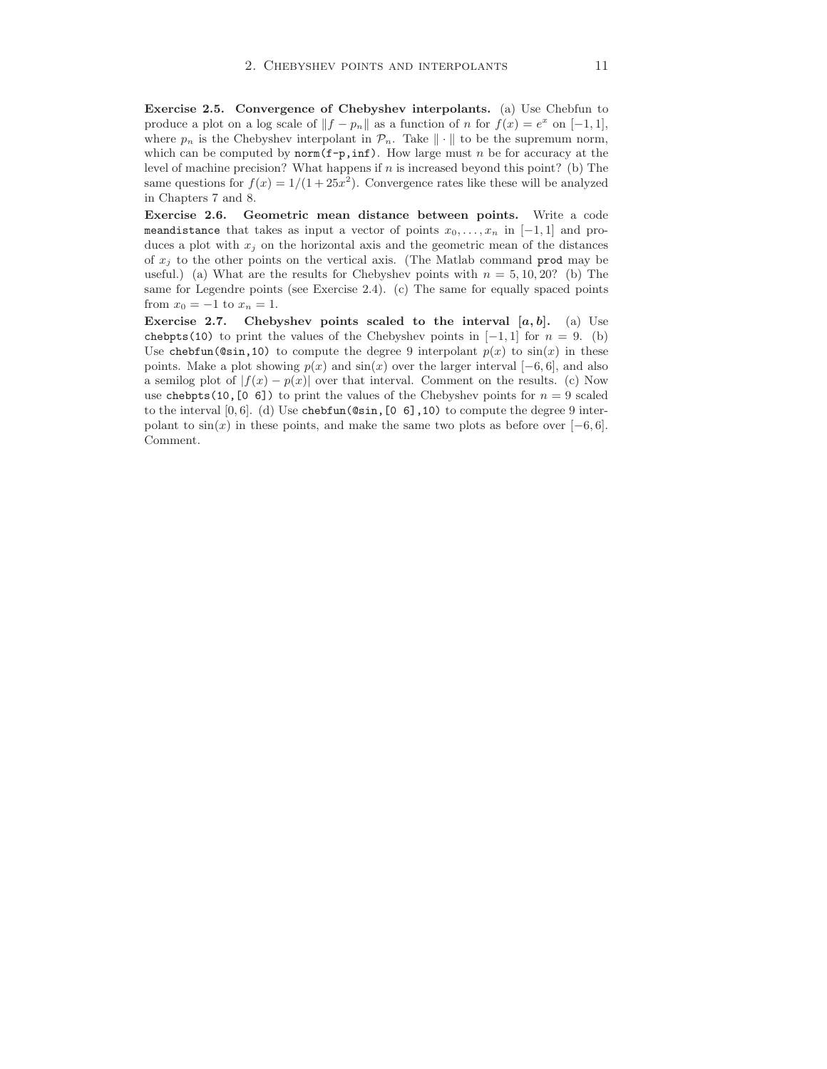**Exercise 2.5. Convergence of Chebyshev interpolants.** (a) Use Chebfun to produce a plot on a log scale of $\|f - p_n\|$ as a function of $n$ for $f(x) = e^x$ on $[-1, 1]$, where $p_n$ is the Chebyshev interpolant in $\mathcal{P}_n$. Take $\|\cdot\|$ to be the supremum norm, which can be computed by `norm(f-p,inf)`. How large must $n$ be for accuracy at the level of machine precision? What happens if $n$ is increased beyond this point? (b) The same questions for $f(x) = 1/(1+25x^2)$. Convergence rates like these will be analyzed in Chapters 7 and 8.

**Exercise 2.6. Geometric mean distance between points.** Write a code `meandistance` that takes as input a vector of points $x_0, \ldots, x_n$ in $[-1, 1]$ and produces a plot with $x_j$ on the horizontal axis and the geometric mean of the distances of $x_j$ to the other points on the vertical axis. (The Matlab command `prod` may be useful.) (a) What are the results for Chebyshev points with $n = 5, 10, 20$? (b) The same for Legendre points (see Exercise 2.4). (c) The same for equally spaced points from $x_0 = -1$ to $x_n = 1$.

**Exercise 2.7. Chebyshev points scaled to the interval $[a, b]$.** (a) Use `chebpts(10)` to print the values of the Chebyshev points in $[-1, 1]$ for $n = 9$. (b) Use `chebfun(@sin,10)` to compute the degree 9 interpolant $p(x)$ to $\sin(x)$ in these points. Make a plot showing $p(x)$ and $\sin(x)$ over the larger interval $[-6, 6]$, and also a semilog plot of $|f(x) - p(x)|$ over that interval. Comment on the results. (c) Now use `chebpts(10,[0 6])` to print the values of the Chebyshev points for $n = 9$ scaled to the interval $[0, 6]$. (d) Use `chebfun(@sin,[0 6],10)` to compute the degree 9 interpolant to $\sin(x)$ in these points, and make the same two plots as before over $[-6, 6]$. Comment.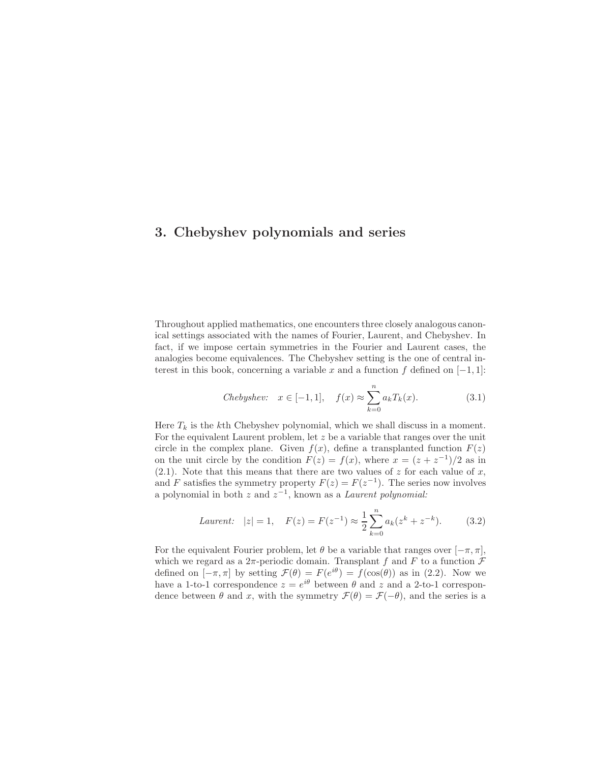# 3. Chebyshev polynomials and series

Throughout applied mathematics, one encounters three closely analogous canonical settings associated with the names of Fourier, Laurent, and Chebyshev. In fact, if we impose certain symmetries in the Fourier and Laurent cases, the analogies become equivalences. The Chebyshev setting is the one of central interest in this book, concerning a variable $x$ and a function $f$ defined on $[-1,1]$:

$$\textit{Chebyshev:} \quad x \in [-1,1], \quad f(x) \approx \sum_{k=0}^{n} a_k T_k(x). \tag{3.1}$$

Here $T_k$ is the $k$th Chebyshev polynomial, which we shall discuss in a moment. For the equivalent Laurent problem, let $z$ be a variable that ranges over the unit circle in the complex plane. Given $f(x)$, define a transplanted function $F(z)$ on the unit circle by the condition $F(z) = f(x)$, where $x = (z + z^{-1})/2$ as in (2.1). Note that this means that there are two values of $z$ for each value of $x$, and $F$ satisfies the symmetry property $F(z) = F(z^{-1})$. The series now involves a polynomial in both $z$ and $z^{-1}$, known as a *Laurent polynomial:*

$$\textit{Laurent:} \quad |z| = 1, \quad F(z) = F(z^{-1}) \approx \frac{1}{2} \sum_{k=0}^{n} a_k (z^k + z^{-k}). \tag{3.2}$$

For the equivalent Fourier problem, let $\theta$ be a variable that ranges over $[-\pi, \pi]$, which we regard as a $2\pi$-periodic domain. Transplant $f$ and $F$ to a function $\mathcal{F}$ defined on $[-\pi, \pi]$ by setting $\mathcal{F}(\theta) = F(e^{i\theta}) = f(\cos(\theta))$ as in (2.2). Now we have a 1-to-1 correspondence $z = e^{i\theta}$ between $\theta$ and $z$ and a 2-to-1 correspondence between $\theta$ and $x$, with the symmetry $\mathcal{F}(\theta) = \mathcal{F}(-\theta)$, and the series is a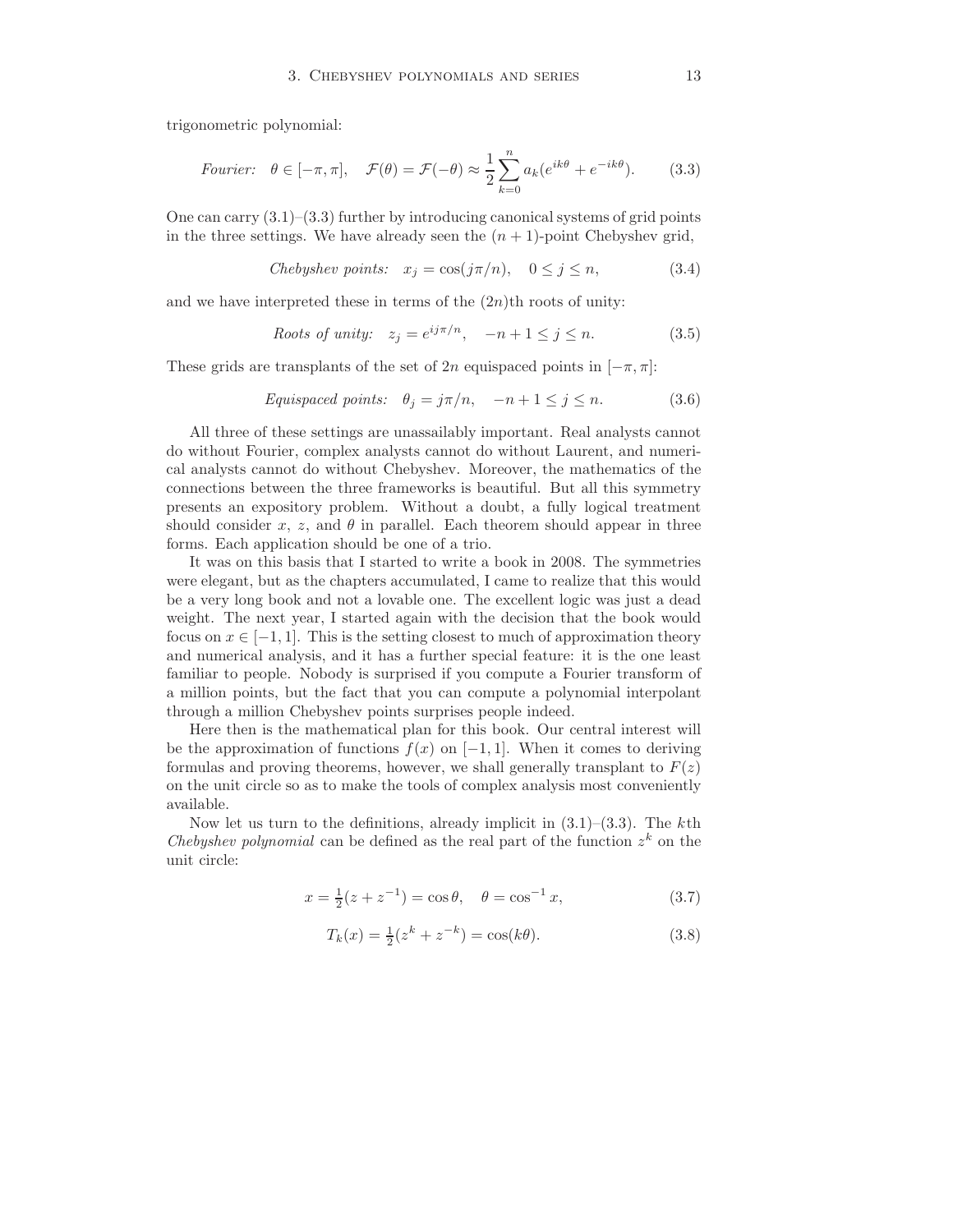trigonometric polynomial:

$$\textit{Fourier:}\quad \theta \in [-\pi, \pi], \quad \mathcal{F}(\theta) = \mathcal{F}(-\theta) \approx \frac{1}{2}\sum_{k=0}^{n} a_k (e^{ik\theta} + e^{-ik\theta}). \tag{3.3}$$

One can carry (3.1)–(3.3) further by introducing canonical systems of grid points in the three settings. We have already seen the $(n+1)$-point Chebyshev grid,

$$\textit{Chebyshev points:}\quad x_j = \cos(j\pi/n), \quad 0 \le j \le n, \tag{3.4}$$

and we have interpreted these in terms of the $(2n)$th roots of unity:

$$\textit{Roots of unity:}\quad z_j = e^{ij\pi/n}, \quad -n+1 \le j \le n. \tag{3.5}$$

These grids are transplants of the set of $2n$ equispaced points in $[-\pi, \pi]$:

$$\textit{Equispaced points:}\quad \theta_j = j\pi/n, \quad -n+1 \le j \le n. \tag{3.6}$$

All three of these settings are unassailably important. Real analysts cannot do without Fourier, complex analysts cannot do without Laurent, and numerical analysts cannot do without Chebyshev. Moreover, the mathematics of the connections between the three frameworks is beautiful. But all this symmetry presents an expository problem. Without a doubt, a fully logical treatment should consider $x$, $z$, and $\theta$ in parallel. Each theorem should appear in three forms. Each application should be one of a trio.

It was on this basis that I started to write a book in 2008. The symmetries were elegant, but as the chapters accumulated, I came to realize that this would be a very long book and not a lovable one. The excellent logic was just a dead weight. The next year, I started again with the decision that the book would focus on $x \in [-1, 1]$. This is the setting closest to much of approximation theory and numerical analysis, and it has a further special feature: it is the one least familiar to people. Nobody is surprised if you compute a Fourier transform of a million points, but the fact that you can compute a polynomial interpolant through a million Chebyshev points surprises people indeed.

Here then is the mathematical plan for this book. Our central interest will be the approximation of functions $f(x)$ on $[-1, 1]$. When it comes to deriving formulas and proving theorems, however, we shall generally transplant to $F(z)$ on the unit circle so as to make the tools of complex analysis most conveniently available.

Now let us turn to the definitions, already implicit in (3.1)–(3.3). The $k$th *Chebyshev polynomial* can be defined as the real part of the function $z^k$ on the unit circle:

$$x = \tfrac{1}{2}(z + z^{-1}) = \cos\theta, \quad \theta = \cos^{-1} x, \tag{3.7}$$

$$T_k(x) = \tfrac{1}{2}(z^k + z^{-k}) = \cos(k\theta). \tag{3.8}$$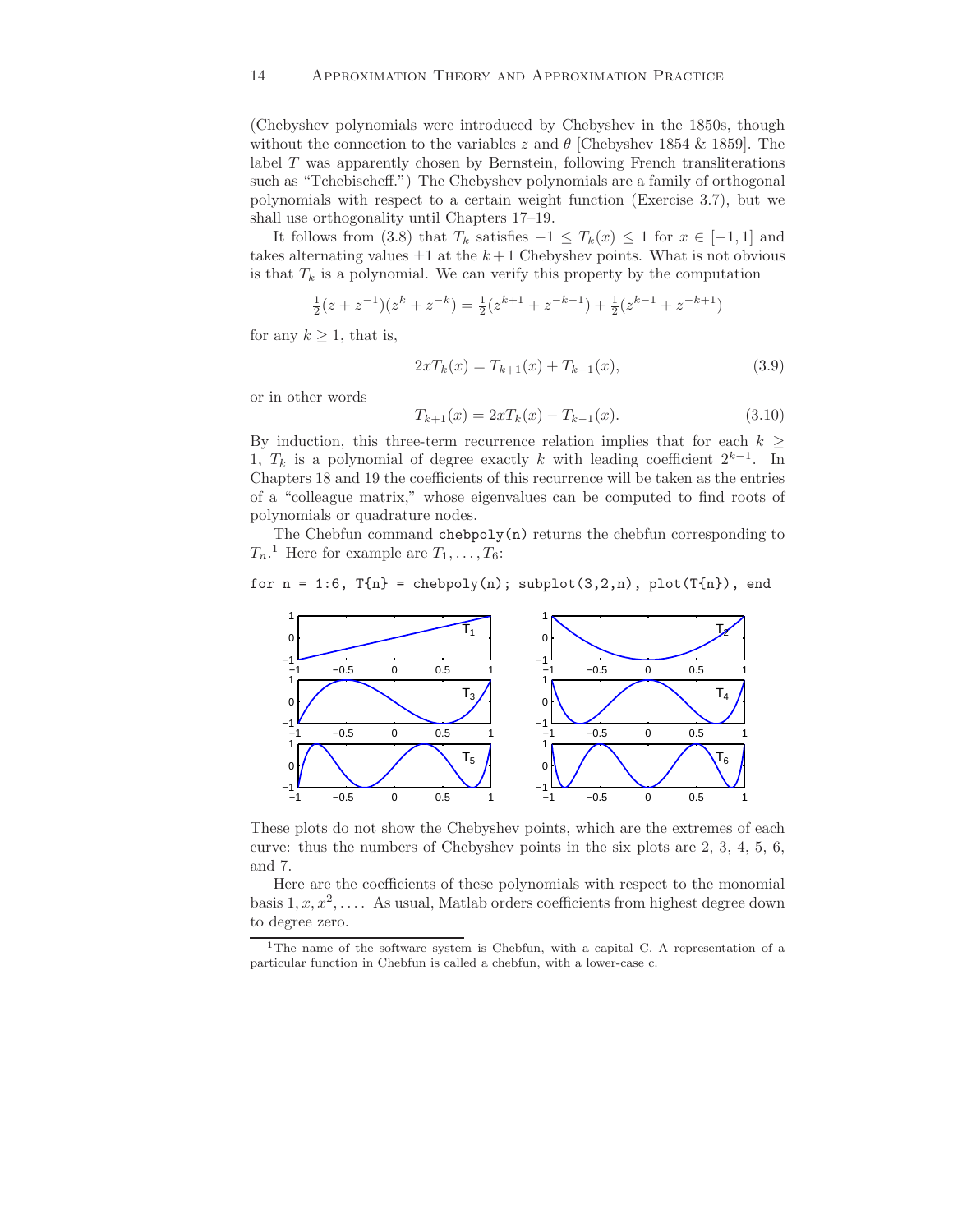(Chebyshev polynomials were introduced by Chebyshev in the 1850s, though without the connection to the variables $z$ and $\theta$ [Chebyshev 1854 & 1859]. The label $T$ was apparently chosen by Bernstein, following French transliterations such as "Tchebischeff.") The Chebyshev polynomials are a family of orthogonal polynomials with respect to a certain weight function (Exercise 3.7), but we shall use orthogonality until Chapters 17–19.

It follows from (3.8) that $T_k$ satisfies $-1 \leq T_k(x) \leq 1$ for $x \in [-1,1]$ and takes alternating values $\pm 1$ at the $k+1$ Chebyshev points. What is not obvious is that $T_k$ is a polynomial. We can verify this property by the computation

$$\tfrac{1}{2}(z+z^{-1})(z^k+z^{-k}) = \tfrac{1}{2}(z^{k+1}+z^{-k-1}) + \tfrac{1}{2}(z^{k-1}+z^{-k+1})$$

for any $k \geq 1$, that is,

$$2xT_k(x) = T_{k+1}(x) + T_{k-1}(x), \tag{3.9}$$

or in other words

$$T_{k+1}(x) = 2xT_k(x) - T_{k-1}(x). \tag{3.10}$$

By induction, this three-term recurrence relation implies that for each $k \geq 1$, $T_k$ is a polynomial of degree exactly $k$ with leading coefficient $2^{k-1}$. In Chapters 18 and 19 the coefficients of this recurrence will be taken as the entries of a "colleague matrix," whose eigenvalues can be computed to find roots of polynomials or quadrature nodes.

The Chebfun command `chebpoly(n)` returns the chebfun corresponding to $T_n$.[1] Here for example are $T_1, \ldots, T_6$:

```
for n = 1:6, T{n} = chebpoly(n); subplot(3,2,n), plot(T{n}), end
```

These plots do not show the Chebyshev points, which are the extremes of each curve: thus the numbers of Chebyshev points in the six plots are 2, 3, 4, 5, 6, and 7.

Here are the coefficients of these polynomials with respect to the monomial basis $1, x, x^2, \ldots$. As usual, Matlab orders coefficients from highest degree down to degree zero.

[1] The name of the software system is Chebfun, with a capital C. A representation of a particular function in Chebfun is called a chebfun, with a lower-case c.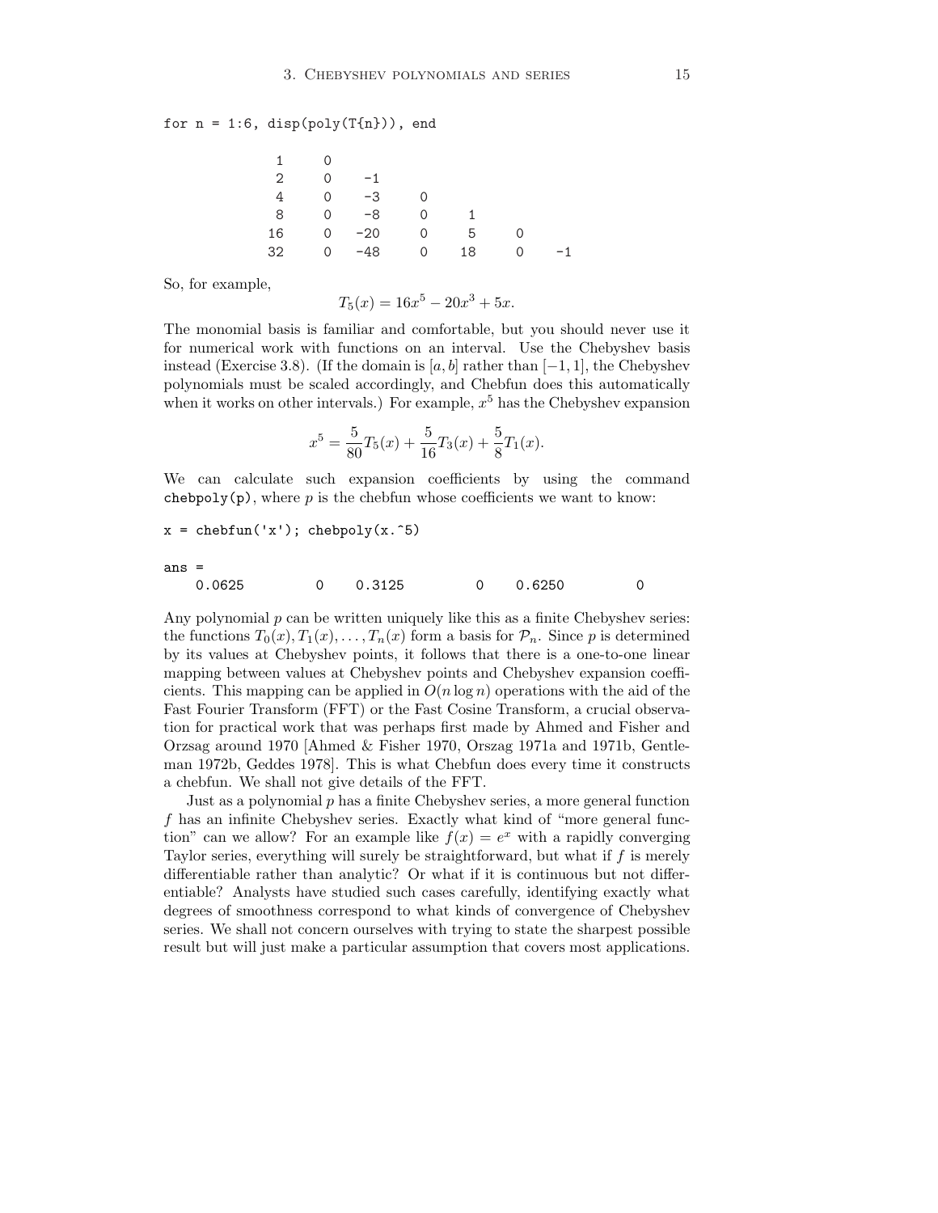```
for n = 1:6, disp(poly(T{n})), end
```

```
     1     0
     2     0    -1
     4     0    -3     0
     8     0    -8     0     1
    16     0   -20     0     5     0
    32     0   -48     0    18     0    -1
```

So, for example,

$$T_5(x) = 16x^5 - 20x^3 + 5x.$$

The monomial basis is familiar and comfortable, but you should never use it for numerical work with functions on an interval. Use the Chebyshev basis instead (Exercise 3.8). (If the domain is $[a, b]$ rather than $[-1, 1]$, the Chebyshev polynomials must be scaled accordingly, and Chebfun does this automatically when it works on other intervals.) For example, $x^5$ has the Chebyshev expansion

$$x^5 = \frac{5}{80}T_5(x) + \frac{5}{16}T_3(x) + \frac{5}{8}T_1(x).$$

We can calculate such expansion coefficients by using the command `chebpoly(p)`, where $p$ is the chebfun whose coefficients we want to know:

```
x = chebfun('x'); chebpoly(x.^5)
```

```
ans =
    0.0625         0    0.3125         0    0.6250         0
```

Any polynomial $p$ can be written uniquely like this as a finite Chebyshev series: the functions $T_0(x), T_1(x), \ldots, T_n(x)$ form a basis for $\mathcal{P}_n$. Since $p$ is determined by its values at Chebyshev points, it follows that there is a one-to-one linear mapping between values at Chebyshev points and Chebyshev expansion coefficients. This mapping can be applied in $O(n \log n)$ operations with the aid of the Fast Fourier Transform (FFT) or the Fast Cosine Transform, a crucial observation for practical work that was perhaps first made by Ahmed and Fisher and Orzsag around 1970 [Ahmed & Fisher 1970, Orszag 1971a and 1971b, Gentleman 1972b, Geddes 1978]. This is what Chebfun does every time it constructs a chebfun. We shall not give details of the FFT.

Just as a polynomial $p$ has a finite Chebyshev series, a more general function $f$ has an infinite Chebyshev series. Exactly what kind of "more general function" can we allow? For an example like $f(x) = e^x$ with a rapidly converging Taylor series, everything will surely be straightforward, but what if $f$ is merely differentiable rather than analytic? Or what if it is continuous but not differentiable? Analysts have studied such cases carefully, identifying exactly what degrees of smoothness correspond to what kinds of convergence of Chebyshev series. We shall not concern ourselves with trying to state the sharpest possible result but will just make a particular assumption that covers most applications.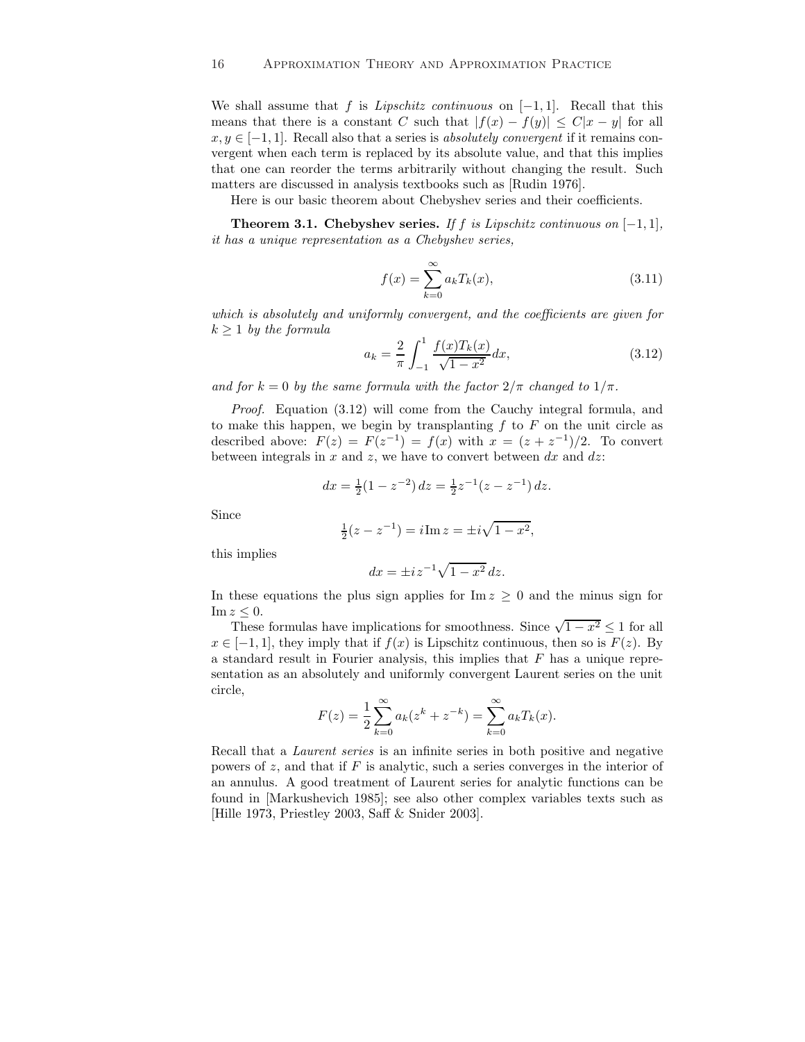We shall assume that $f$ is *Lipschitz continuous* on $[-1,1]$. Recall that this means that there is a constant $C$ such that $|f(x) - f(y)| \leq C|x - y|$ for all $x, y \in [-1,1]$. Recall also that a series is *absolutely convergent* if it remains convergent when each term is replaced by its absolute value, and that this implies that one can reorder the terms arbitrarily without changing the result. Such matters are discussed in analysis textbooks such as [Rudin 1976].

Here is our basic theorem about Chebyshev series and their coefficients.

**Theorem 3.1. Chebyshev series.** *If $f$ is Lipschitz continuous on $[-1,1]$, it has a unique representation as a Chebyshev series,*

$$f(x) = \sum_{k=0}^{\infty} a_k T_k(x), \tag{3.11}$$

*which is absolutely and uniformly convergent, and the coefficients are given for $k \geq 1$ by the formula*

$$a_k = \frac{2}{\pi} \int_{-1}^{1} \frac{f(x) T_k(x)}{\sqrt{1-x^2}} dx, \tag{3.12}$$

*and for $k = 0$ by the same formula with the factor $2/\pi$ changed to $1/\pi$.*

*Proof.* Equation (3.12) will come from the Cauchy integral formula, and to make this happen, we begin by transplanting $f$ to $F$ on the unit circle as described above: $F(z) = F(z^{-1}) = f(x)$ with $x = (z + z^{-1})/2$. To convert between integrals in $x$ and $z$, we have to convert between $dx$ and $dz$:

$$dx = \tfrac{1}{2}(1 - z^{-2})\, dz = \tfrac{1}{2} z^{-1}(z - z^{-1})\, dz.$$

Since

$$\tfrac{1}{2}(z - z^{-1}) = i \operatorname{Im} z = \pm i \sqrt{1-x^2},$$

this implies

$$dx = \pm i z^{-1} \sqrt{1-x^2}\, dz.$$

In these equations the plus sign applies for $\operatorname{Im} z \geq 0$ and the minus sign for $\operatorname{Im} z \leq 0$.

These formulas have implications for smoothness. Since $\sqrt{1-x^2} \leq 1$ for all $x \in [-1,1]$, they imply that if $f(x)$ is Lipschitz continuous, then so is $F(z)$. By a standard result in Fourier analysis, this implies that $F$ has a unique representation as an absolutely and uniformly convergent Laurent series on the unit circle,

$$F(z) = \frac{1}{2} \sum_{k=0}^{\infty} a_k (z^k + z^{-k}) = \sum_{k=0}^{\infty} a_k T_k(x).$$

Recall that a *Laurent series* is an infinite series in both positive and negative powers of $z$, and that if $F$ is analytic, such a series converges in the interior of an annulus. A good treatment of Laurent series for analytic functions can be found in [Markushevich 1985]; see also other complex variables texts such as [Hille 1973, Priestley 2003, Saff & Snider 2003].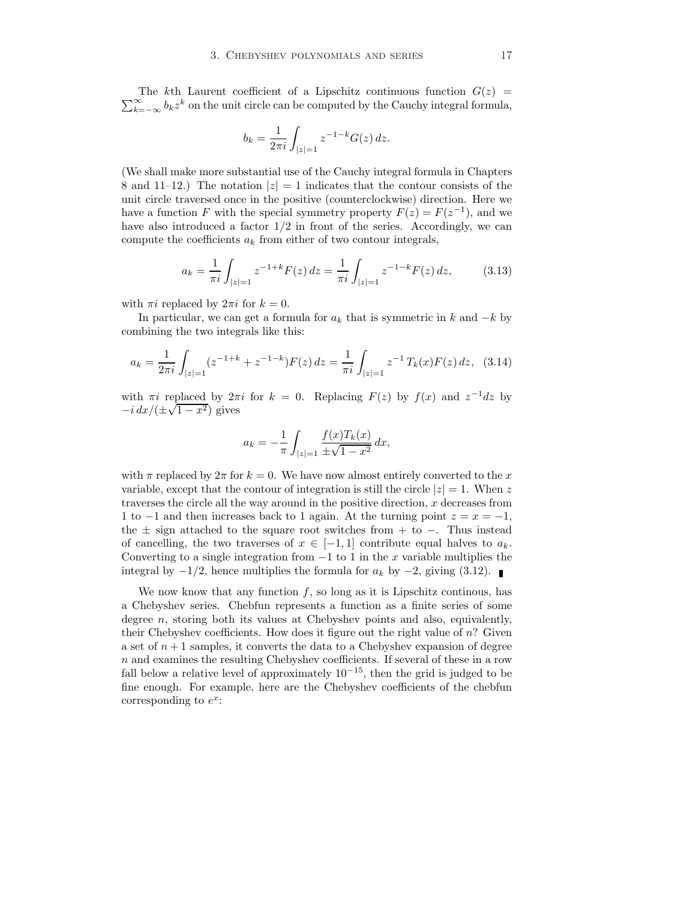The $k$th Laurent coefficient of a Lipschitz continuous function $G(z) = \sum_{k=-\infty}^{\infty} b_k z^k$ on the unit circle can be computed by the Cauchy integral formula,

$$b_k = \frac{1}{2\pi i}\int_{|z|=1} z^{-1-k} G(z)\, dz.$$

(We shall make more substantial use of the Cauchy integral formula in Chapters 8 and 11–12.) The notation $|z| = 1$ indicates that the contour consists of the unit circle traversed once in the positive (counterclockwise) direction. Here we have a function $F$ with the special symmetry property $F(z) = F(z^{-1})$, and we have also introduced a factor $1/2$ in front of the series. Accordingly, we can compute the coefficients $a_k$ from either of two contour integrals,

$$a_k = \frac{1}{\pi i}\int_{|z|=1} z^{-1+k} F(z)\, dz = \frac{1}{\pi i}\int_{|z|=1} z^{-1-k} F(z)\, dz, \qquad (3.13)$$

with $\pi i$ replaced by $2\pi i$ for $k = 0$.

In particular, we can get a formula for $a_k$ that is symmetric in $k$ and $-k$ by combining the two integrals like this:

$$a_k = \frac{1}{2\pi i}\int_{|z|=1} (z^{-1+k} + z^{-1-k}) F(z)\, dz = \frac{1}{\pi i}\int_{|z|=1} z^{-1}\, T_k(x) F(z)\, dz, \quad (3.14)$$

with $\pi i$ replaced by $2\pi i$ for $k = 0$. Replacing $F(z)$ by $f(x)$ and $z^{-1}dz$ by $-i\, dx/(\pm\sqrt{1-x^2})$ gives

$$a_k = -\frac{1}{\pi}\int_{|z|=1} \frac{f(x) T_k(x)}{\pm\sqrt{1-x^2}}\, dx,$$

with $\pi$ replaced by $2\pi$ for $k = 0$. We have now almost entirely converted to the $x$ variable, except that the contour of integration is still the circle $|z| = 1$. When $z$ traverses the circle all the way around in the positive direction, $x$ decreases from 1 to $-1$ and then increases back to 1 again. At the turning point $z = x = -1$, the $\pm$ sign attached to the square root switches from $+$ to $-$. Thus instead of cancelling, the two traverses of $x \in [-1, 1]$ contribute equal halves to $a_k$. Converting to a single integration from $-1$ to 1 in the $x$ variable multiplies the integral by $-1/2$, hence multiplies the formula for $a_k$ by $-2$, giving (3.12). ∎

We now know that any function $f$, so long as it is Lipschitz continous, has a Chebyshev series. Chebfun represents a function as a finite series of some degree $n$, storing both its values at Chebyshev points and also, equivalently, their Chebyshev coefficients. How does it figure out the right value of $n$? Given a set of $n + 1$ samples, it converts the data to a Chebyshev expansion of degree $n$ and examines the resulting Chebyshev coefficients. If several of these in a row fall below a relative level of approximately $10^{-15}$, then the grid is judged to be fine enough. For example, here are the Chebyshev coefficients of the chebfun corresponding to $e^x$: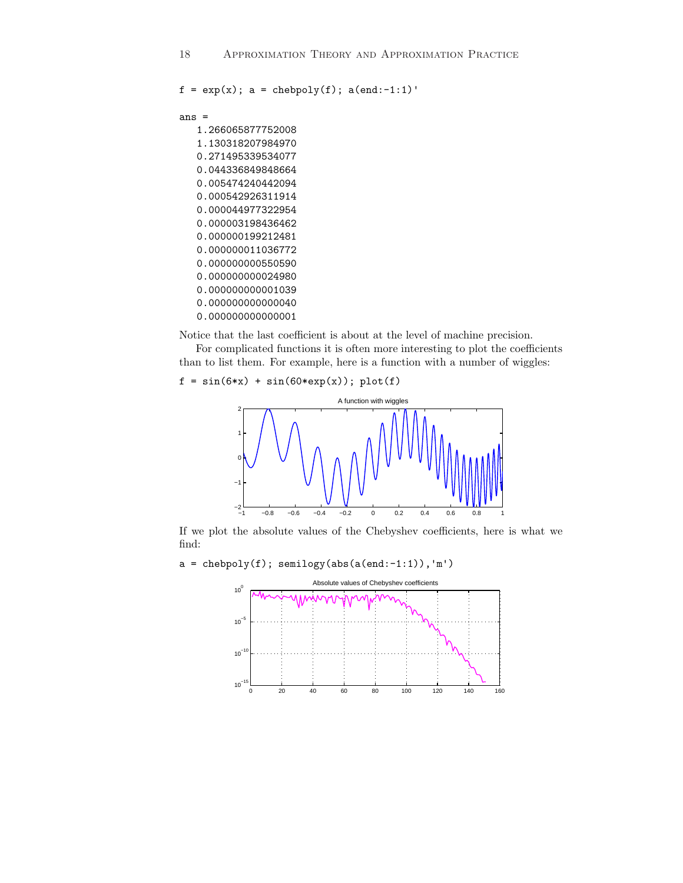```
f = exp(x); a = chebpoly(f); a(end:-1:1)'
```

```
ans =
   1.266065877752008
   1.130318207984970
   0.271495339534077
   0.044336849848664
   0.005474240442094
   0.000542926311914
   0.000044977322954
   0.000003198436462
   0.000000199212481
   0.000000011036772
   0.000000000550590
   0.000000000024980
   0.000000000001039
   0.000000000000040
   0.000000000000001
```

Notice that the last coefficient is about at the level of machine precision.

For complicated functions it is often more interesting to plot the coefficients than to list them. For example, here is a function with a number of wiggles:

```
f = sin(6*x) + sin(60*exp(x)); plot(f)
```

If we plot the absolute values of the Chebyshev coefficients, here is what we find:

```
a = chebpoly(f); semilogy(abs(a(end:-1:1)),'m')
```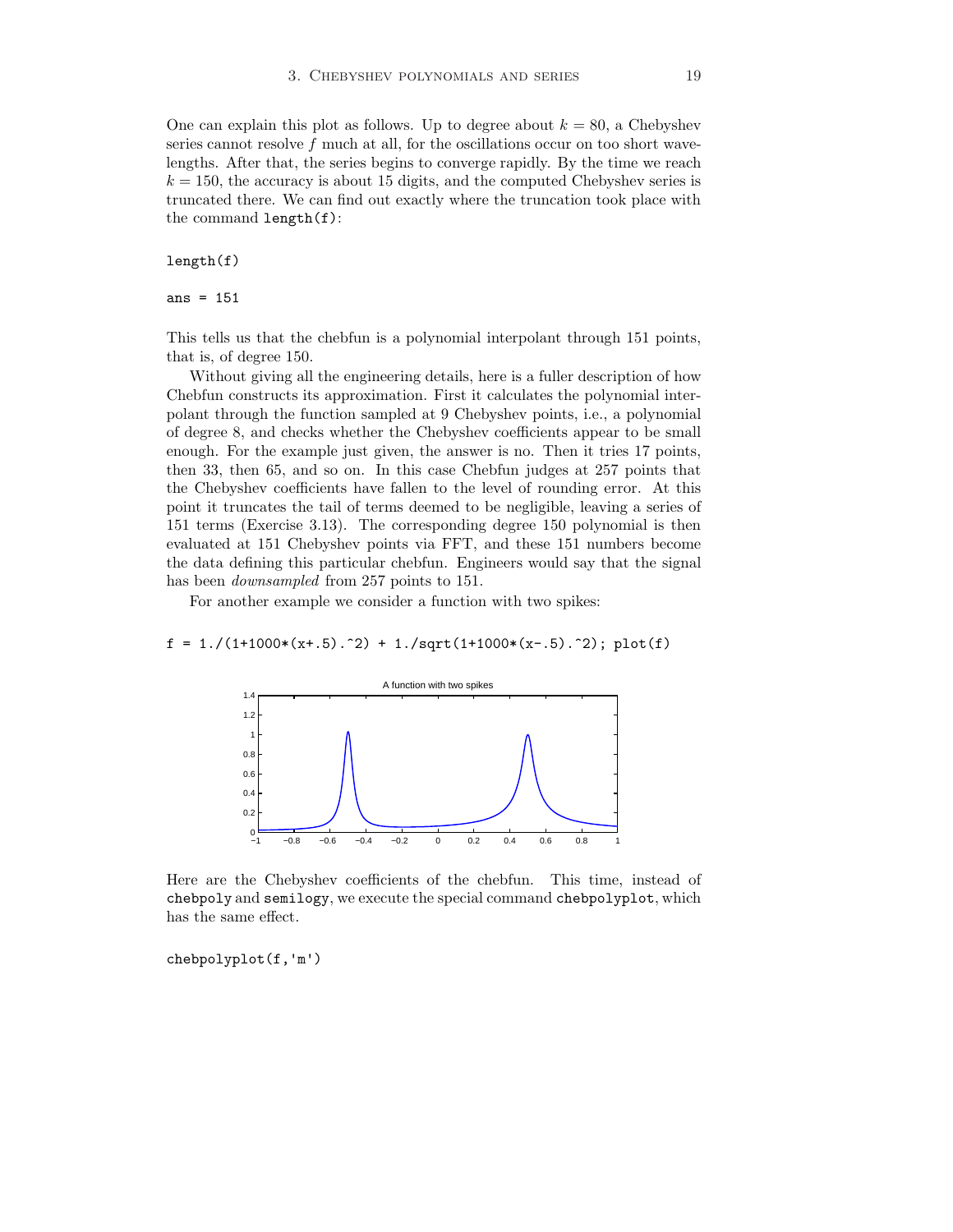One can explain this plot as follows. Up to degree about $k = 80$, a Chebyshev series cannot resolve $f$ much at all, for the oscillations occur on too short wavelengths. After that, the series begins to converge rapidly. By the time we reach $k = 150$, the accuracy is about 15 digits, and the computed Chebyshev series is truncated there. We can find out exactly where the truncation took place with the command `length(f)`:

```
length(f)
```

```
ans = 151
```

This tells us that the chebfun is a polynomial interpolant through 151 points, that is, of degree 150.

Without giving all the engineering details, here is a fuller description of how Chebfun constructs its approximation. First it calculates the polynomial interpolant through the function sampled at 9 Chebyshev points, i.e., a polynomial of degree 8, and checks whether the Chebyshev coefficients appear to be small enough. For the example just given, the answer is no. Then it tries 17 points, then 33, then 65, and so on. In this case Chebfun judges at 257 points that the Chebyshev coefficients have fallen to the level of rounding error. At this point it truncates the tail of terms deemed to be negligible, leaving a series of 151 terms (Exercise 3.13). The corresponding degree 150 polynomial is then evaluated at 151 Chebyshev points via FFT, and these 151 numbers become the data defining this particular chebfun. Engineers would say that the signal has been *downsampled* from 257 points to 151.

For another example we consider a function with two spikes:

```
f = 1./(1+1000*(x+.5).^2) + 1./sqrt(1+1000*(x-.5).^2); plot(f)
```

Here are the Chebyshev coefficients of the chebfun. This time, instead of `chebpoly` and `semilogy`, we execute the special command `chebpolyplot`, which has the same effect.

```
chebpolyplot(f,'m')
```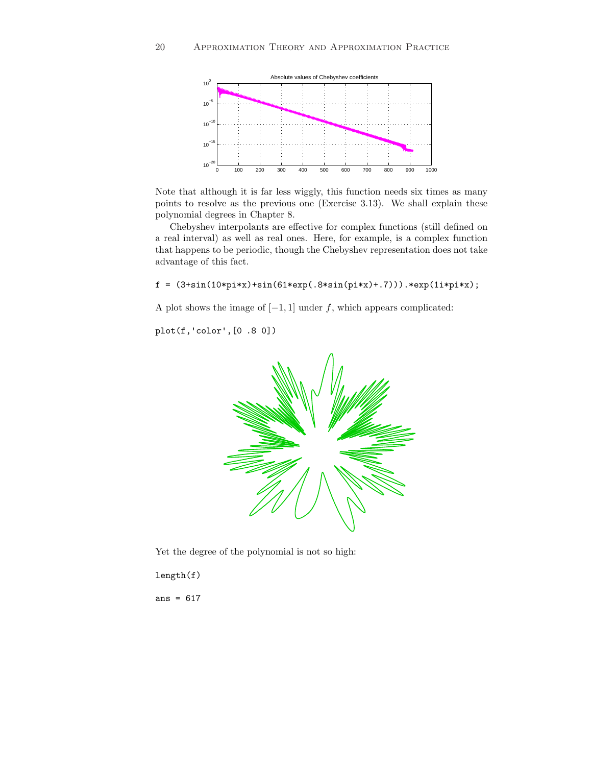Note that although it is far less wiggly, this function needs six times as many points to resolve as the previous one (Exercise 3.13). We shall explain these polynomial degrees in Chapter 8.

Chebyshev interpolants are effective for complex functions (still defined on a real interval) as well as real ones. Here, for example, is a complex function that happens to be periodic, though the Chebyshev representation does not take advantage of this fact.

```
f = (3+sin(10*pi*x)+sin(61*exp(.8*sin(pi*x)+.7))).*exp(1i*pi*x);
```

A plot shows the image of $[-1,1]$ under $f$, which appears complicated:

```
plot(f,'color',[0 .8 0])
```

Yet the degree of the polynomial is not so high:

```
length(f)
```

```
ans = 617
```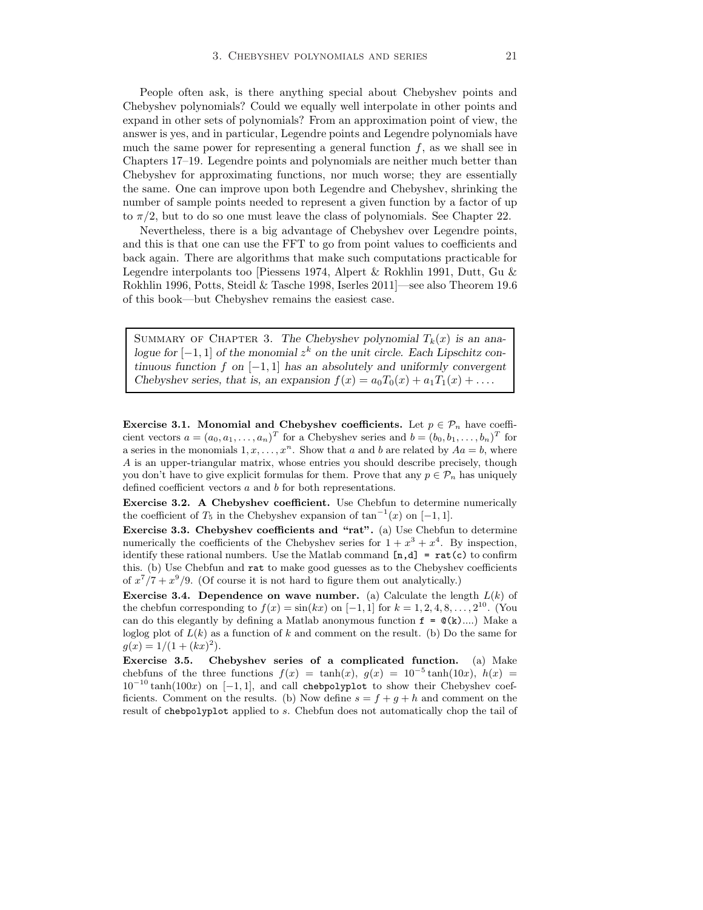People often ask, is there anything special about Chebyshev points and Chebyshev polynomials? Could we equally well interpolate in other points and expand in other sets of polynomials? From an approximation point of view, the answer is yes, and in particular, Legendre points and Legendre polynomials have much the same power for representing a general function $f$, as we shall see in Chapters 17–19. Legendre points and polynomials are neither much better than Chebyshev for approximating functions, nor much worse; they are essentially the same. One can improve upon both Legendre and Chebyshev, shrinking the number of sample points needed to represent a given function by a factor of up to $\pi/2$, but to do so one must leave the class of polynomials. See Chapter 22.

Nevertheless, there is a big advantage of Chebyshev over Legendre points, and this is that one can use the FFT to go from point values to coefficients and back again. There are algorithms that make such computations practicable for Legendre interpolants too [Piessens 1974, Alpert & Rokhlin 1991, Dutt, Gu & Rokhlin 1996, Potts, Steidl & Tasche 1998, Iserles 2011]—see also Theorem 19.6 of this book—but Chebyshev remains the easiest case.

> SUMMARY OF CHAPTER 3. *The Chebyshev polynomial $T_k(x)$ is an analogue for $[-1,1]$ of the monomial $z^k$ on the unit circle. Each Lipschitz continuous function $f$ on $[-1,1]$ has an absolutely and uniformly convergent Chebyshev series, that is, an expansion $f(x) = a_0T_0(x) + a_1T_1(x) + \dots$.*

**Exercise 3.1. Monomial and Chebyshev coefficients.** Let $p \in \mathcal{P}_n$ have coefficient vectors $a = (a_0, a_1, \dots, a_n)^T$ for a Chebyshev series and $b = (b_0, b_1, \dots, b_n)^T$ for a series in the monomials $1, x, \dots, x^n$. Show that $a$ and $b$ are related by $Aa = b$, where $A$ is an upper-triangular matrix, whose entries you should describe precisely, though you don't have to give explicit formulas for them. Prove that any $p \in \mathcal{P}_n$ has uniquely defined coefficient vectors $a$ and $b$ for both representations.

**Exercise 3.2. A Chebyshev coefficient.** Use Chebfun to determine numerically the coefficient of $T_5$ in the Chebyshev expansion of $\tan^{-1}(x)$ on $[-1,1]$.

**Exercise 3.3. Chebyshev coefficients and "rat".** (a) Use Chebfun to determine numerically the coefficients of the Chebyshev series for $1 + x^3 + x^4$. By inspection, identify these rational numbers. Use the Matlab command `[n,d] = rat(c)` to confirm this. (b) Use Chebfun and `rat` to make good guesses as to the Chebyshev coefficients of $x^7/7 + x^9/9$. (Of course it is not hard to figure them out analytically.)

**Exercise 3.4. Dependence on wave number.** (a) Calculate the length $L(k)$ of the chebfun corresponding to $f(x) = \sin(kx)$ on $[-1,1]$ for $k = 1, 2, 4, 8, \dots, 2^{10}$. (You can do this elegantly by defining a Matlab anonymous function `f = @(k)....`) Make a loglog plot of $L(k)$ as a function of $k$ and comment on the result. (b) Do the same for $g(x) = 1/(1+(kx)^2)$.

**Exercise 3.5. Chebyshev series of a complicated function.** (a) Make chebfuns of the three functions $f(x) = \tanh(x)$, $g(x) = 10^{-5}\tanh(10x)$, $h(x) = 10^{-10}\tanh(100x)$ on $[-1,1]$, and call `chebpolyplot` to show their Chebyshev coefficients. Comment on the results. (b) Now define $s = f + g + h$ and comment on the result of `chebpolyplot` applied to $s$. Chebfun does not automatically chop the tail of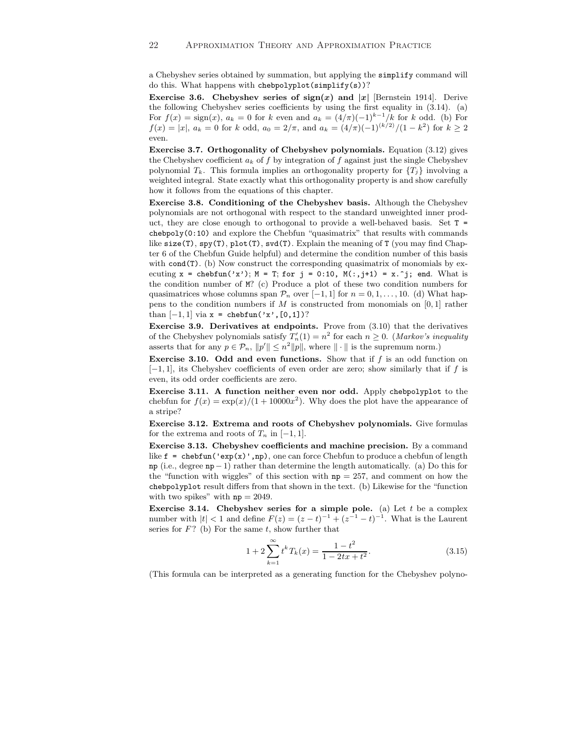a Chebyshev series obtained by summation, but applying the `simplify` command will do this. What happens with `chebpolyplot(simplify(s))`?

**Exercise 3.6. Chebyshev series of sign$(x)$ and $|x|$** [Bernstein 1914]. Derive the following Chebyshev series coefficients by using the first equality in (3.14). (a) For $f(x) = \text{sign}(x)$, $a_k = 0$ for $k$ even and $a_k = (4/\pi)(-1)^{k-1}/k$ for $k$ odd. (b) For $f(x) = |x|$, $a_k = 0$ for $k$ odd, $a_0 = 2/\pi$, and $a_k = (4/\pi)(-1)^{(k/2)}/(1-k^2)$ for $k \geq 2$ even.

**Exercise 3.7. Orthogonality of Chebyshev polynomials.** Equation (3.12) gives the Chebyshev coefficient $a_k$ of $f$ by integration of $f$ against just the single Chebyshev polynomial $T_k$. This formula implies an orthogonality property for $\{T_j\}$ involving a weighted integral. State exactly what this orthogonality property is and show carefully how it follows from the equations of this chapter.

**Exercise 3.8. Conditioning of the Chebyshev basis.** Although the Chebyshev polynomials are not orthogonal with respect to the standard unweighted inner product, they are close enough to orthogonal to provide a well-behaved basis. Set `T = chebpoly(0:10)` and explore the Chebfun "quasimatrix" that results with commands like `size(T)`, `spy(T)`, `plot(T)`, `svd(T)`. Explain the meaning of `T` (you may find Chapter 6 of the Chebfun Guide helpful) and determine the condition number of this basis with `cond(T)`. (b) Now construct the corresponding quasimatrix of monomials by executing `x = chebfun('x'); M = T; for j = 0:10, M(:,j+1) = x.^j; end`. What is the condition number of `M`? (c) Produce a plot of these two condition numbers for quasimatrices whose columns span $\mathcal{P}_n$ over $[-1,1]$ for $n = 0, 1, \ldots, 10$. (d) What happens to the condition numbers if $M$ is constructed from monomials on $[0,1]$ rather than $[-1,1]$ via `x = chebfun('x',[0,1])`?

**Exercise 3.9. Derivatives at endpoints.** Prove from (3.10) that the derivatives of the Chebyshev polynomials satisfy $T_n'(1) = n^2$ for each $n \geq 0$. (*Markov's inequality* asserts that for any $p \in \mathcal{P}_n$, $\|p'\| \leq n^2 \|p\|$, where $\|\cdot\|$ is the supremum norm.)

**Exercise 3.10. Odd and even functions.** Show that if $f$ is an odd function on $[-1,1]$, its Chebyshev coefficients of even order are zero; show similarly that if $f$ is even, its odd order coefficients are zero.

**Exercise 3.11. A function neither even nor odd.** Apply `chebpolyplot` to the chebfun for $f(x) = \exp(x)/(1+10000x^2)$. Why does the plot have the appearance of a stripe?

**Exercise 3.12. Extrema and roots of Chebyshev polynomials.** Give formulas for the extrema and roots of $T_n$ in $[-1,1]$.

**Exercise 3.13. Chebyshev coefficients and machine precision.** By a command like `f = chebfun('exp(x)',np)`, one can force Chebfun to produce a chebfun of length `np` (i.e., degree `np` $-\,1$) rather than determine the length automatically. (a) Do this for the "function with wiggles" of this section with `np` $= 257$, and comment on how the `chebpolyplot` result differs from that shown in the text. (b) Likewise for the "function with two spikes" with `np` $= 2049$.

**Exercise 3.14. Chebyshev series for a simple pole.** (a) Let $t$ be a complex number with $|t| < 1$ and define $F(z) = (z-t)^{-1} + (z^{-1}-t)^{-1}$. What is the Laurent series for $F$? (b) For the same $t$, show further that

$$1 + 2\sum_{k=1}^{\infty} t^k T_k(x) = \frac{1-t^2}{1-2tx+t^2}. \tag{3.15}$$

(This formula can be interpreted as a generating function for the Chebyshev polyno-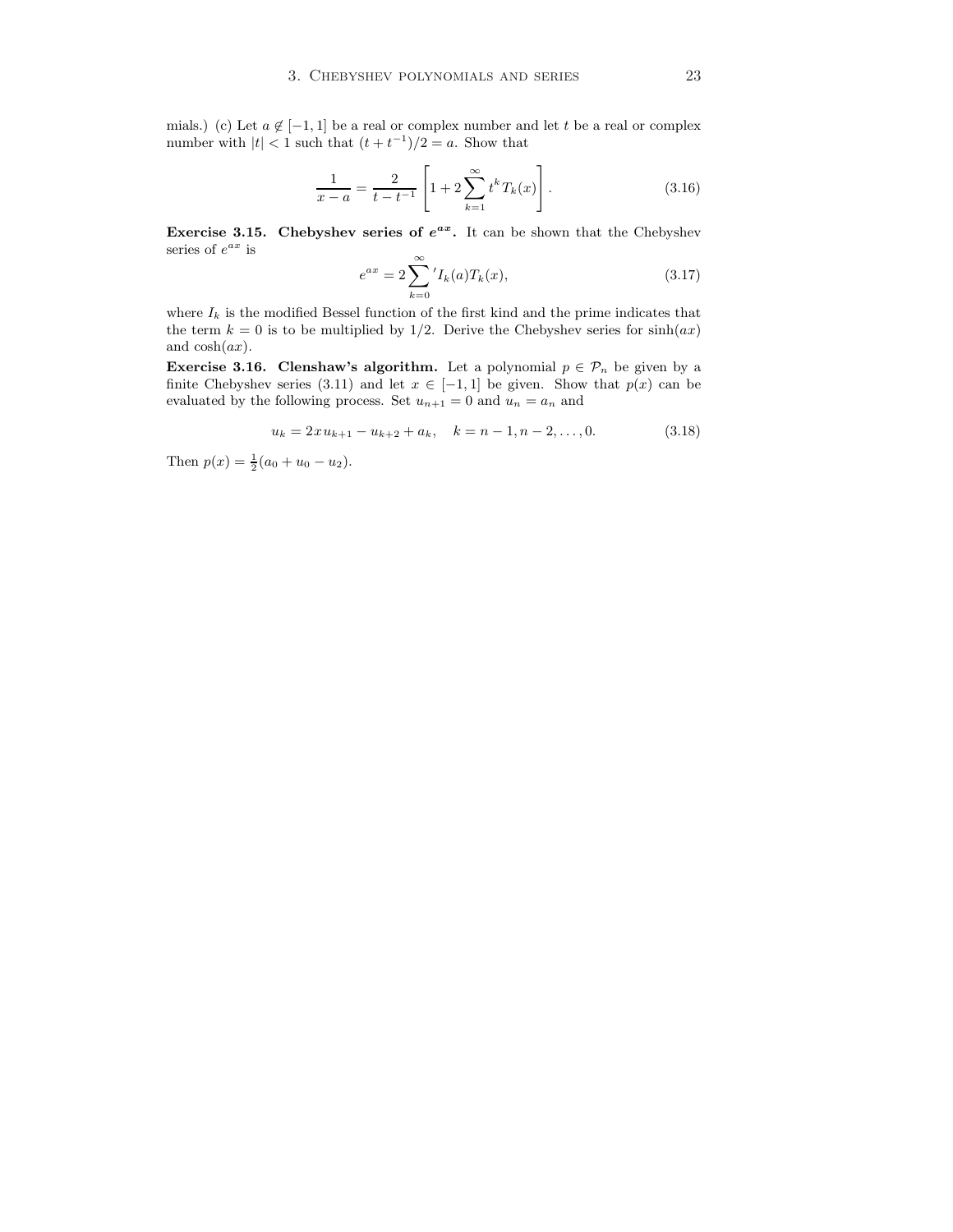mials.) (c) Let $a \notin [-1, 1]$ be a real or complex number and let $t$ be a real or complex number with $|t| < 1$ such that $(t + t^{-1})/2 = a$. Show that

$$\frac{1}{x-a} = \frac{2}{t - t^{-1}} \left[ 1 + 2 \sum_{k=1}^{\infty} t^k T_k(x) \right]. \tag{3.16}$$

**Exercise 3.15. Chebyshev series of $e^{ax}$.** It can be shown that the Chebyshev series of $e^{ax}$ is

$$e^{ax} = 2 \sum_{k=0}^{\infty}{}' I_k(a) T_k(x), \tag{3.17}$$

where $I_k$ is the modified Bessel function of the first kind and the prime indicates that the term $k = 0$ is to be multiplied by $1/2$. Derive the Chebyshev series for $\sinh(ax)$ and $\cosh(ax)$.

**Exercise 3.16. Clenshaw's algorithm.** Let a polynomial $p \in \mathcal{P}_n$ be given by a finite Chebyshev series (3.11) and let $x \in [-1, 1]$ be given. Show that $p(x)$ can be evaluated by the following process. Set $u_{n+1} = 0$ and $u_n = a_n$ and

$$u_k = 2x u_{k+1} - u_{k+2} + a_k, \quad k = n-1, n-2, \ldots, 0. \tag{3.18}$$

Then $p(x) = \frac{1}{2}(a_0 + u_0 - u_2)$.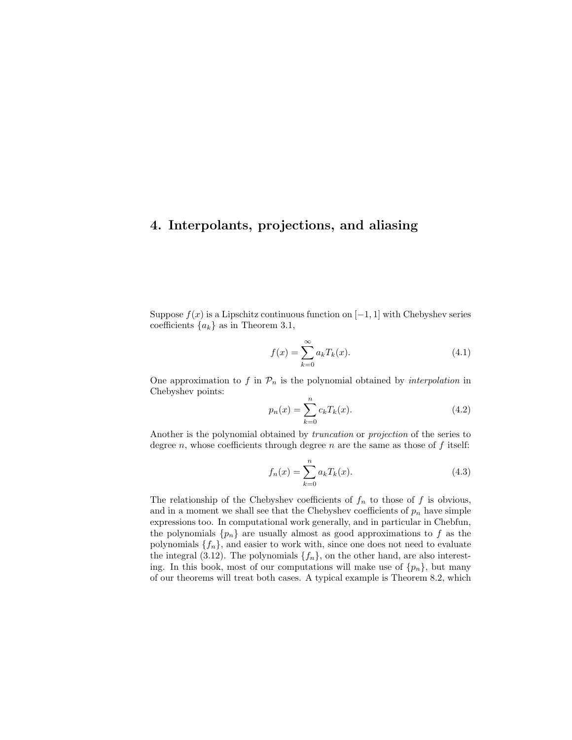# 4. Interpolants, projections, and aliasing

Suppose $f(x)$ is a Lipschitz continuous function on $[-1,1]$ with Chebyshev series coefficients $\{a_k\}$ as in Theorem 3.1,

$$f(x) = \sum_{k=0}^{\infty} a_k T_k(x). \tag{4.1}$$

One approximation to $f$ in $\mathcal{P}_n$ is the polynomial obtained by *interpolation* in Chebyshev points:

$$p_n(x) = \sum_{k=0}^{n} c_k T_k(x). \tag{4.2}$$

Another is the polynomial obtained by *truncation* or *projection* of the series to degree $n$, whose coefficients through degree $n$ are the same as those of $f$ itself:

$$f_n(x) = \sum_{k=0}^{n} a_k T_k(x). \tag{4.3}$$

The relationship of the Chebyshev coefficients of $f_n$ to those of $f$ is obvious, and in a moment we shall see that the Chebyshev coefficients of $p_n$ have simple expressions too. In computational work generally, and in particular in Chebfun, the polynomials $\{p_n\}$ are usually almost as good approximations to $f$ as the polynomials $\{f_n\}$, and easier to work with, since one does not need to evaluate the integral (3.12). The polynomials $\{f_n\}$, on the other hand, are also interesting. In this book, most of our computations will make use of $\{p_n\}$, but many of our theorems will treat both cases. A typical example is Theorem 8.2, which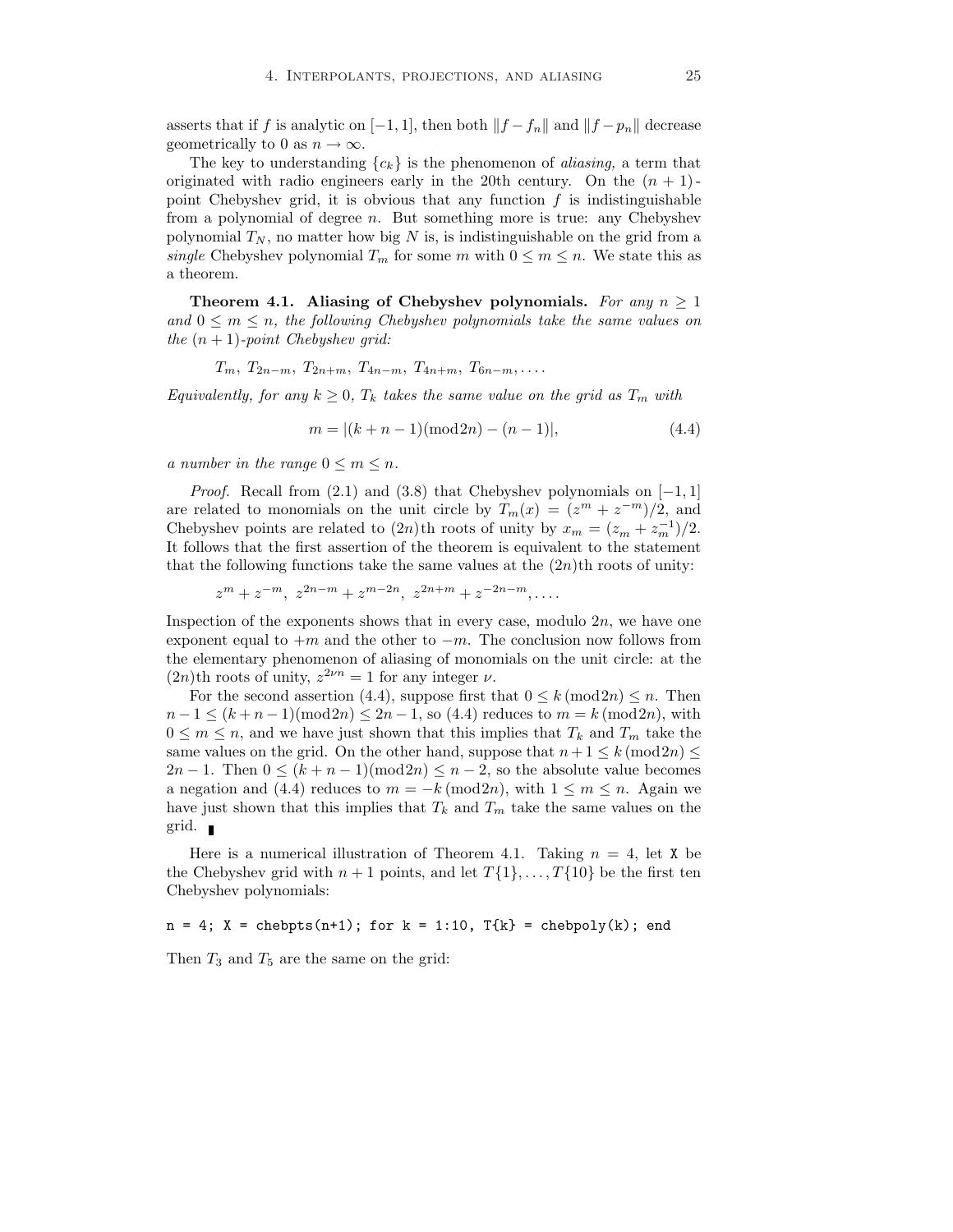asserts that if $f$ is analytic on $[-1,1]$, then both $\|f-f_n\|$ and $\|f-p_n\|$ decrease geometrically to 0 as $n\to\infty$.

The key to understanding $\{c_k\}$ is the phenomenon of *aliasing,* a term that originated with radio engineers early in the 20th century. On the $(n+1)$-point Chebyshev grid, it is obvious that any function $f$ is indistinguishable from a polynomial of degree $n$. But something more is true: any Chebyshev polynomial $T_N$, no matter how big $N$ is, is indistinguishable on the grid from a *single* Chebyshev polynomial $T_m$ for some $m$ with $0\le m\le n$. We state this as a theorem.

**Theorem 4.1. Aliasing of Chebyshev polynomials.** *For any $n\ge 1$ and $0\le m\le n$, the following Chebyshev polynomials take the same values on the $(n+1)$-point Chebyshev grid:*

$$T_m,\ T_{2n-m},\ T_{2n+m},\ T_{4n-m},\ T_{4n+m},\ T_{6n-m},\dots.$$

*Equivalently, for any $k\ge 0$, $T_k$ takes the same value on the grid as $T_m$ with*

$$m = |(k+n-1)(\mathrm{mod}\,2n)-(n-1)|, \tag{4.4}$$

*a number in the range $0\le m\le n$.*

*Proof.* Recall from (2.1) and (3.8) that Chebyshev polynomials on $[-1,1]$ are related to monomials on the unit circle by $T_m(x)=(z^m+z^{-m})/2$, and Chebyshev points are related to $(2n)$th roots of unity by $x_m=(z_m+z_m^{-1})/2$. It follows that the first assertion of the theorem is equivalent to the statement that the following functions take the same values at the $(2n)$th roots of unity:

$$z^m+z^{-m},\ z^{2n-m}+z^{m-2n},\ z^{2n+m}+z^{-2n-m},\dots.$$

Inspection of the exponents shows that in every case, modulo $2n$, we have one exponent equal to $+m$ and the other to $-m$. The conclusion now follows from the elementary phenomenon of aliasing of monomials on the unit circle: at the $(2n)$th roots of unity, $z^{2\nu n}=1$ for any integer $\nu$.

For the second assertion (4.4), suppose first that $0\le k\,(\mathrm{mod}\,2n)\le n$. Then $n-1\le (k+n-1)(\mathrm{mod}\,2n)\le 2n-1$, so (4.4) reduces to $m=k\,(\mathrm{mod}\,2n)$, with $0\le m\le n$, and we have just shown that this implies that $T_k$ and $T_m$ take the same values on the grid. On the other hand, suppose that $n+1\le k\,(\mathrm{mod}\,2n)\le 2n-1$. Then $0\le (k+n-1)(\mathrm{mod}\,2n)\le n-2$, so the absolute value becomes a negation and (4.4) reduces to $m=-k\,(\mathrm{mod}\,2n)$, with $1\le m\le n$. Again we have just shown that this implies that $T_k$ and $T_m$ take the same values on the grid. ∎

Here is a numerical illustration of Theorem 4.1. Taking $n=4$, let `X` be the Chebyshev grid with $n+1$ points, and let $T\{1\},\dots,T\{10\}$ be the first ten Chebyshev polynomials:

```
n = 4; X = chebpts(n+1); for k = 1:10, T{k} = chebpoly(k); end
```

Then $T_3$ and $T_5$ are the same on the grid: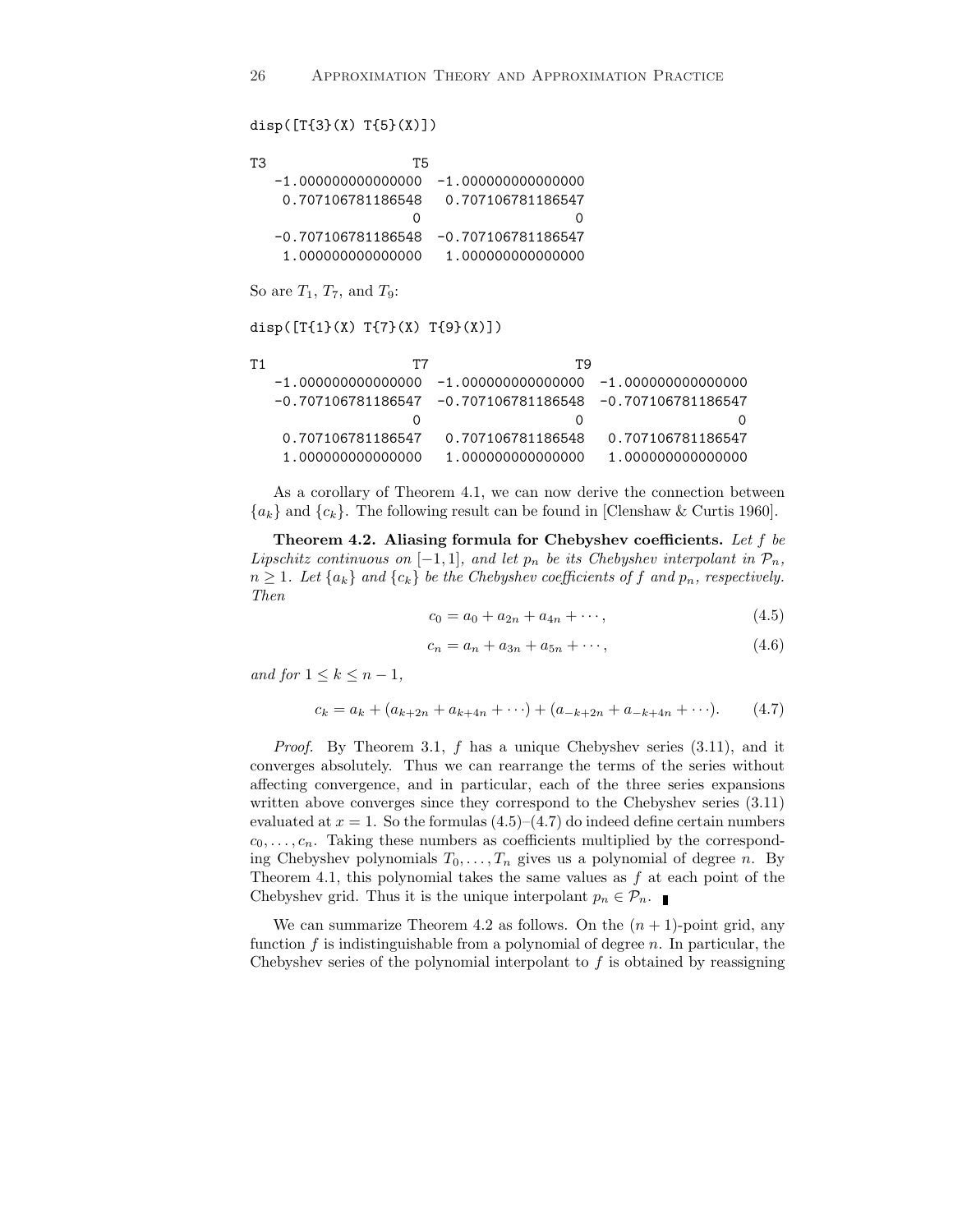```
disp([T{3}(X) T{5}(X)])

T3                 T5
  -1.000000000000000  -1.000000000000000
   0.707106781186548   0.707106781186547
                   0                   0
  -0.707106781186548  -0.707106781186547
   1.000000000000000   1.000000000000000
```

So are $T_1$, $T_7$, and $T_9$:

```
disp([T{1}(X) T{7}(X) T{9}(X)])

T1                 T7                 T9
  -1.000000000000000  -1.000000000000000  -1.000000000000000
  -0.707106781186547  -0.707106781186548  -0.707106781186547
                   0                   0                   0
   0.707106781186547   0.707106781186548   0.707106781186547
   1.000000000000000   1.000000000000000   1.000000000000000
```

As a corollary of Theorem 4.1, we can now derive the connection between $\{a_k\}$ and $\{c_k\}$. The following result can be found in [Clenshaw & Curtis 1960].

**Theorem 4.2. Aliasing formula for Chebyshev coefficients.** *Let $f$ be Lipschitz continuous on $[-1,1]$, and let $p_n$ be its Chebyshev interpolant in $\mathcal{P}_n$, $n \geq 1$. Let $\{a_k\}$ and $\{c_k\}$ be the Chebyshev coefficients of $f$ and $p_n$, respectively. Then*

$$c_0 = a_0 + a_{2n} + a_{4n} + \cdots, \tag{4.5}$$

$$c_n = a_n + a_{3n} + a_{5n} + \cdots, \tag{4.6}$$

*and for $1 \leq k \leq n-1$,*

$$c_k = a_k + (a_{k+2n} + a_{k+4n} + \cdots) + (a_{-k+2n} + a_{-k+4n} + \cdots). \tag{4.7}$$

*Proof.* By Theorem 3.1, $f$ has a unique Chebyshev series (3.11), and it converges absolutely. Thus we can rearrange the terms of the series without affecting convergence, and in particular, each of the three series expansions written above converges since they correspond to the Chebyshev series (3.11) evaluated at $x = 1$. So the formulas (4.5)–(4.7) do indeed define certain numbers $c_0, \ldots, c_n$. Taking these numbers as coefficients multiplied by the corresponding Chebyshev polynomials $T_0, \ldots, T_n$ gives us a polynomial of degree $n$. By Theorem 4.1, this polynomial takes the same values as $f$ at each point of the Chebyshev grid. Thus it is the unique interpolant $p_n \in \mathcal{P}_n$. ∎

We can summarize Theorem 4.2 as follows. On the $(n+1)$-point grid, any function $f$ is indistinguishable from a polynomial of degree $n$. In particular, the Chebyshev series of the polynomial interpolant to $f$ is obtained by reassigning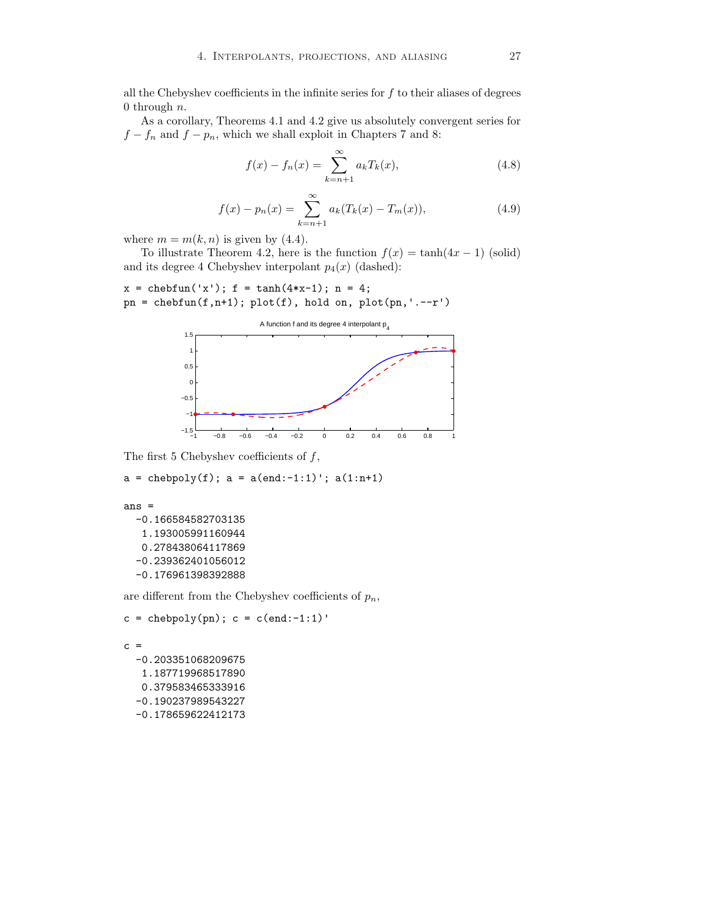all the Chebyshev coefficients in the infinite series for $f$ to their aliases of degrees 0 through $n$.

As a corollary, Theorems 4.1 and 4.2 give us absolutely convergent series for $f - f_n$ and $f - p_n$, which we shall exploit in Chapters 7 and 8:

$$f(x) - f_n(x) = \sum_{k=n+1}^{\infty} a_k T_k(x), \tag{4.8}$$

$$f(x) - p_n(x) = \sum_{k=n+1}^{\infty} a_k (T_k(x) - T_m(x)), \tag{4.9}$$

where $m = m(k, n)$ is given by (4.4).

To illustrate Theorem 4.2, here is the function $f(x) = \tanh(4x - 1)$ (solid) and its degree 4 Chebyshev interpolant $p_4(x)$ (dashed):

```
x = chebfun('x'); f = tanh(4*x-1); n = 4;
pn = chebfun(f,n+1); plot(f), hold on, plot(pn,'.--r')
```

The first 5 Chebyshev coefficients of $f$,

```
a = chebpoly(f); a = a(end:-1:1)'; a(1:n+1)

ans =
  -0.166584582703135
   1.193005991160944
   0.278438064117869
  -0.239362401056012
  -0.176961398392888
```

are different from the Chebyshev coefficients of $p_n$,

```
c = chebpoly(pn); c = c(end:-1:1)'

c =
  -0.203351068209675
   1.187719968517890
   0.379583465333916
  -0.190237989543227
  -0.178659622412173
```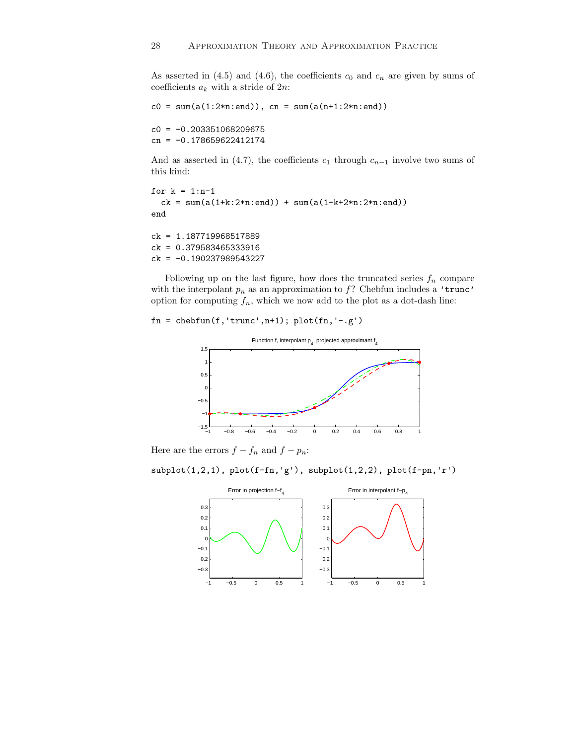As asserted in (4.5) and (4.6), the coefficients $c_0$ and $c_n$ are given by sums of coefficients $a_k$ with a stride of $2n$:

```
c0 = sum(a(1:2*n:end)), cn = sum(a(n+1:2*n:end))
```

```
c0 = -0.203351068209675
cn = -0.178659622412174
```

And as asserted in (4.7), the coefficients $c_1$ through $c_{n-1}$ involve two sums of this kind:

```
for k = 1:n-1
  ck = sum(a(1+k:2*n:end)) + sum(a(1-k+2*n:2*n:end))
end
```

```
ck = 1.187719968517889
ck = 0.379583465333916
ck = -0.190237989543227
```

Following up on the last figure, how does the truncated series $f_n$ compare with the interpolant $p_n$ as an approximation to $f$? Chebfun includes a 'trunc' option for computing $f_n$, which we now add to the plot as a dot-dash line:

```
fn = chebfun(f,'trunc',n+1); plot(fn,'-.g')
```

Here are the errors $f - f_n$ and $f - p_n$:

```
subplot(1,2,1), plot(f-fn,'g'), subplot(1,2,2), plot(f-pn,'r')
```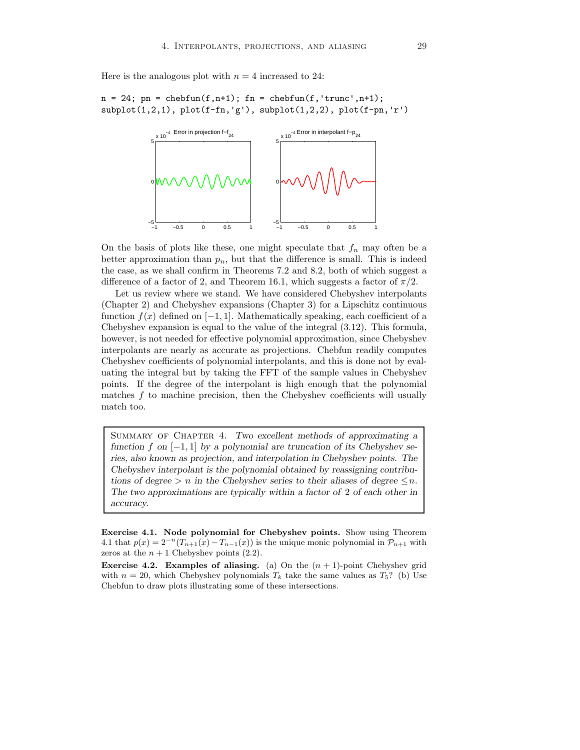Here is the analogous plot with $n = 4$ increased to 24:

```
n = 24; pn = chebfun(f,n+1); fn = chebfun(f,'trunc',n+1);
subplot(1,2,1), plot(f-fn,'g'), subplot(1,2,2), plot(f-pn,'r')
```

On the basis of plots like these, one might speculate that $f_n$ may often be a better approximation than $p_n$, but that the difference is small. This is indeed the case, as we shall confirm in Theorems 7.2 and 8.2, both of which suggest a difference of a factor of 2, and Theorem 16.1, which suggests a factor of $\pi/2$.

Let us review where we stand. We have considered Chebyshev interpolants (Chapter 2) and Chebyshev expansions (Chapter 3) for a Lipschitz continuous function $f(x)$ defined on $[-1, 1]$. Mathematically speaking, each coefficient of a Chebyshev expansion is equal to the value of the integral (3.12). This formula, however, is not needed for effective polynomial approximation, since Chebyshev interpolants are nearly as accurate as projections. Chebfun readily computes Chebyshev coefficients of polynomial interpolants, and this is done not by evaluating the integral but by taking the FFT of the sample values in Chebyshev points. If the degree of the interpolant is high enough that the polynomial matches $f$ to machine precision, then the Chebyshev coefficients will usually match too.

> SUMMARY OF CHAPTER 4. *Two excellent methods of approximating a function $f$ on $[-1, 1]$ by a polynomial are truncation of its Chebyshev series, also known as projection, and interpolation in Chebyshev points. The Chebyshev interpolant is the polynomial obtained by reassigning contributions of degree $> n$ in the Chebyshev series to their aliases of degree $\le n$. The two approximations are typically within a factor of 2 of each other in accuracy.*

**Exercise 4.1. Node polynomial for Chebyshev points.** Show using Theorem 4.1 that $p(x) = 2^{-n}(T_{n+1}(x) - T_{n-1}(x))$ is the unique monic polynomial in $\mathcal{P}_{n+1}$ with zeros at the $n + 1$ Chebyshev points (2.2).

**Exercise 4.2. Examples of aliasing.** (a) On the $(n + 1)$-point Chebyshev grid with $n = 20$, which Chebyshev polynomials $T_k$ take the same values as $T_5$? (b) Use Chebfun to draw plots illustrating some of these intersections.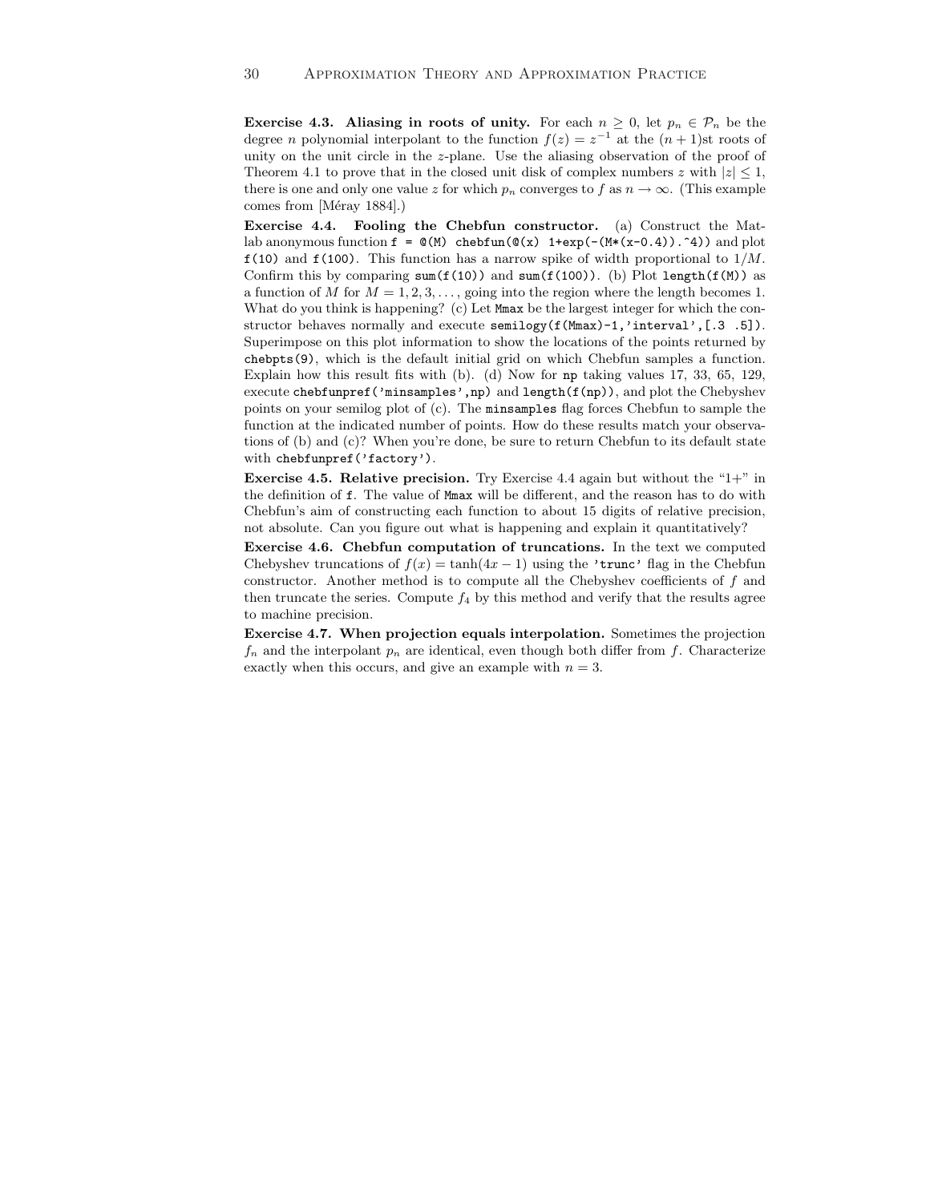**Exercise 4.3. Aliasing in roots of unity.** For each $n \geq 0$, let $p_n \in \mathcal{P}_n$ be the degree $n$ polynomial interpolant to the function $f(z) = z^{-1}$ at the $(n+1)$st roots of unity on the unit circle in the $z$-plane. Use the aliasing observation of the proof of Theorem 4.1 to prove that in the closed unit disk of complex numbers $z$ with $|z| \leq 1$, there is one and only one value $z$ for which $p_n$ converges to $f$ as $n \to \infty$. (This example comes from [Méray 1884].)

**Exercise 4.4. Fooling the Chebfun constructor.** (a) Construct the Matlab anonymous function `f = @(M) chebfun(@(x) 1+exp(-(M*(x-0.4)).^4))` and plot `f(10)` and `f(100)`. This function has a narrow spike of width proportional to $1/M$. Confirm this by comparing `sum(f(10))` and `sum(f(100))`. (b) Plot `length(f(M))` as a function of $M$ for $M = 1, 2, 3, \ldots$, going into the region where the length becomes 1. What do you think is happening? (c) Let `Mmax` be the largest integer for which the constructor behaves normally and execute `semilogy(f(Mmax)-1,'interval',[.3 .5])`. Superimpose on this plot information to show the locations of the points returned by `chebpts(9)`, which is the default initial grid on which Chebfun samples a function. Explain how this result fits with (b). (d) Now for `np` taking values 17, 33, 65, 129, execute `chebfunpref('minsamples',np)` and `length(f(np))`, and plot the Chebyshev points on your semilog plot of (c). The `minsamples` flag forces Chebfun to sample the function at the indicated number of points. How do these results match your observations of (b) and (c)? When you're done, be sure to return Chebfun to its default state with `chebfunpref('factory')`.

**Exercise 4.5. Relative precision.** Try Exercise 4.4 again but without the "1+" in the definition of `f`. The value of `Mmax` will be different, and the reason has to do with Chebfun's aim of constructing each function to about 15 digits of relative precision, not absolute. Can you figure out what is happening and explain it quantitatively?

**Exercise 4.6. Chebfun computation of truncations.** In the text we computed Chebyshev truncations of $f(x) = \tanh(4x - 1)$ using the `'trunc'` flag in the Chebfun constructor. Another method is to compute all the Chebyshev coefficients of $f$ and then truncate the series. Compute $f_4$ by this method and verify that the results agree to machine precision.

**Exercise 4.7. When projection equals interpolation.** Sometimes the projection $f_n$ and the interpolant $p_n$ are identical, even though both differ from $f$. Characterize exactly when this occurs, and give an example with $n = 3$.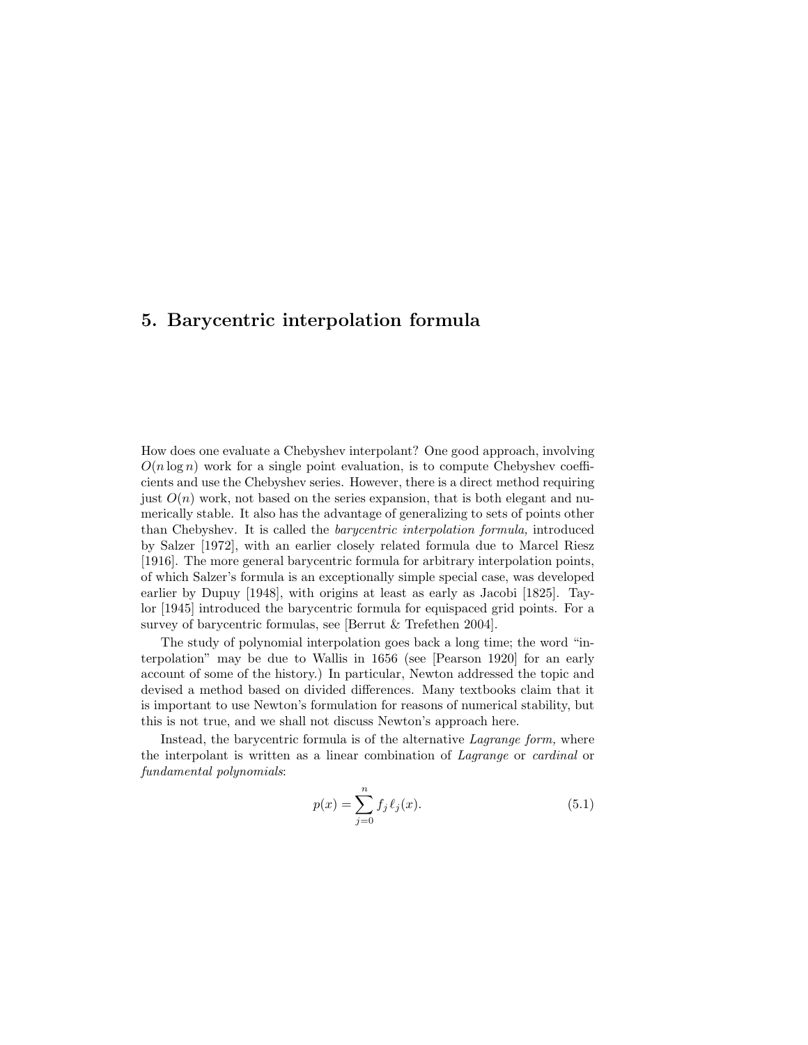# 5. Barycentric interpolation formula

How does one evaluate a Chebyshev interpolant? One good approach, involving $O(n \log n)$ work for a single point evaluation, is to compute Chebyshev coefficients and use the Chebyshev series. However, there is a direct method requiring just $O(n)$ work, not based on the series expansion, that is both elegant and numerically stable. It also has the advantage of generalizing to sets of points other than Chebyshev. It is called the *barycentric interpolation formula,* introduced by Salzer [1972], with an earlier closely related formula due to Marcel Riesz [1916]. The more general barycentric formula for arbitrary interpolation points, of which Salzer's formula is an exceptionally simple special case, was developed earlier by Dupuy [1948], with origins at least as early as Jacobi [1825]. Taylor [1945] introduced the barycentric formula for equispaced grid points. For a survey of barycentric formulas, see [Berrut & Trefethen 2004].

The study of polynomial interpolation goes back a long time; the word "interpolation" may be due to Wallis in 1656 (see [Pearson 1920] for an early account of some of the history.) In particular, Newton addressed the topic and devised a method based on divided differences. Many textbooks claim that it is important to use Newton's formulation for reasons of numerical stability, but this is not true, and we shall not discuss Newton's approach here.

Instead, the barycentric formula is of the alternative *Lagrange form,* where the interpolant is written as a linear combination of *Lagrange* or *cardinal* or *fundamental polynomials*:

$$p(x) = \sum_{j=0}^{n} f_j \, \ell_j(x). \tag{5.1}$$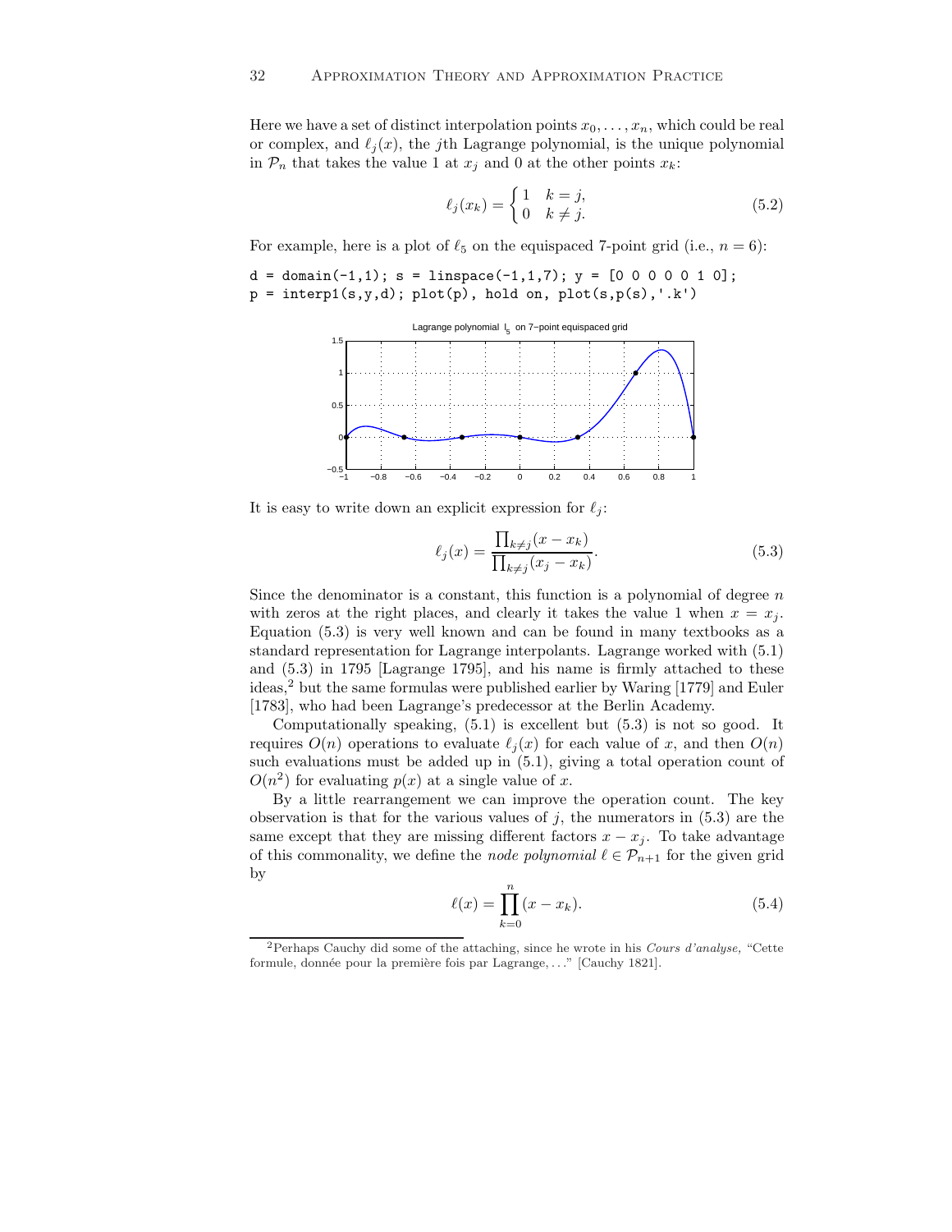Here we have a set of distinct interpolation points $x_0, \ldots, x_n$, which could be real or complex, and $\ell_j(x)$, the $j$th Lagrange polynomial, is the unique polynomial in $\mathcal{P}_n$ that takes the value 1 at $x_j$ and 0 at the other points $x_k$:

$$\ell_j(x_k) = \begin{cases} 1 & k = j, \\ 0 & k \neq j. \end{cases} \tag{5.2}$$

For example, here is a plot of $\ell_5$ on the equispaced 7-point grid (i.e., $n = 6$):

```
d = domain(-1,1); s = linspace(-1,1,7); y = [0 0 0 0 0 1 0];
p = interp1(s,y,d); plot(p), hold on, plot(s,p(s),'.k')
```

Lagrange polynomial $l_5$ on 7–point equispaced grid

It is easy to write down an explicit expression for $\ell_j$:

$$\ell_j(x) = \frac{\prod_{k \neq j}(x - x_k)}{\prod_{k \neq j}(x_j - x_k)}. \tag{5.3}$$

Since the denominator is a constant, this function is a polynomial of degree $n$ with zeros at the right places, and clearly it takes the value 1 when $x = x_j$. Equation (5.3) is very well known and can be found in many textbooks as a standard representation for Lagrange interpolants. Lagrange worked with (5.1) and (5.3) in 1795 [Lagrange 1795], and his name is firmly attached to these ideas,[2] but the same formulas were published earlier by Waring [1779] and Euler [1783], who had been Lagrange's predecessor at the Berlin Academy.

Computationally speaking, (5.1) is excellent but (5.3) is not so good. It requires $O(n)$ operations to evaluate $\ell_j(x)$ for each value of $x$, and then $O(n)$ such evaluations must be added up in (5.1), giving a total operation count of $O(n^2)$ for evaluating $p(x)$ at a single value of $x$.

By a little rearrangement we can improve the operation count. The key observation is that for the various values of $j$, the numerators in (5.3) are the same except that they are missing different factors $x - x_j$. To take advantage of this commonality, we define the *node polynomial* $\ell \in \mathcal{P}_{n+1}$ for the given grid by

$$\ell(x) = \prod_{k=0}^{n}(x - x_k). \tag{5.4}$$

[2] Perhaps Cauchy did some of the attaching, since he wrote in his *Cours d'analyse,* "Cette formule, donnée pour la première fois par Lagrange, ..." [Cauchy 1821].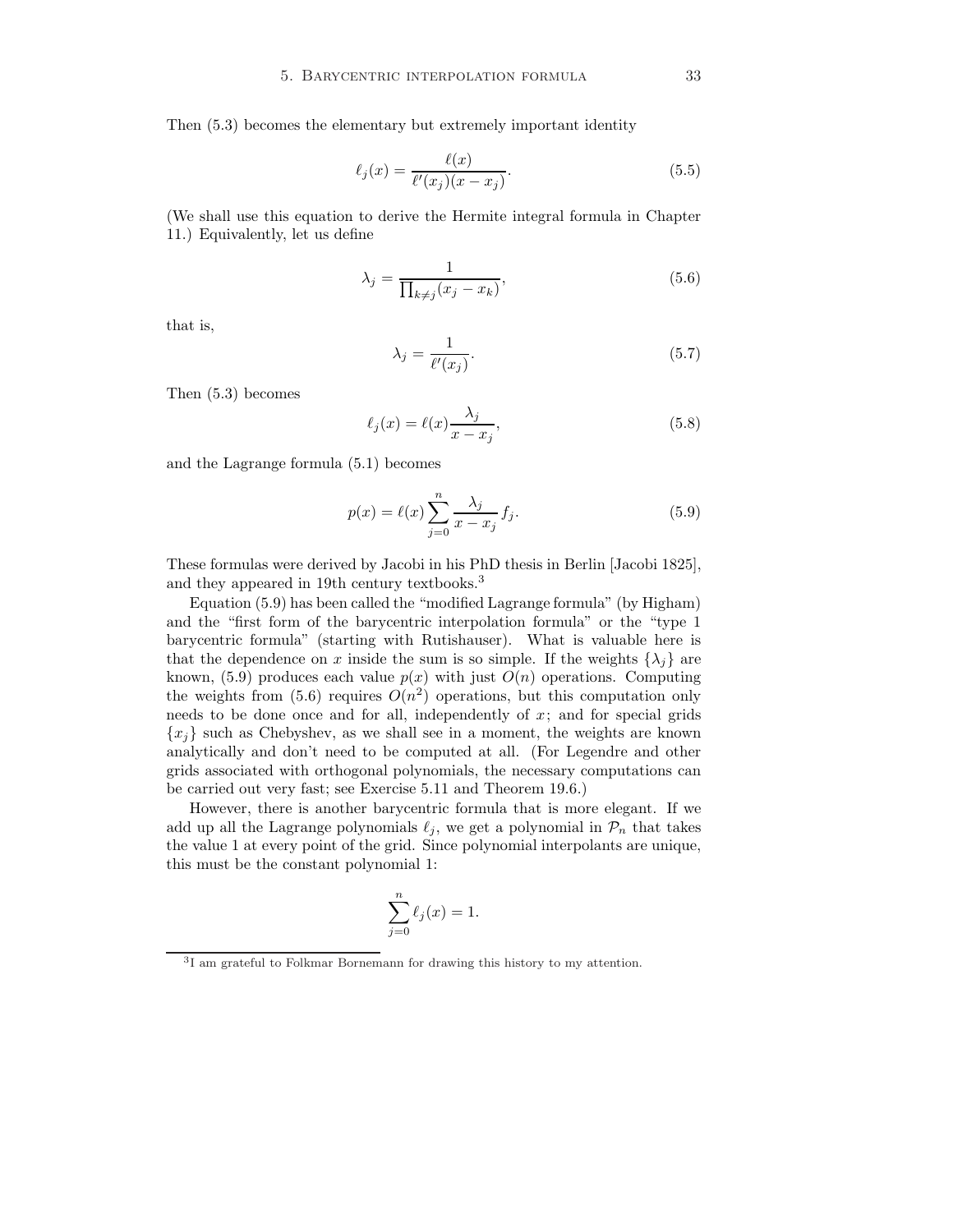Then (5.3) becomes the elementary but extremely important identity

$$\ell_j(x) = \frac{\ell(x)}{\ell'(x_j)(x - x_j)}. \tag{5.5}$$

(We shall use this equation to derive the Hermite integral formula in Chapter 11.) Equivalently, let us define

$$\lambda_j = \frac{1}{\prod_{k \neq j}(x_j - x_k)}, \tag{5.6}$$

that is,

$$\lambda_j = \frac{1}{\ell'(x_j)}. \tag{5.7}$$

Then (5.3) becomes

$$\ell_j(x) = \ell(x)\frac{\lambda_j}{x - x_j}, \tag{5.8}$$

and the Lagrange formula (5.1) becomes

$$p(x) = \ell(x)\sum_{j=0}^{n} \frac{\lambda_j}{x - x_j} f_j. \tag{5.9}$$

These formulas were derived by Jacobi in his PhD thesis in Berlin [Jacobi 1825], and they appeared in 19th century textbooks.[3]

Equation (5.9) has been called the "modified Lagrange formula" (by Higham) and the "first form of the barycentric interpolation formula" or the "type 1 barycentric formula" (starting with Rutishauser). What is valuable here is that the dependence on $x$ inside the sum is so simple. If the weights $\{\lambda_j\}$ are known, (5.9) produces each value $p(x)$ with just $O(n)$ operations. Computing the weights from (5.6) requires $O(n^2)$ operations, but this computation only needs to be done once and for all, independently of $x$; and for special grids $\{x_j\}$ such as Chebyshev, as we shall see in a moment, the weights are known analytically and don't need to be computed at all. (For Legendre and other grids associated with orthogonal polynomials, the necessary computations can be carried out very fast; see Exercise 5.11 and Theorem 19.6.)

However, there is another barycentric formula that is more elegant. If we add up all the Lagrange polynomials $\ell_j$, we get a polynomial in $\mathcal{P}_n$ that takes the value 1 at every point of the grid. Since polynomial interpolants are unique, this must be the constant polynomial 1:

$$\sum_{j=0}^{n} \ell_j(x) = 1.$$

[3] I am grateful to Folkmar Bornemann for drawing this history to my attention.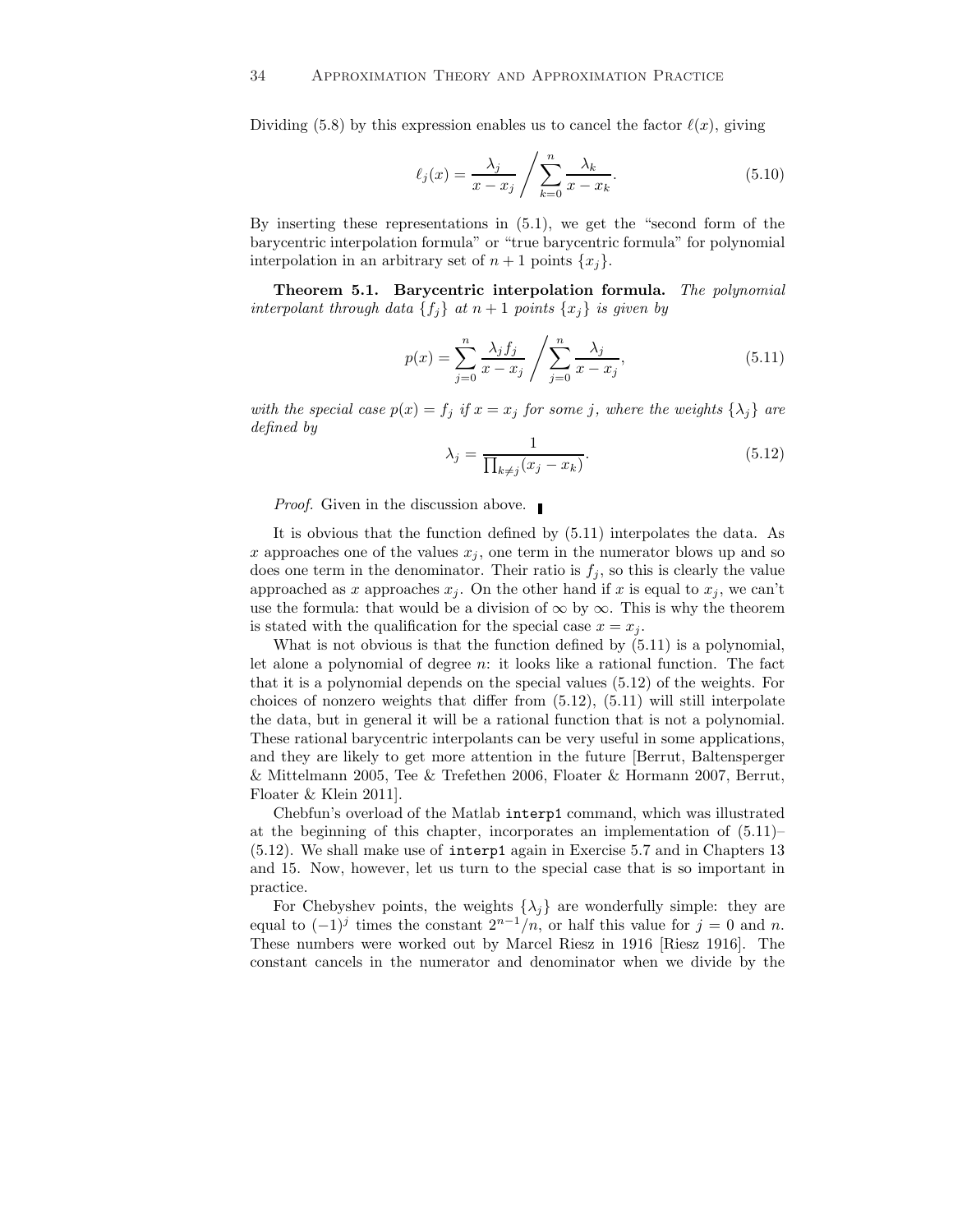Dividing (5.8) by this expression enables us to cancel the factor $\ell(x)$, giving

$$\ell_j(x) = \frac{\lambda_j}{x - x_j} \bigg/ \sum_{k=0}^{n} \frac{\lambda_k}{x - x_k}. \tag{5.10}$$

By inserting these representations in (5.1), we get the "second form of the barycentric interpolation formula" or "true barycentric formula" for polynomial interpolation in an arbitrary set of $n+1$ points $\{x_j\}$.

**Theorem 5.1. Barycentric interpolation formula.** *The polynomial interpolant through data $\{f_j\}$ at $n+1$ points $\{x_j\}$ is given by*

$$p(x) = \sum_{j=0}^{n} \frac{\lambda_j f_j}{x - x_j} \bigg/ \sum_{j=0}^{n} \frac{\lambda_j}{x - x_j}, \tag{5.11}$$

*with the special case $p(x) = f_j$ if $x = x_j$ for some $j$, where the weights $\{\lambda_j\}$ are defined by*

$$\lambda_j = \frac{1}{\prod_{k \neq j}(x_j - x_k)}. \tag{5.12}$$

*Proof.* Given in the discussion above. ∎

It is obvious that the function defined by (5.11) interpolates the data. As $x$ approaches one of the values $x_j$, one term in the numerator blows up and so does one term in the denominator. Their ratio is $f_j$, so this is clearly the value approached as $x$ approaches $x_j$. On the other hand if $x$ is equal to $x_j$, we can't use the formula: that would be a division of $\infty$ by $\infty$. This is why the theorem is stated with the qualification for the special case $x = x_j$.

What is not obvious is that the function defined by (5.11) is a polynomial, let alone a polynomial of degree $n$: it looks like a rational function. The fact that it is a polynomial depends on the special values (5.12) of the weights. For choices of nonzero weights that differ from (5.12), (5.11) will still interpolate the data, but in general it will be a rational function that is not a polynomial. These rational barycentric interpolants can be very useful in some applications, and they are likely to get more attention in the future [Berrut, Baltensperger & Mittelmann 2005, Tee & Trefethen 2006, Floater & Hormann 2007, Berrut, Floater & Klein 2011].

Chebfun's overload of the Matlab `interp1` command, which was illustrated at the beginning of this chapter, incorporates an implementation of (5.11)–(5.12). We shall make use of `interp1` again in Exercise 5.7 and in Chapters 13 and 15. Now, however, let us turn to the special case that is so important in practice.

For Chebyshev points, the weights $\{\lambda_j\}$ are wonderfully simple: they are equal to $(-1)^j$ times the constant $2^{n-1}/n$, or half this value for $j = 0$ and $n$. These numbers were worked out by Marcel Riesz in 1916 [Riesz 1916]. The constant cancels in the numerator and denominator when we divide by the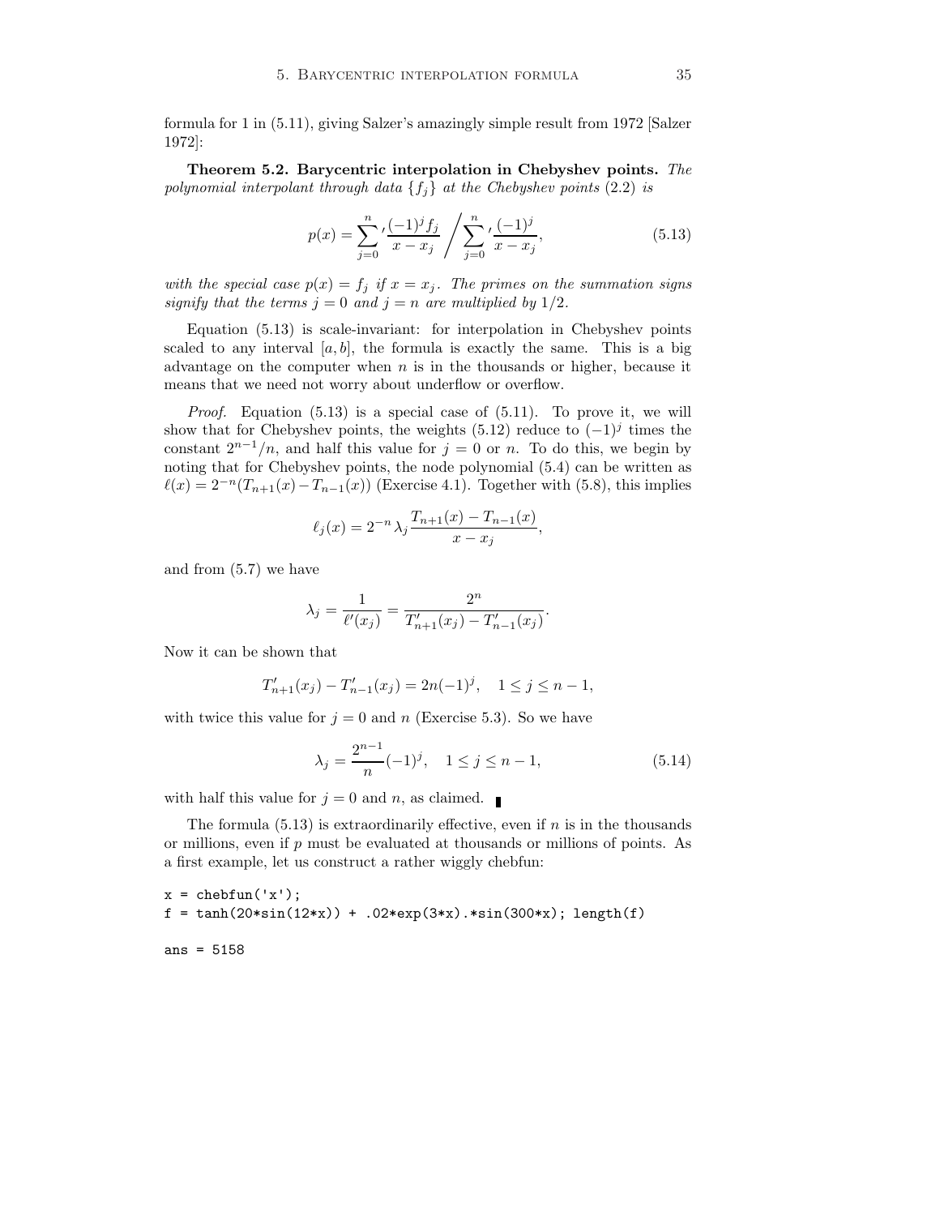formula for 1 in (5.11), giving Salzer's amazingly simple result from 1972 [Salzer 1972]:

**Theorem 5.2. Barycentric interpolation in Chebyshev points.** *The polynomial interpolant through data $\{f_j\}$ at the Chebyshev points (2.2) is*

$$p(x) = \sum_{j=0}^{n}{}' \frac{(-1)^j f_j}{x - x_j} \Bigg/ \sum_{j=0}^{n}{}' \frac{(-1)^j}{x - x_j}, \tag{5.13}$$

*with the special case $p(x) = f_j$ if $x = x_j$. The primes on the summation signs signify that the terms $j = 0$ and $j = n$ are multiplied by $1/2$.*

Equation (5.13) is scale-invariant: for interpolation in Chebyshev points scaled to any interval $[a, b]$, the formula is exactly the same. This is a big advantage on the computer when $n$ is in the thousands or higher, because it means that we need not worry about underflow or overflow.

*Proof.* Equation (5.13) is a special case of (5.11). To prove it, we will show that for Chebyshev points, the weights (5.12) reduce to $(-1)^j$ times the constant $2^{n-1}/n$, and half this value for $j = 0$ or $n$. To do this, we begin by noting that for Chebyshev points, the node polynomial (5.4) can be written as $\ell(x) = 2^{-n}(T_{n+1}(x) - T_{n-1}(x))$ (Exercise 4.1). Together with (5.8), this implies

$$\ell_j(x) = 2^{-n} \lambda_j \frac{T_{n+1}(x) - T_{n-1}(x)}{x - x_j},$$

and from (5.7) we have

$$\lambda_j = \frac{1}{\ell'(x_j)} = \frac{2^n}{T'_{n+1}(x_j) - T'_{n-1}(x_j)}.$$

Now it can be shown that

$$T'_{n+1}(x_j) - T'_{n-1}(x_j) = 2n(-1)^j, \quad 1 \le j \le n-1,$$

with twice this value for $j = 0$ and $n$ (Exercise 5.3). So we have

$$\lambda_j = \frac{2^{n-1}}{n}(-1)^j, \quad 1 \le j \le n-1, \tag{5.14}$$

with half this value for $j = 0$ and $n$, as claimed. ∎

The formula (5.13) is extraordinarily effective, even if $n$ is in the thousands or millions, even if $p$ must be evaluated at thousands or millions of points. As a first example, let us construct a rather wiggly chebfun:

```
x = chebfun('x');
f = tanh(20*sin(12*x)) + .02*exp(3*x).*sin(300*x); length(f)

ans = 5158
```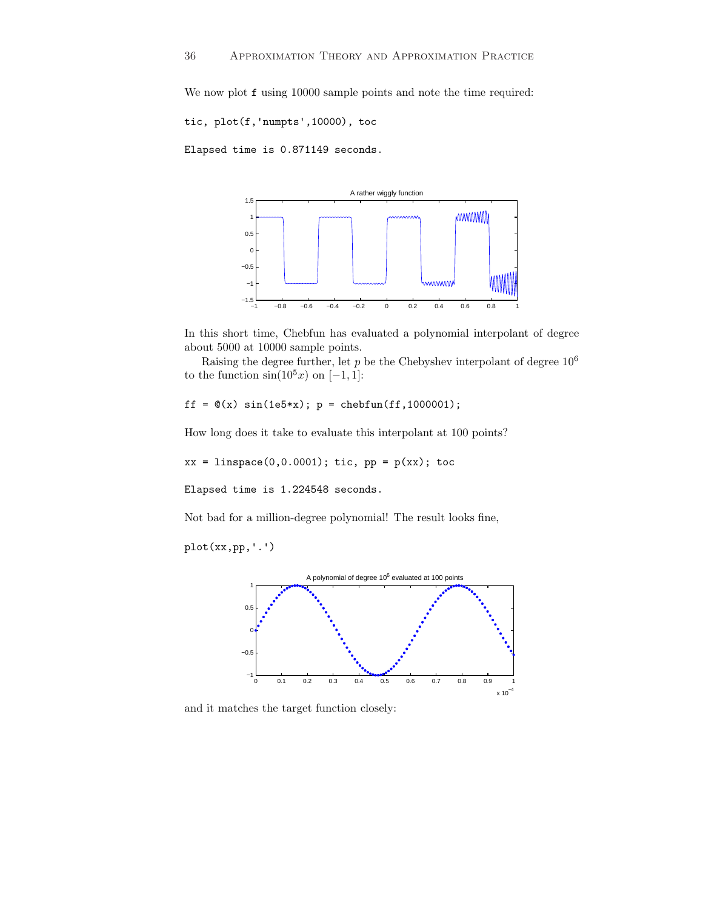We now plot f using 10000 sample points and note the time required:

```
tic, plot(f,'numpts',10000), toc
```

```
Elapsed time is 0.871149 seconds.
```

In this short time, Chebfun has evaluated a polynomial interpolant of degree about 5000 at 10000 sample points.

Raising the degree further, let $p$ be the Chebyshev interpolant of degree $10^6$ to the function $\sin(10^5 x)$ on $[-1,1]$:

```
ff = @(x) sin(1e5*x); p = chebfun(ff,1000001);
```

How long does it take to evaluate this interpolant at 100 points?

```
xx = linspace(0,0.0001); tic, pp = p(xx); toc
```

```
Elapsed time is 1.224548 seconds.
```

Not bad for a million-degree polynomial! The result looks fine,

```
plot(xx,pp,'.')
```

and it matches the target function closely: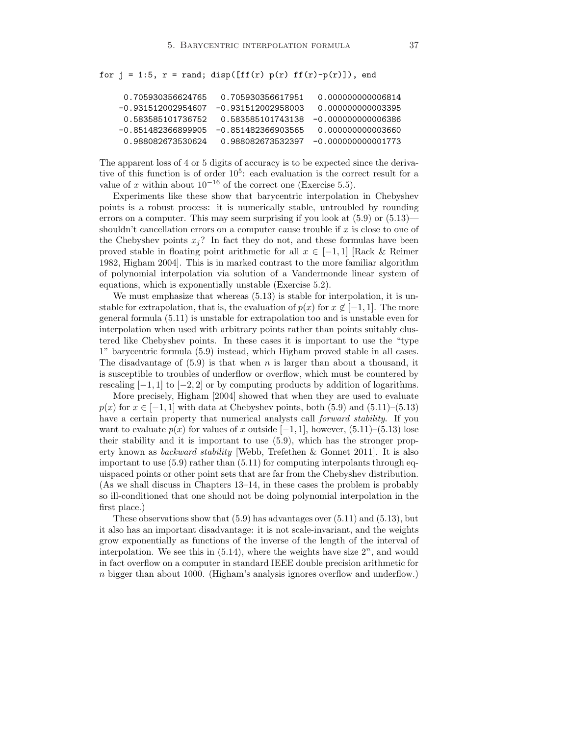```
for j = 1:5, r = rand; disp([ff(r) p(r) ff(r)-p(r)]), end

   0.705930356624765   0.705930356617951   0.000000000006814
  -0.931512002954607  -0.931512002958003   0.000000000003395
   0.583585101736752   0.583585101743138  -0.000000000006386
  -0.851482366899905  -0.851482366903565   0.000000000003660
   0.988082673530624   0.988082673532397  -0.000000000001773
```

The apparent loss of 4 or 5 digits of accuracy is to be expected since the derivative of this function is of order $10^5$: each evaluation is the correct result for a value of $x$ within about $10^{-16}$ of the correct one (Exercise 5.5).

Experiments like these show that barycentric interpolation in Chebyshev points is a robust process: it is numerically stable, untroubled by rounding errors on a computer. This may seem surprising if you look at (5.9) or (5.13)—shouldn't cancellation errors on a computer cause trouble if $x$ is close to one of the Chebyshev points $x_j$? In fact they do not, and these formulas have been proved stable in floating point arithmetic for all $x \in [-1, 1]$ [Rack & Reimer 1982, Higham 2004]. This is in marked contrast to the more familiar algorithm of polynomial interpolation via solution of a Vandermonde linear system of equations, which is exponentially unstable (Exercise 5.2).

We must emphasize that whereas (5.13) is stable for interpolation, it is unstable for extrapolation, that is, the evaluation of $p(x)$ for $x \notin [-1, 1]$. The more general formula (5.11) is unstable for extrapolation too and is unstable even for interpolation when used with arbitrary points rather than points suitably clustered like Chebyshev points. In these cases it is important to use the "type 1" barycentric formula (5.9) instead, which Higham proved stable in all cases. The disadvantage of (5.9) is that when $n$ is larger than about a thousand, it is susceptible to troubles of underflow or overflow, which must be countered by rescaling $[-1, 1]$ to $[-2, 2]$ or by computing products by addition of logarithms.

More precisely, Higham [2004] showed that when they are used to evaluate $p(x)$ for $x \in [-1, 1]$ with data at Chebyshev points, both (5.9) and (5.11)–(5.13) have a certain property that numerical analysts call *forward stability*. If you want to evaluate $p(x)$ for values of $x$ outside $[-1, 1]$, however, (5.11)–(5.13) lose their stability and it is important to use (5.9), which has the stronger property known as *backward stability* [Webb, Trefethen & Gonnet 2011]. It is also important to use (5.9) rather than (5.11) for computing interpolants through equispaced points or other point sets that are far from the Chebyshev distribution. (As we shall discuss in Chapters 13–14, in these cases the problem is probably so ill-conditioned that one should not be doing polynomial interpolation in the first place.)

These observations show that (5.9) has advantages over (5.11) and (5.13), but it also has an important disadvantage: it is not scale-invariant, and the weights grow exponentially as functions of the inverse of the length of the interval of interpolation. We see this in (5.14), where the weights have size $2^n$, and would in fact overflow on a computer in standard IEEE double precision arithmetic for $n$ bigger than about 1000. (Higham's analysis ignores overflow and underflow.)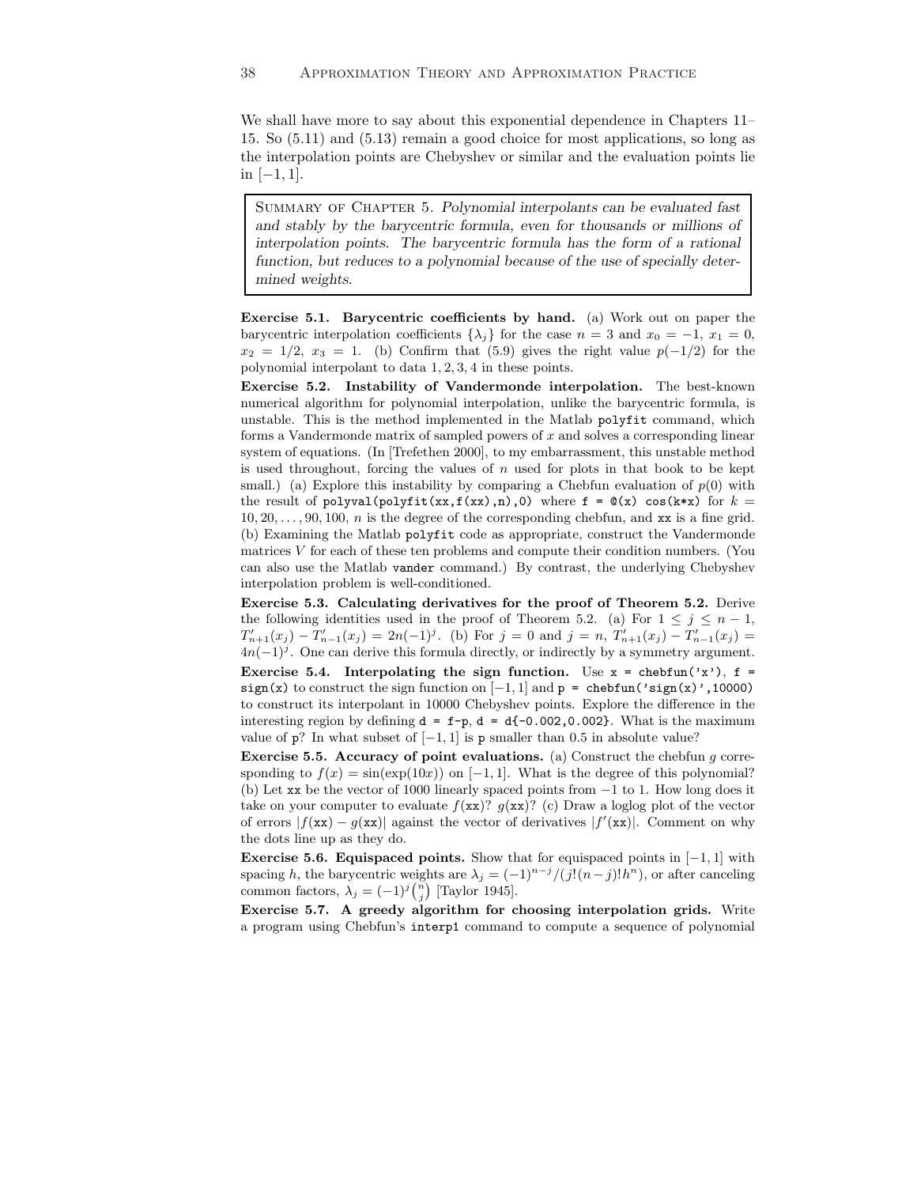We shall have more to say about this exponential dependence in Chapters 11–15. So (5.11) and (5.13) remain a good choice for most applications, so long as the interpolation points are Chebyshev or similar and the evaluation points lie in $[-1, 1]$.

> Summary of Chapter 5. *Polynomial interpolants can be evaluated fast and stably by the barycentric formula, even for thousands or millions of interpolation points. The barycentric formula has the form of a rational function, but reduces to a polynomial because of the use of specially determined weights.*

**Exercise 5.1. Barycentric coefficients by hand.** (a) Work out on paper the barycentric interpolation coefficients $\{\lambda_j\}$ for the case $n = 3$ and $x_0 = -1$, $x_1 = 0$, $x_2 = 1/2$, $x_3 = 1$. (b) Confirm that (5.9) gives the right value $p(-1/2)$ for the polynomial interpolant to data $1, 2, 3, 4$ in these points.

**Exercise 5.2. Instability of Vandermonde interpolation.** The best-known numerical algorithm for polynomial interpolation, unlike the barycentric formula, is unstable. This is the method implemented in the Matlab `polyfit` command, which forms a Vandermonde matrix of sampled powers of $x$ and solves a corresponding linear system of equations. (In [Trefethen 2000], to my embarrassment, this unstable method is used throughout, forcing the values of $n$ used for plots in that book to be kept small.) (a) Explore this instability by comparing a Chebfun evaluation of $p(0)$ with the result of `polyval(polyfit(xx,f(xx),n),0)` where `f = @(x) cos(k*x)` for $k = 10, 20, \dots, 90, 100$, $n$ is the degree of the corresponding chebfun, and `xx` is a fine grid. (b) Examining the Matlab `polyfit` code as appropriate, construct the Vandermonde matrices $V$ for each of these ten problems and compute their condition numbers. (You can also use the Matlab `vander` command.) By contrast, the underlying Chebyshev interpolation problem is well-conditioned.

**Exercise 5.3. Calculating derivatives for the proof of Theorem 5.2.** Derive the following identities used in the proof of Theorem 5.2. (a) For $1 \le j \le n-1$, $T'_{n+1}(x_j) - T'_{n-1}(x_j) = 2n(-1)^j$. (b) For $j = 0$ and $j = n$, $T'_{n+1}(x_j) - T'_{n-1}(x_j) = 4n(-1)^j$. One can derive this formula directly, or indirectly by a symmetry argument.

**Exercise 5.4. Interpolating the sign function.** Use `x = chebfun('x')`, `f = sign(x)` to construct the sign function on $[-1, 1]$ and `p = chebfun('sign(x)',10000)` to construct its interpolant in 10000 Chebyshev points. Explore the difference in the interesting region by defining `d = f-p`, `d = d{-0.002,0.002}`. What is the maximum value of `p`? In what subset of $[-1, 1]$ is `p` smaller than 0.5 in absolute value?

**Exercise 5.5. Accuracy of point evaluations.** (a) Construct the chebfun $g$ corresponding to $f(x) = \sin(\exp(10x))$ on $[-1, 1]$. What is the degree of this polynomial? (b) Let `xx` be the vector of 1000 linearly spaced points from $-1$ to 1. How long does it take on your computer to evaluate $f(\texttt{xx})$? $g(\texttt{xx})$? (c) Draw a loglog plot of the vector of errors $|f(\texttt{xx}) - g(\texttt{xx})|$ against the vector of derivatives $|f'(\texttt{xx})|$. Comment on why the dots line up as they do.

**Exercise 5.6. Equispaced points.** Show that for equispaced points in $[-1, 1]$ with spacing $h$, the barycentric weights are $\lambda_j = (-1)^{n-j}/(j!(n-j)!h^n)$, or after canceling common factors, $\lambda_j = (-1)^j \binom{n}{j}$ [Taylor 1945].

**Exercise 5.7. A greedy algorithm for choosing interpolation grids.** Write a program using Chebfun's `interp1` command to compute a sequence of polynomial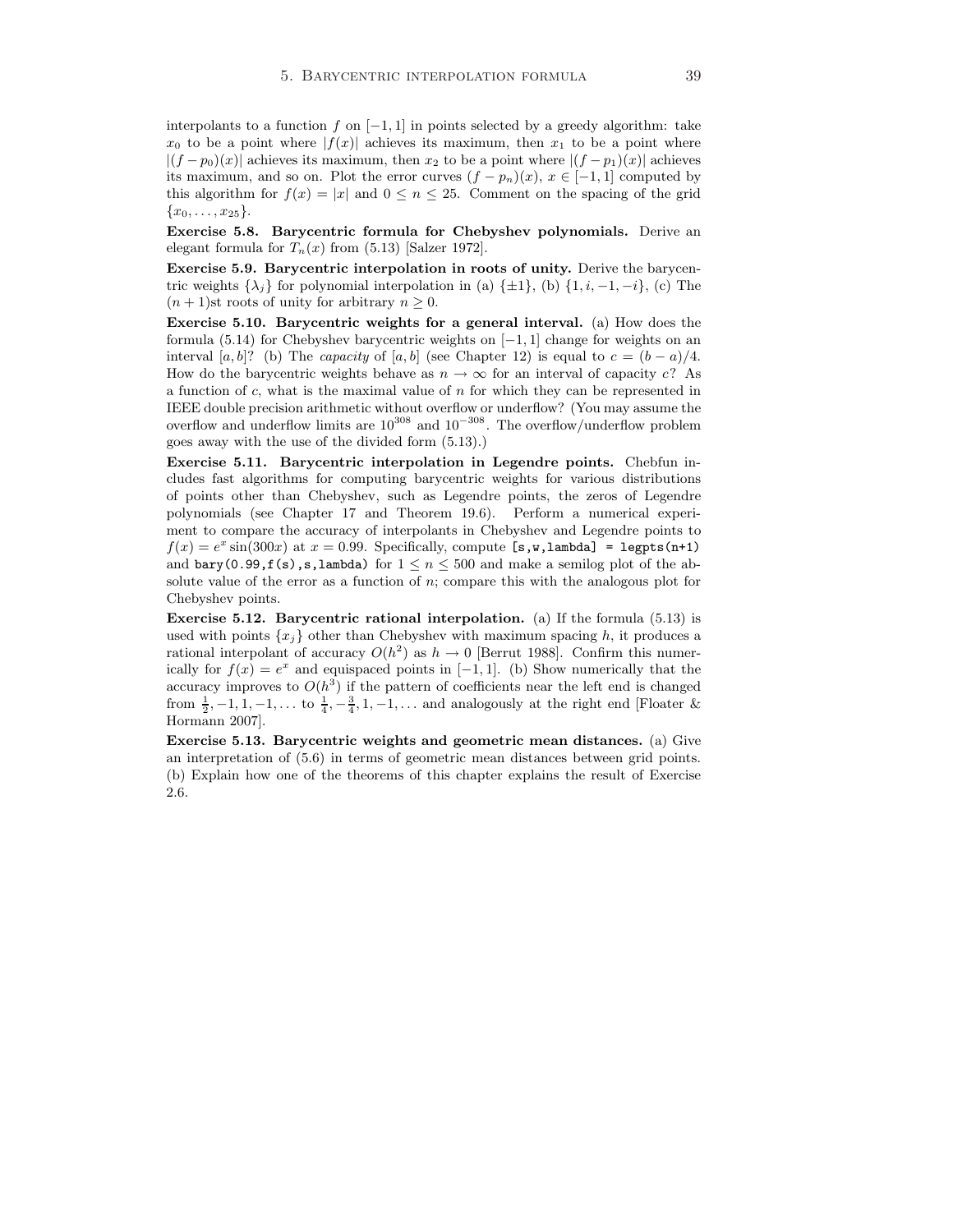interpolants to a function $f$ on $[-1,1]$ in points selected by a greedy algorithm: take $x_0$ to be a point where $|f(x)|$ achieves its maximum, then $x_1$ to be a point where $|(f-p_0)(x)|$ achieves its maximum, then $x_2$ to be a point where $|(f-p_1)(x)|$ achieves its maximum, and so on. Plot the error curves $(f-p_n)(x)$, $x \in [-1,1]$ computed by this algorithm for $f(x) = |x|$ and $0 \le n \le 25$. Comment on the spacing of the grid $\{x_0, \dots, x_{25}\}$.

**Exercise 5.8. Barycentric formula for Chebyshev polynomials.** Derive an elegant formula for $T_n(x)$ from (5.13) [Salzer 1972].

**Exercise 5.9. Barycentric interpolation in roots of unity.** Derive the barycentric weights $\{\lambda_j\}$ for polynomial interpolation in (a) $\{\pm 1\}$, (b) $\{1, i, -1, -i\}$, (c) The $(n+1)$st roots of unity for arbitrary $n \ge 0$.

**Exercise 5.10. Barycentric weights for a general interval.** (a) How does the formula (5.14) for Chebyshev barycentric weights on $[-1,1]$ change for weights on an interval $[a,b]$? (b) The *capacity* of $[a,b]$ (see Chapter 12) is equal to $c = (b-a)/4$. How do the barycentric weights behave as $n \to \infty$ for an interval of capacity $c$? As a function of $c$, what is the maximal value of $n$ for which they can be represented in IEEE double precision arithmetic without overflow or underflow? (You may assume the overflow and underflow limits are $10^{308}$ and $10^{-308}$. The overflow/underflow problem goes away with the use of the divided form (5.13).)

**Exercise 5.11. Barycentric interpolation in Legendre points.** Chebfun includes fast algorithms for computing barycentric weights for various distributions of points other than Chebyshev, such as Legendre points, the zeros of Legendre polynomials (see Chapter 17 and Theorem 19.6). Perform a numerical experiment to compare the accuracy of interpolants in Chebyshev and Legendre points to $f(x) = e^x \sin(300x)$ at $x = 0.99$. Specifically, compute `[s,w,lambda] = legpts(n+1)` and `bary(0.99,f(s),s,lambda)` for $1 \le n \le 500$ and make a semilog plot of the absolute value of the error as a function of $n$; compare this with the analogous plot for Chebyshev points.

**Exercise 5.12. Barycentric rational interpolation.** (a) If the formula (5.13) is used with points $\{x_j\}$ other than Chebyshev with maximum spacing $h$, it produces a rational interpolant of accuracy $O(h^2)$ as $h \to 0$ [Berrut 1988]. Confirm this numerically for $f(x) = e^x$ and equispaced points in $[-1,1]$. (b) Show numerically that the accuracy improves to $O(h^3)$ if the pattern of coefficients near the left end is changed from $\frac{1}{2}, -1, 1, -1, \dots$ to $\frac{1}{4}, -\frac{3}{4}, 1, -1, \dots$ and analogously at the right end [Floater & Hormann 2007].

**Exercise 5.13. Barycentric weights and geometric mean distances.** (a) Give an interpretation of (5.6) in terms of geometric mean distances between grid points. (b) Explain how one of the theorems of this chapter explains the result of Exercise 2.6.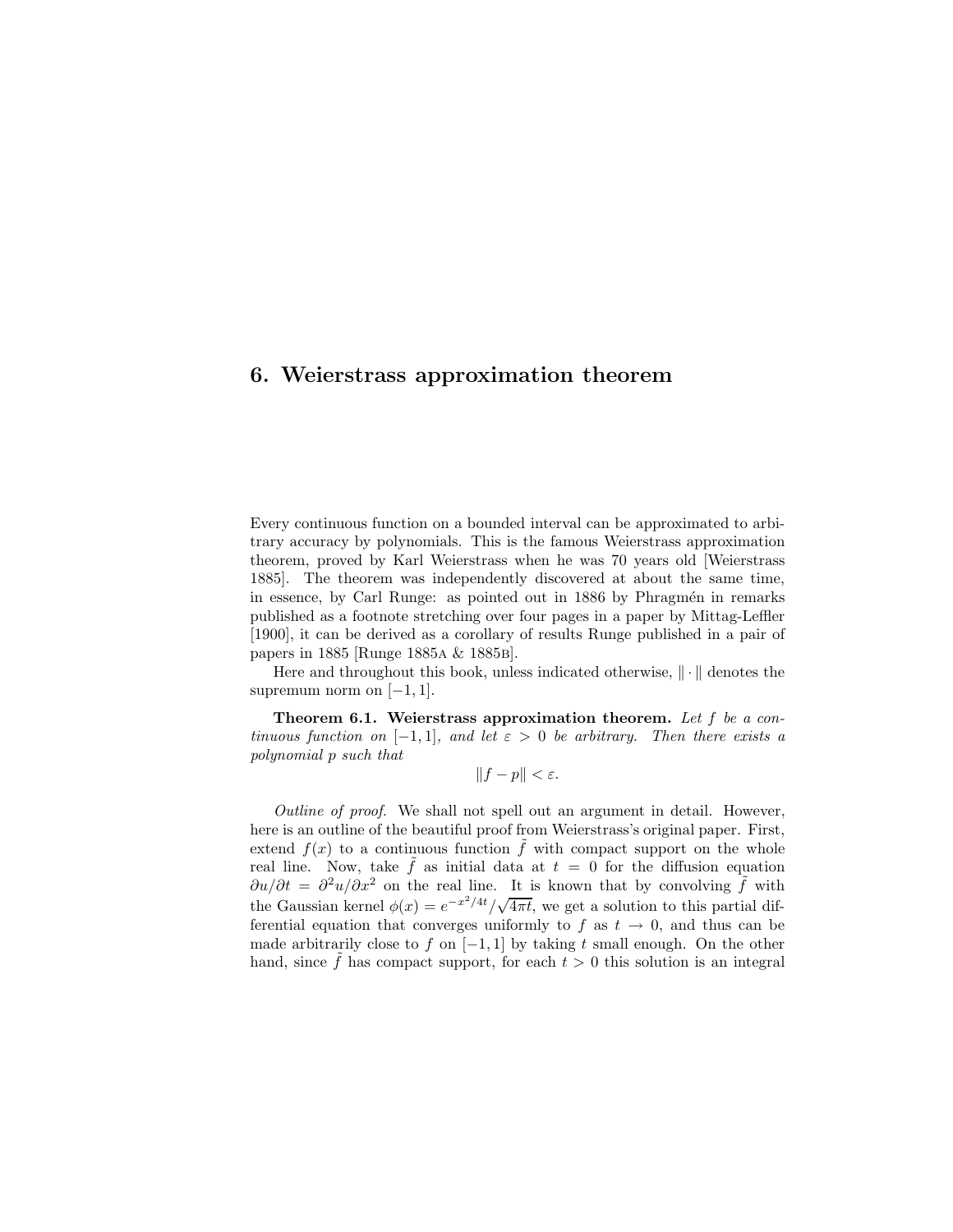# 6. Weierstrass approximation theorem

Every continuous function on a bounded interval can be approximated to arbitrary accuracy by polynomials. This is the famous Weierstrass approximation theorem, proved by Karl Weierstrass when he was 70 years old [Weierstrass 1885]. The theorem was independently discovered at about the same time, in essence, by Carl Runge: as pointed out in 1886 by Phragmén in remarks published as a footnote stretching over four pages in a paper by Mittag-Leffler [1900], it can be derived as a corollary of results Runge published in a pair of papers in 1885 [Runge 1885a & 1885b].

Here and throughout this book, unless indicated otherwise, $\|\cdot\|$ denotes the supremum norm on $[-1,1]$.

**Theorem 6.1. Weierstrass approximation theorem.** *Let $f$ be a continuous function on $[-1,1]$, and let $\varepsilon > 0$ be arbitrary. Then there exists a polynomial $p$ such that*

$$\|f - p\| < \varepsilon.$$

*Outline of proof.* We shall not spell out an argument in detail. However, here is an outline of the beautiful proof from Weierstrass's original paper. First, extend $f(x)$ to a continuous function $\tilde{f}$ with compact support on the whole real line. Now, take $\tilde{f}$ as initial data at $t = 0$ for the diffusion equation $\partial u/\partial t = \partial^2 u/\partial x^2$ on the real line. It is known that by convolving $\tilde{f}$ with the Gaussian kernel $\phi(x) = e^{-x^2/4t}/\sqrt{4\pi t}$, we get a solution to this partial differential equation that converges uniformly to $f$ as $t \to 0$, and thus can be made arbitrarily close to $f$ on $[-1,1]$ by taking $t$ small enough. On the other hand, since $\tilde{f}$ has compact support, for each $t > 0$ this solution is an integral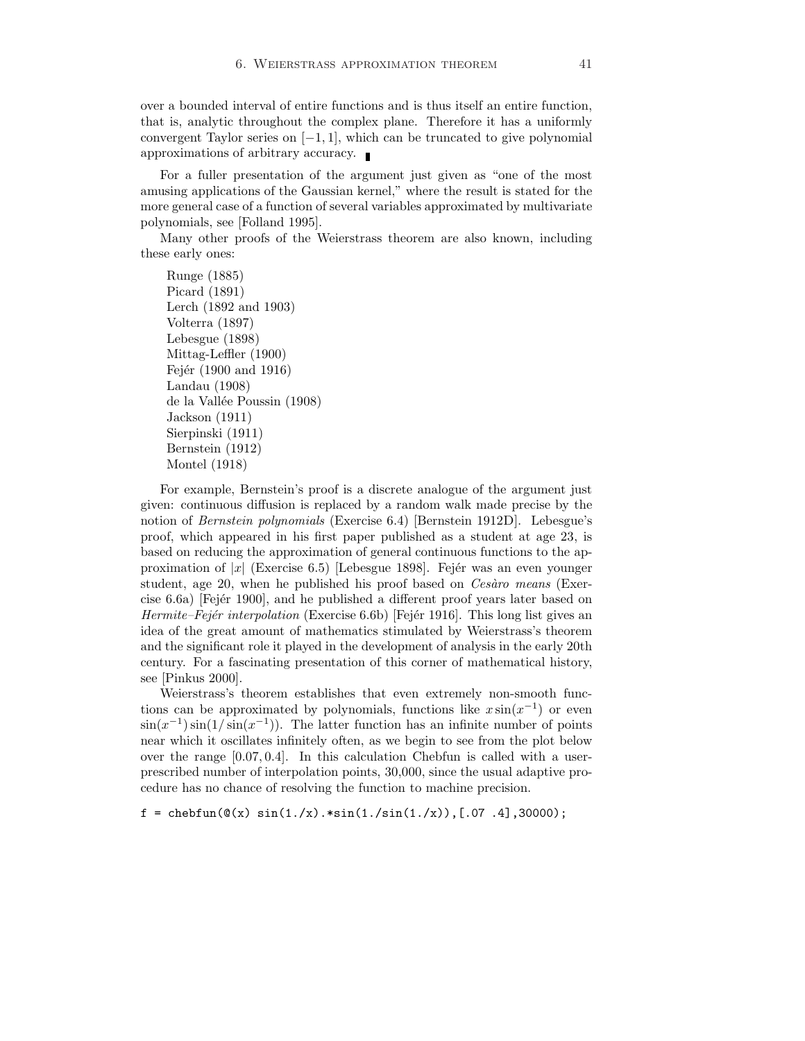over a bounded interval of entire functions and is thus itself an entire function, that is, analytic throughout the complex plane. Therefore it has a uniformly convergent Taylor series on $[-1, 1]$, which can be truncated to give polynomial approximations of arbitrary accuracy. ∎

For a fuller presentation of the argument just given as "one of the most amusing applications of the Gaussian kernel," where the result is stated for the more general case of a function of several variables approximated by multivariate polynomials, see [Folland 1995].

Many other proofs of the Weierstrass theorem are also known, including these early ones:

Runge (1885)
Picard (1891)
Lerch (1892 and 1903)
Volterra (1897)
Lebesgue (1898)
Mittag-Leffler (1900)
Fejér (1900 and 1916)
Landau (1908)
de la Vallée Poussin (1908)
Jackson (1911)
Sierpinski (1911)
Bernstein (1912)
Montel (1918)

For example, Bernstein's proof is a discrete analogue of the argument just given: continuous diffusion is replaced by a random walk made precise by the notion of *Bernstein polynomials* (Exercise 6.4) [Bernstein 1912D]. Lebesgue's proof, which appeared in his first paper published as a student at age 23, is based on reducing the approximation of general continuous functions to the approximation of $|x|$ (Exercise 6.5) [Lebesgue 1898]. Fejér was an even younger student, age 20, when he published his proof based on *Cesàro means* (Exercise 6.6a) [Fejér 1900], and he published a different proof years later based on *Hermite–Fejér interpolation* (Exercise 6.6b) [Fejér 1916]. This long list gives an idea of the great amount of mathematics stimulated by Weierstrass's theorem and the significant role it played in the development of analysis in the early 20th century. For a fascinating presentation of this corner of mathematical history, see [Pinkus 2000].

Weierstrass's theorem establishes that even extremely non-smooth functions can be approximated by polynomials, functions like $x\sin(x^{-1})$ or even $\sin(x^{-1})\sin(1/\sin(x^{-1}))$. The latter function has an infinite number of points near which it oscillates infinitely often, as we begin to see from the plot below over the range $[0.07, 0.4]$. In this calculation Chebfun is called with a user-prescribed number of interpolation points, 30,000, since the usual adaptive procedure has no chance of resolving the function to machine precision.

```
f = chebfun(@(x) sin(1./x).*sin(1./sin(1./x)),[.07 .4],30000);
```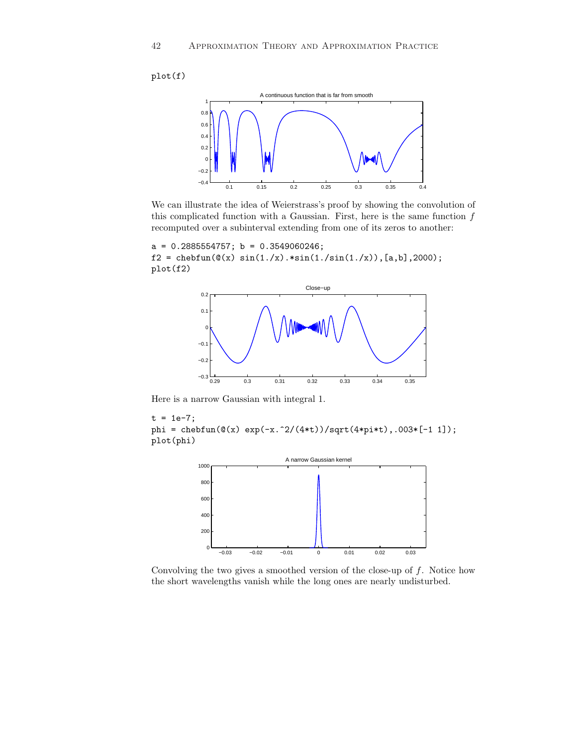```
plot(f)
```

We can illustrate the idea of Weierstrass's proof by showing the convolution of this complicated function with a Gaussian. First, here is the same function $f$ recomputed over a subinterval extending from one of its zeros to another:

```
a = 0.2885554757; b = 0.3549060246;
f2 = chebfun(@(x) sin(1./x).*sin(1./sin(1./x)),[a,b],2000);
plot(f2)
```

Here is a narrow Gaussian with integral 1.

```
t = 1e-7;
phi = chebfun(@(x) exp(-x.^2/(4*t))/sqrt(4*pi*t),.003*[-1 1]);
plot(phi)
```

Convolving the two gives a smoothed version of the close-up of $f$. Notice how the short wavelengths vanish while the long ones are nearly undisturbed.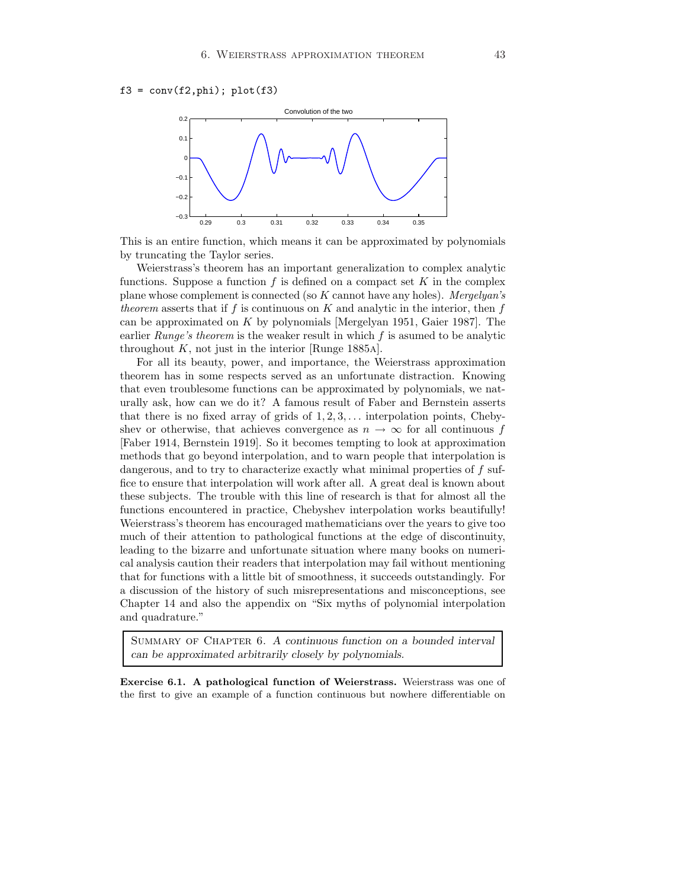```
f3 = conv(f2,phi); plot(f3)
```

Convolution of the two

0.2
0.1
0
−0.1
−0.2
−0.3

0.29 0.3 0.31 0.32 0.33 0.34 0.35

This is an entire function, which means it can be approximated by polynomials by truncating the Taylor series.

Weierstrass's theorem has an important generalization to complex analytic functions. Suppose a function $f$ is defined on a compact set $K$ in the complex plane whose complement is connected (so $K$ cannot have any holes). *Mergelyan's theorem* asserts that if $f$ is continuous on $K$ and analytic in the interior, then $f$ can be approximated on $K$ by polynomials [Mergelyan 1951, Gaier 1987]. The earlier *Runge's theorem* is the weaker result in which $f$ is asumed to be analytic throughout $K$, not just in the interior [Runge 1885A].

For all its beauty, power, and importance, the Weierstrass approximation theorem has in some respects served as an unfortunate distraction. Knowing that even troublesome functions can be approximated by polynomials, we naturally ask, how can we do it? A famous result of Faber and Bernstein asserts that there is no fixed array of grids of $1, 2, 3, \ldots$ interpolation points, Chebyshev or otherwise, that achieves convergence as $n \to \infty$ for all continuous $f$ [Faber 1914, Bernstein 1919]. So it becomes tempting to look at approximation methods that go beyond interpolation, and to warn people that interpolation is dangerous, and to try to characterize exactly what minimal properties of $f$ suffice to ensure that interpolation will work after all. A great deal is known about these subjects. The trouble with this line of research is that for almost all the functions encountered in practice, Chebyshev interpolation works beautifully! Weierstrass's theorem has encouraged mathematicians over the years to give too much of their attention to pathological functions at the edge of discontinuity, leading to the bizarre and unfortunate situation where many books on numerical analysis caution their readers that interpolation may fail without mentioning that for functions with a little bit of smoothness, it succeeds outstandingly. For a discussion of the history of such misrepresentations and misconceptions, see Chapter 14 and also the appendix on "Six myths of polynomial interpolation and quadrature."

> SUMMARY OF CHAPTER 6. *A continuous function on a bounded interval can be approximated arbitrarily closely by polynomials.*

**Exercise 6.1. A pathological function of Weierstrass.** Weierstrass was one of the first to give an example of a function continuous but nowhere differentiable on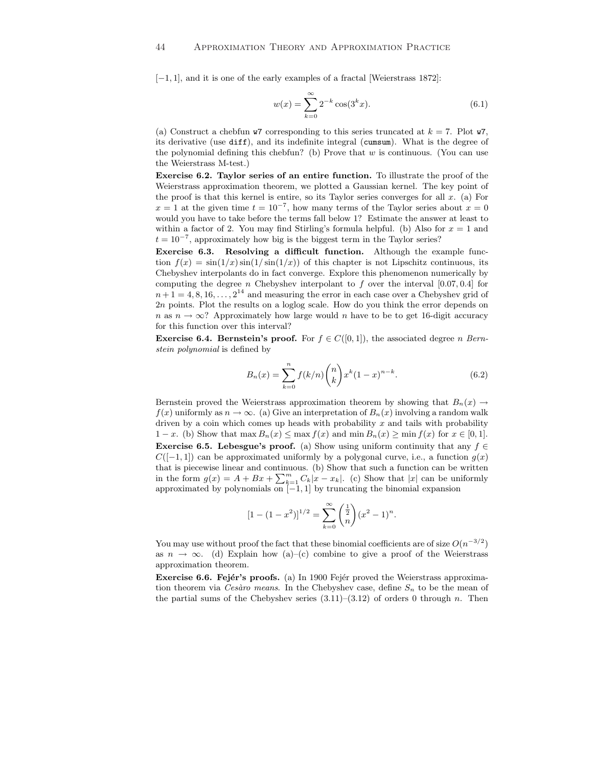$[-1,1]$, and it is one of the early examples of a fractal [Weierstrass 1872]:

$$w(x) = \sum_{k=0}^{\infty} 2^{-k} \cos(3^k x). \tag{6.1}$$

(a) Construct a chebfun `w7` corresponding to this series truncated at $k = 7$. Plot `w7`, its derivative (use `diff`), and its indefinite integral (`cumsum`). What is the degree of the polynomial defining this chebfun? (b) Prove that $w$ is continuous. (You can use the Weierstrass M-test.)

**Exercise 6.2. Taylor series of an entire function.** To illustrate the proof of the Weierstrass approximation theorem, we plotted a Gaussian kernel. The key point of the proof is that this kernel is entire, so its Taylor series converges for all $x$. (a) For $x = 1$ at the given time $t = 10^{-7}$, how many terms of the Taylor series about $x = 0$ would you have to take before the terms fall below 1? Estimate the answer at least to within a factor of 2. You may find Stirling's formula helpful. (b) Also for $x = 1$ and $t = 10^{-7}$, approximately how big is the biggest term in the Taylor series?

**Exercise 6.3. Resolving a difficult function.** Although the example function $f(x) = \sin(1/x)\sin(1/\sin(1/x))$ of this chapter is not Lipschitz continuous, its Chebyshev interpolants do in fact converge. Explore this phenomenon numerically by computing the degree $n$ Chebyshev interpolant to $f$ over the interval $[0.07, 0.4]$ for $n+1 = 4, 8, 16, \ldots, 2^{14}$ and measuring the error in each case over a Chebyshev grid of $2n$ points. Plot the results on a loglog scale. How do you think the error depends on $n$ as $n \to \infty$? Approximately how large would $n$ have to be to get 16-digit accuracy for this function over this interval?

**Exercise 6.4. Bernstein's proof.** For $f \in C([0,1])$, the associated degree $n$ *Bernstein polynomial* is defined by

$$B_n(x) = \sum_{k=0}^{n} f(k/n) \binom{n}{k} x^k (1-x)^{n-k}. \tag{6.2}$$

Bernstein proved the Weierstrass approximation theorem by showing that $B_n(x) \to f(x)$ uniformly as $n \to \infty$. (a) Give an interpretation of $B_n(x)$ involving a random walk driven by a coin which comes up heads with probability $x$ and tails with probability $1-x$. (b) Show that $\max B_n(x) \le \max f(x)$ and $\min B_n(x) \ge \min f(x)$ for $x \in [0,1]$.

**Exercise 6.5. Lebesgue's proof.** (a) Show using uniform continuity that any $f \in C([-1,1])$ can be approximated uniformly by a polygonal curve, i.e., a function $g(x)$ that is piecewise linear and continuous. (b) Show that such a function can be written in the form $g(x) = A + Bx + \sum_{k=1}^{m} C_k |x - x_k|$. (c) Show that $|x|$ can be uniformly approximated by polynomials on $[-1,1]$ by truncating the binomial expansion

$$[1-(1-x^2)]^{1/2} = \sum_{k=0}^{\infty} \binom{\frac{1}{2}}{n} (x^2-1)^n.$$

You may use without proof the fact that these binomial coefficients are of size $O(n^{-3/2})$ as $n \to \infty$. (d) Explain how (a)–(c) combine to give a proof of the Weierstrass approximation theorem.

**Exercise 6.6. Fejér's proofs.** (a) In 1900 Fejér proved the Weierstrass approximation theorem via *Cesàro means*. In the Chebyshev case, define $S_n$ to be the mean of the partial sums of the Chebyshev series (3.11)–(3.12) of orders 0 through $n$. Then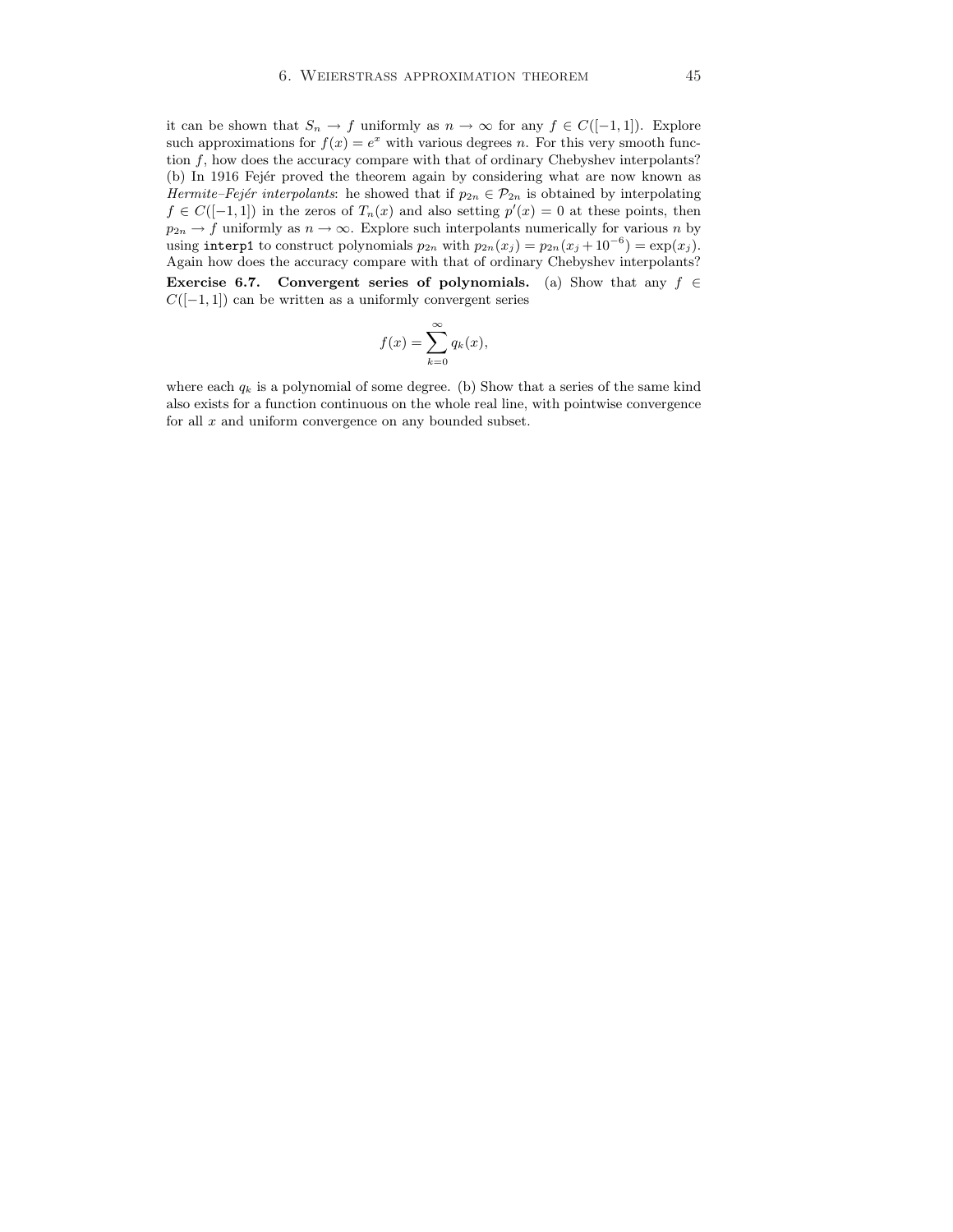it can be shown that $S_n \to f$ uniformly as $n \to \infty$ for any $f \in C([-1,1])$. Explore such approximations for $f(x) = e^x$ with various degrees $n$. For this very smooth function $f$, how does the accuracy compare with that of ordinary Chebyshev interpolants? (b) In 1916 Fejér proved the theorem again by considering what are now known as *Hermite–Fejér interpolants*: he showed that if $p_{2n} \in \mathcal{P}_{2n}$ is obtained by interpolating $f \in C([-1,1])$ in the zeros of $T_n(x)$ and also setting $p'(x) = 0$ at these points, then $p_{2n} \to f$ uniformly as $n \to \infty$. Explore such interpolants numerically for various $n$ by using `interp1` to construct polynomials $p_{2n}$ with $p_{2n}(x_j) = p_{2n}(x_j + 10^{-6}) = \exp(x_j)$. Again how does the accuracy compare with that of ordinary Chebyshev interpolants?

**Exercise 6.7. Convergent series of polynomials.** (a) Show that any $f \in C([-1,1])$ can be written as a uniformly convergent series

$$f(x) = \sum_{k=0}^{\infty} q_k(x),$$

where each $q_k$ is a polynomial of some degree. (b) Show that a series of the same kind also exists for a function continuous on the whole real line, with pointwise convergence for all $x$ and uniform convergence on any bounded subset.